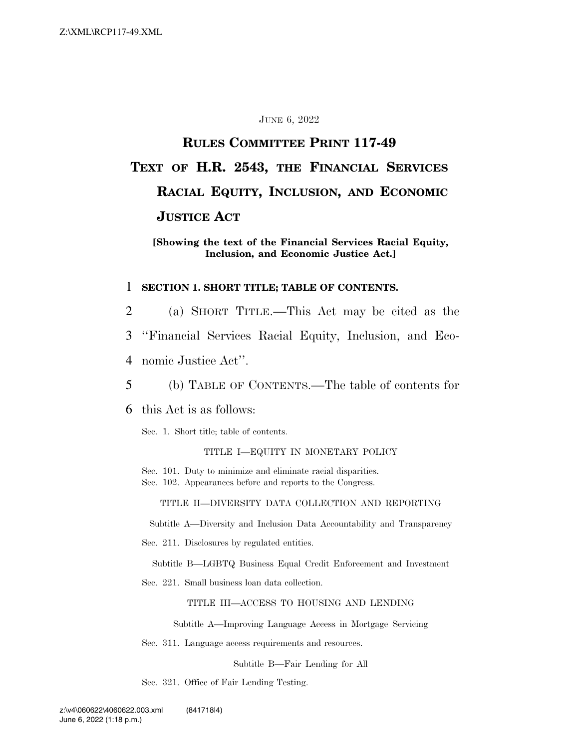JUNE 6, 2022

# RULES COMMITTEE PRINT 117-49

# TEXT OF H.R. 2543, THE FINANCIAL SERVICES RACIAL EQUITY, INCLUSION, AND ECONOMIC JUSTICE ACT

**[Showing the text of the Financial Services Racial Equity, Inclusion, and Economic Justice Act.]**

**SECTION 1. SHORT TITLE; TABLE OF CONTENTS.**

(a) SHORT TITLE.—This Act may be cited as the ''Financial Services Racial Equity, Inclusion, and Economic Justice Act''.

(b) TABLE OF CONTENTS.—The table of contents for this Act is as follows:

Sec. 1. Short title; table of contents.

TITLE I—EQUITY IN MONETARY POLICY

Sec. 101. Duty to minimize and eliminate racial disparities.
Sec. 102. Appearances before and reports to the Congress.

TITLE II—DIVERSITY DATA COLLECTION AND REPORTING

Subtitle A—Diversity and Inclusion Data Accountability and Transparency

Sec. 211. Disclosures by regulated entities.

Subtitle B—LGBTQ Business Equal Credit Enforcement and Investment

Sec. 221. Small business loan data collection.

TITLE III—ACCESS TO HOUSING AND LENDING

Subtitle A—Improving Language Access in Mortgage Servicing

Sec. 311. Language access requirements and resources.

Subtitle B—Fair Lending for All

Sec. 321. Office of Fair Lending Testing.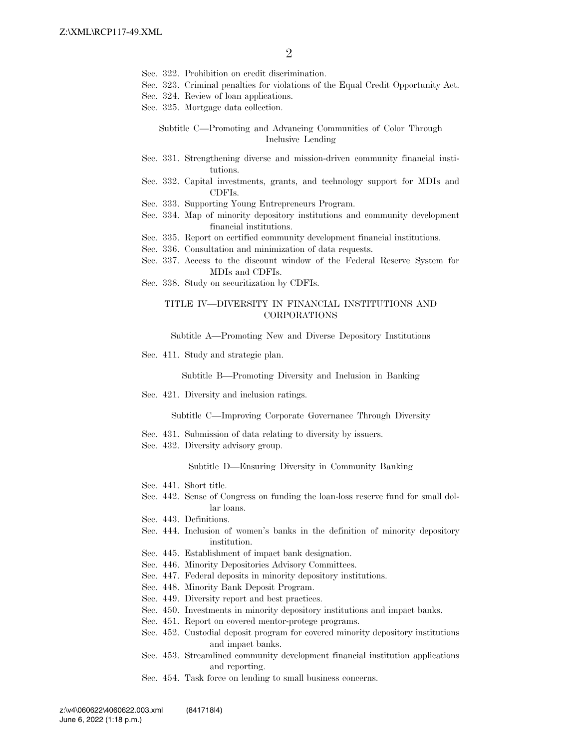Sec. 322. Prohibition on credit discrimination.
Sec. 323. Criminal penalties for violations of the Equal Credit Opportunity Act.
Sec. 324. Review of loan applications.
Sec. 325. Mortgage data collection.

Subtitle C—Promoting and Advancing Communities of Color Through Inclusive Lending

Sec. 331. Strengthening diverse and mission-driven community financial institutions.
Sec. 332. Capital investments, grants, and technology support for MDIs and CDFIs.
Sec. 333. Supporting Young Entrepreneurs Program.
Sec. 334. Map of minority depository institutions and community development financial institutions.
Sec. 335. Report on certified community development financial institutions.
Sec. 336. Consultation and minimization of data requests.
Sec. 337. Access to the discount window of the Federal Reserve System for MDIs and CDFIs.
Sec. 338. Study on securitization by CDFIs.

TITLE IV—DIVERSITY IN FINANCIAL INSTITUTIONS AND CORPORATIONS

Subtitle A—Promoting New and Diverse Depository Institutions

Sec. 411. Study and strategic plan.

Subtitle B—Promoting Diversity and Inclusion in Banking

Sec. 421. Diversity and inclusion ratings.

Subtitle C—Improving Corporate Governance Through Diversity

Sec. 431. Submission of data relating to diversity by issuers.
Sec. 432. Diversity advisory group.

Subtitle D—Ensuring Diversity in Community Banking

Sec. 441. Short title.
Sec. 442. Sense of Congress on funding the loan-loss reserve fund for small dollar loans.
Sec. 443. Definitions.
Sec. 444. Inclusion of women's banks in the definition of minority depository institution.
Sec. 445. Establishment of impact bank designation.
Sec. 446. Minority Depositories Advisory Committees.
Sec. 447. Federal deposits in minority depository institutions.
Sec. 448. Minority Bank Deposit Program.
Sec. 449. Diversity report and best practices.
Sec. 450. Investments in minority depository institutions and impact banks.
Sec. 451. Report on covered mentor-protege programs.
Sec. 452. Custodial deposit program for covered minority depository institutions and impact banks.
Sec. 453. Streamlined community development financial institution applications and reporting.
Sec. 454. Task force on lending to small business concerns.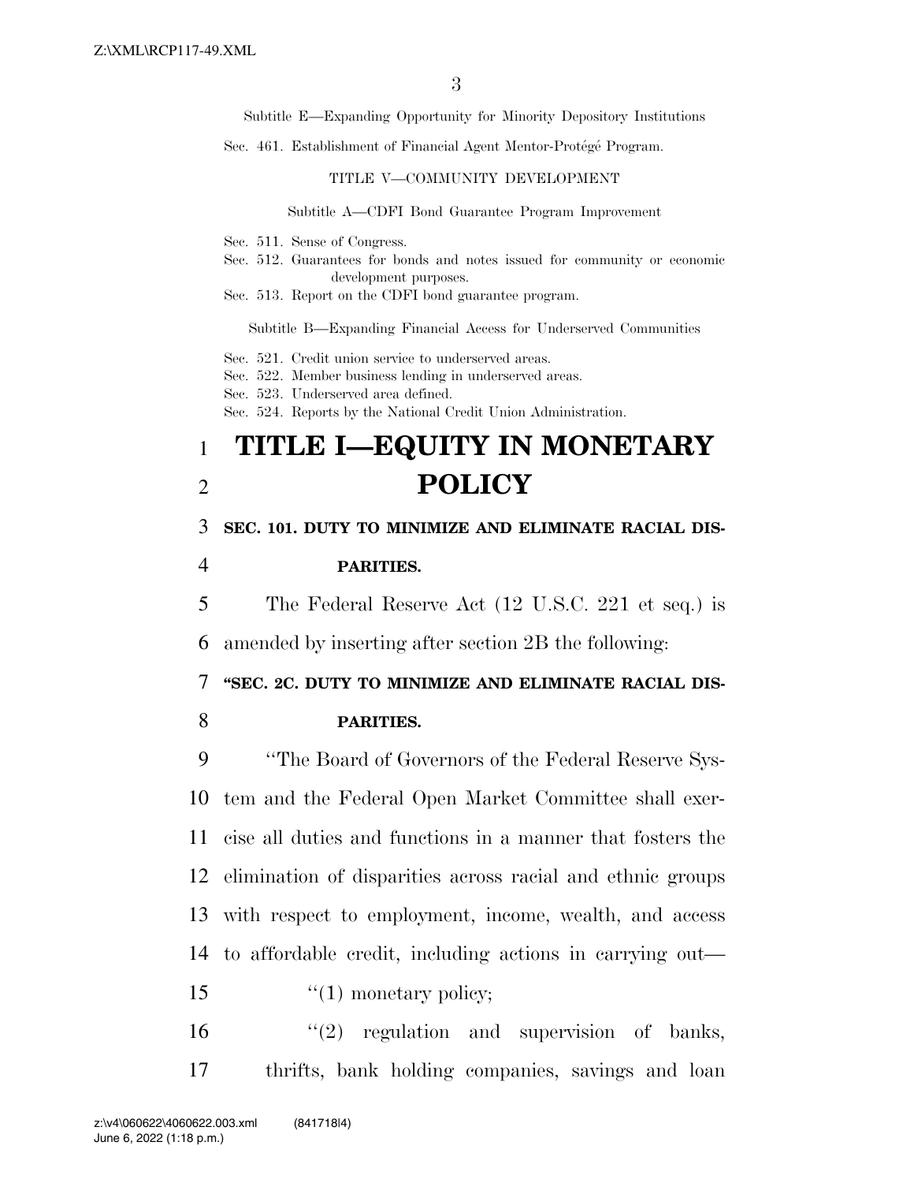Subtitle E—Expanding Opportunity for Minority Depository Institutions

Sec. 461. Establishment of Financial Agent Mentor-Protégé Program.

TITLE V—COMMUNITY DEVELOPMENT

Subtitle A—CDFI Bond Guarantee Program Improvement

Sec. 511. Sense of Congress.
Sec. 512. Guarantees for bonds and notes issued for community or economic development purposes.
Sec. 513. Report on the CDFI bond guarantee program.

Subtitle B—Expanding Financial Access for Underserved Communities

Sec. 521. Credit union service to underserved areas.
Sec. 522. Member business lending in underserved areas.
Sec. 523. Underserved area defined.
Sec. 524. Reports by the National Credit Union Administration.

# TITLE I—EQUITY IN MONETARY POLICY

**SEC. 101. DUTY TO MINIMIZE AND ELIMINATE RACIAL DISPARITIES.**

The Federal Reserve Act (12 U.S.C. 221 et seq.) is amended by inserting after section 2B the following:

**"SEC. 2C. DUTY TO MINIMIZE AND ELIMINATE RACIAL DISPARITIES.**

"The Board of Governors of the Federal Reserve System and the Federal Open Market Committee shall exercise all duties and functions in a manner that fosters the elimination of disparities across racial and ethnic groups with respect to employment, income, wealth, and access to affordable credit, including actions in carrying out—

"(1) monetary policy;

"(2) regulation and supervision of banks, thrifts, bank holding companies, savings and loan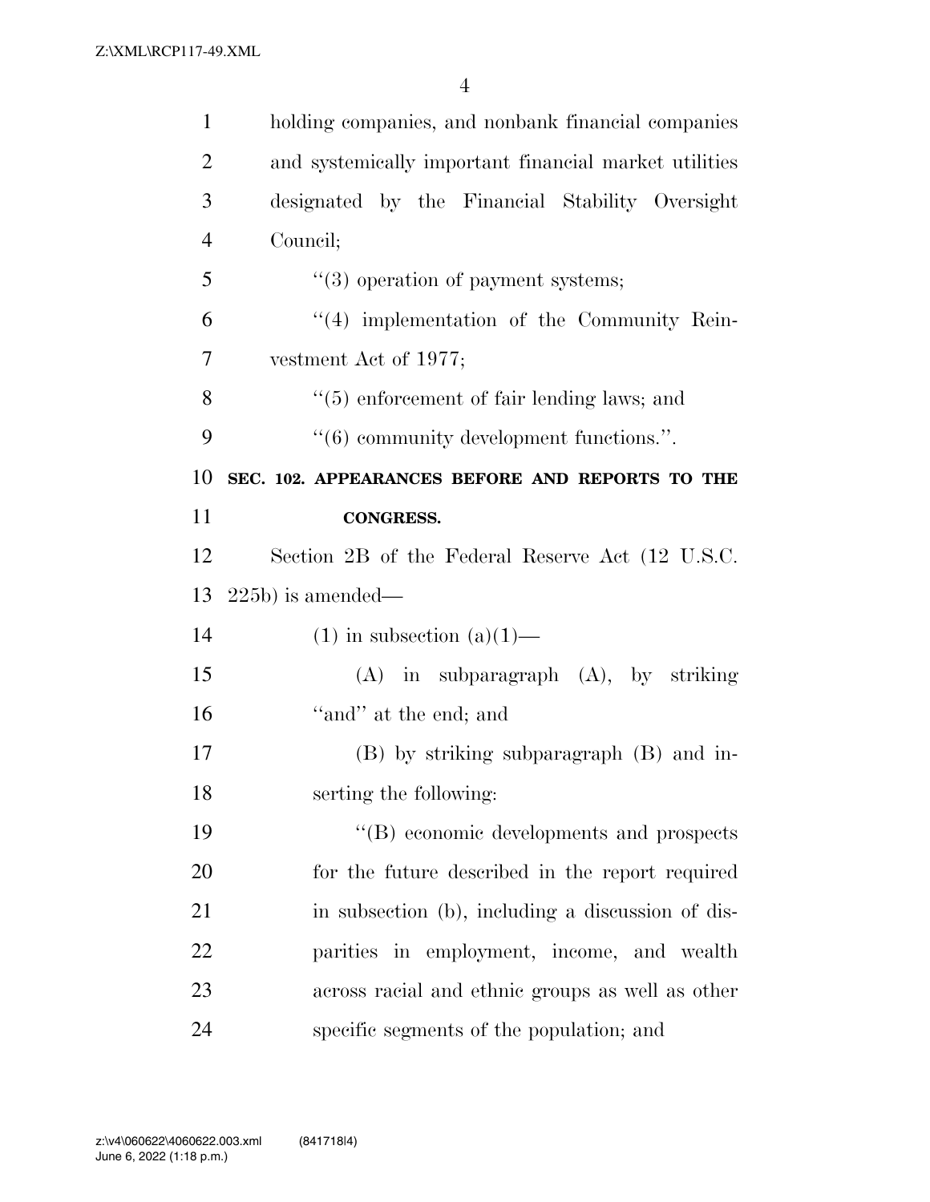holding companies, and nonbank financial companies and systemically important financial market utilities designated by the Financial Stability Oversight Council;

"(3) operation of payment systems;

"(4) implementation of the Community Reinvestment Act of 1977;

"(5) enforcement of fair lending laws; and

"(6) community development functions.".

**SEC. 102. APPEARANCES BEFORE AND REPORTS TO THE CONGRESS.**

Section 2B of the Federal Reserve Act (12 U.S.C. 225b) is amended—

(1) in subsection (a)(1)—

(A) in subparagraph (A), by striking "and" at the end; and

(B) by striking subparagraph (B) and inserting the following:

"(B) economic developments and prospects for the future described in the report required in subsection (b), including a discussion of disparities in employment, income, and wealth across racial and ethnic groups as well as other specific segments of the population; and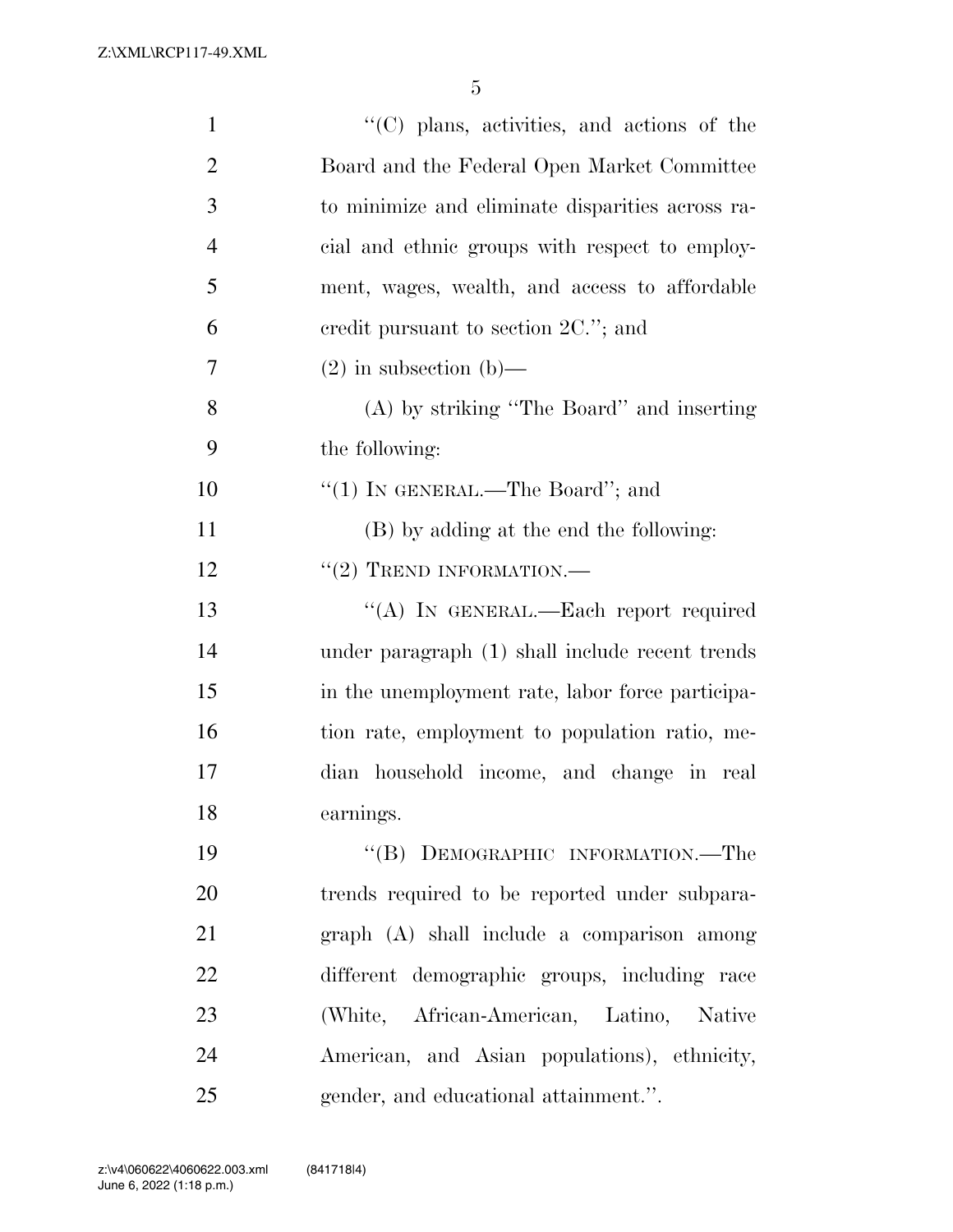"(C) plans, activities, and actions of the Board and the Federal Open Market Committee to minimize and eliminate disparities across racial and ethnic groups with respect to employment, wages, wealth, and access to affordable credit pursuant to section 2C."; and

(2) in subsection (b)—

(A) by striking "The Board" and inserting the following:

"(1) IN GENERAL.—The Board"; and

(B) by adding at the end the following:

"(2) TREND INFORMATION.—

"(A) IN GENERAL.—Each report required under paragraph (1) shall include recent trends in the unemployment rate, labor force participation rate, employment to population ratio, median household income, and change in real earnings.

"(B) DEMOGRAPHIC INFORMATION.—The trends required to be reported under subparagraph (A) shall include a comparison among different demographic groups, including race (White, African-American, Latino, Native American, and Asian populations), ethnicity, gender, and educational attainment.".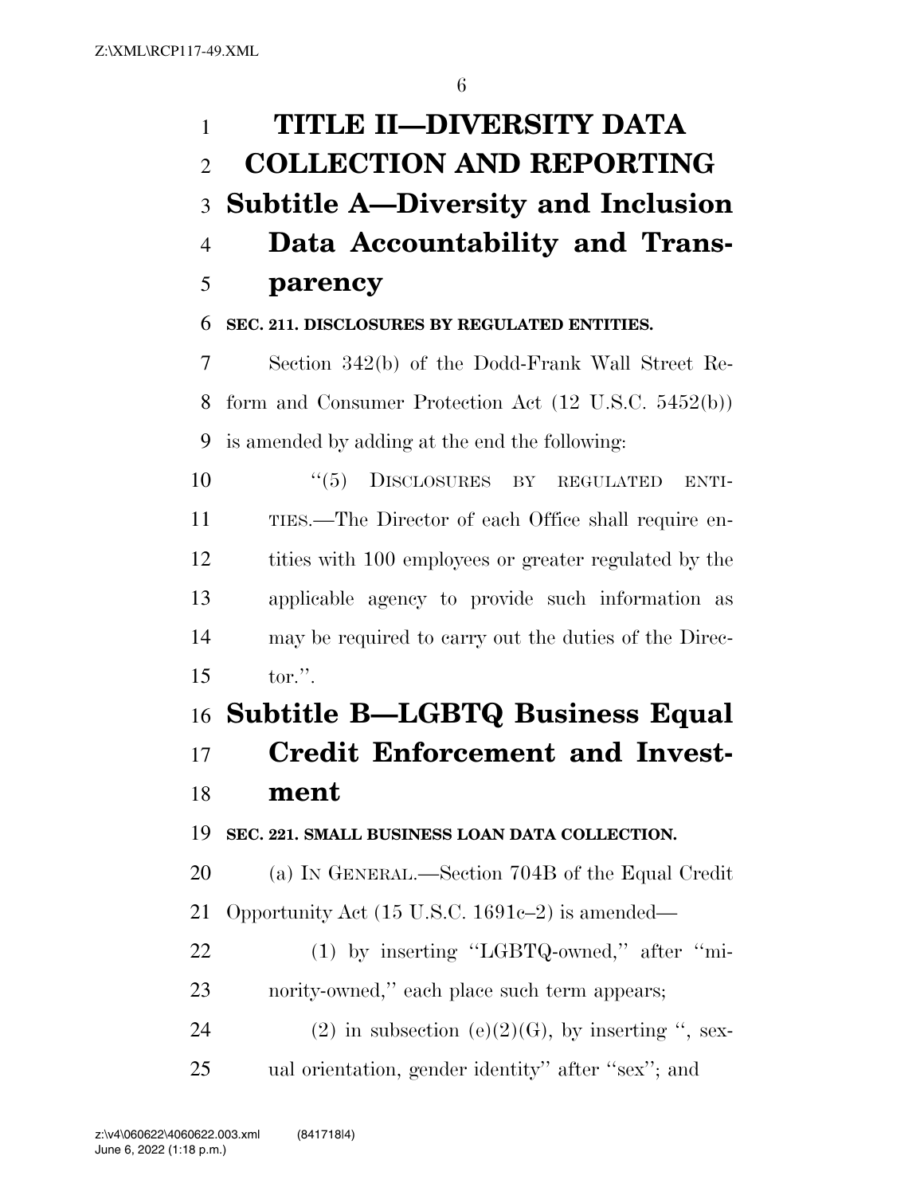# TITLE II—DIVERSITY DATA COLLECTION AND REPORTING

## Subtitle A—Diversity and Inclusion Data Accountability and Transparency

**SEC. 211. DISCLOSURES BY REGULATED ENTITIES.**

Section 342(b) of the Dodd-Frank Wall Street Reform and Consumer Protection Act (12 U.S.C. 5452(b)) is amended by adding at the end the following:

"(5) DISCLOSURES BY REGULATED ENTITIES.—The Director of each Office shall require entities with 100 employees or greater regulated by the applicable agency to provide such information as may be required to carry out the duties of the Director.".

## Subtitle B—LGBTQ Business Equal Credit Enforcement and Investment

**SEC. 221. SMALL BUSINESS LOAN DATA COLLECTION.**

(a) IN GENERAL.—Section 704B of the Equal Credit Opportunity Act (15 U.S.C. 1691c–2) is amended—

(1) by inserting "LGBTQ-owned," after "minority-owned," each place such term appears;

(2) in subsection (e)(2)(G), by inserting ", sexual orientation, gender identity" after "sex"; and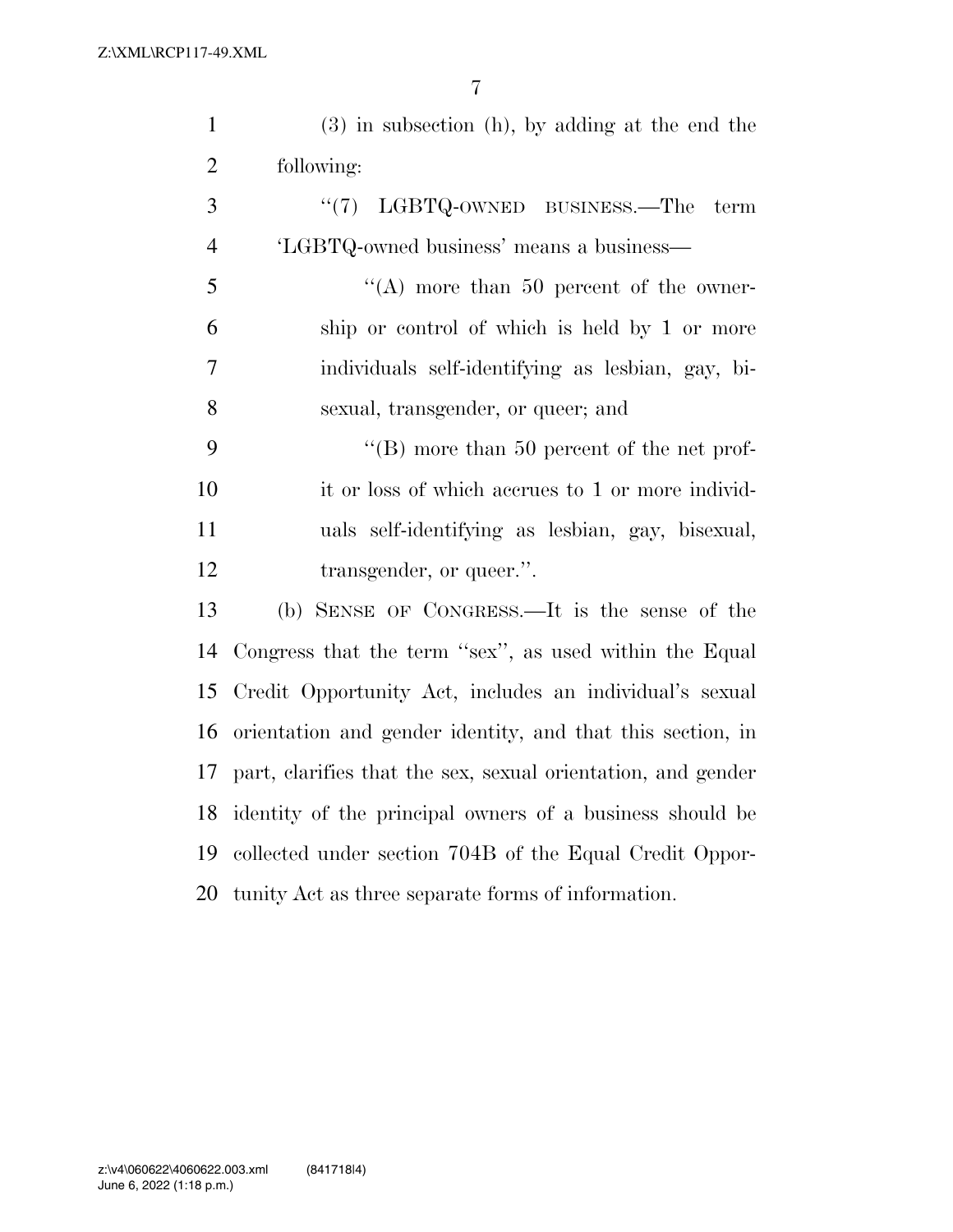(3) in subsection (h), by adding at the end the following:

"(7) LGBTQ-OWNED BUSINESS.—The term 'LGBTQ-owned business' means a business—

"(A) more than 50 percent of the ownership or control of which is held by 1 or more individuals self-identifying as lesbian, gay, bisexual, transgender, or queer; and

"(B) more than 50 percent of the net profit or loss of which accrues to 1 or more individuals self-identifying as lesbian, gay, bisexual, transgender, or queer.".

(b) SENSE OF CONGRESS.—It is the sense of the Congress that the term "sex", as used within the Equal Credit Opportunity Act, includes an individual's sexual orientation and gender identity, and that this section, in part, clarifies that the sex, sexual orientation, and gender identity of the principal owners of a business should be collected under section 704B of the Equal Credit Opportunity Act as three separate forms of information.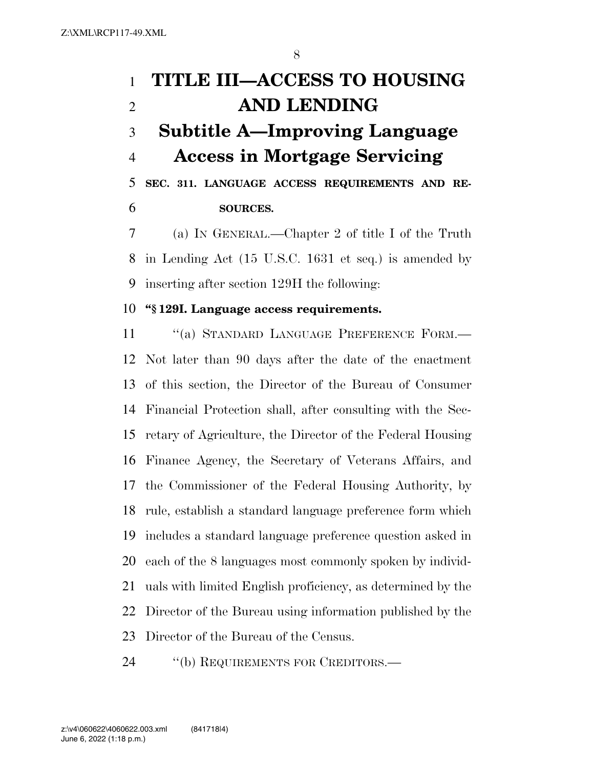# TITLE III—ACCESS TO HOUSING AND LENDING

## Subtitle A—Improving Language Access in Mortgage Servicing

**SEC. 311. LANGUAGE ACCESS REQUIREMENTS AND RESOURCES.**

(a) IN GENERAL.—Chapter 2 of title I of the Truth in Lending Act (15 U.S.C. 1631 et seq.) is amended by inserting after section 129H the following:

**"§ 129I. Language access requirements.**

"(a) STANDARD LANGUAGE PREFERENCE FORM.—Not later than 90 days after the date of the enactment of this section, the Director of the Bureau of Consumer Financial Protection shall, after consulting with the Secretary of Agriculture, the Director of the Federal Housing Finance Agency, the Secretary of Veterans Affairs, and the Commissioner of the Federal Housing Authority, by rule, establish a standard language preference form which includes a standard language preference question asked in each of the 8 languages most commonly spoken by individuals with limited English proficiency, as determined by the Director of the Bureau using information published by the Director of the Bureau of the Census.

"(b) REQUIREMENTS FOR CREDITORS.—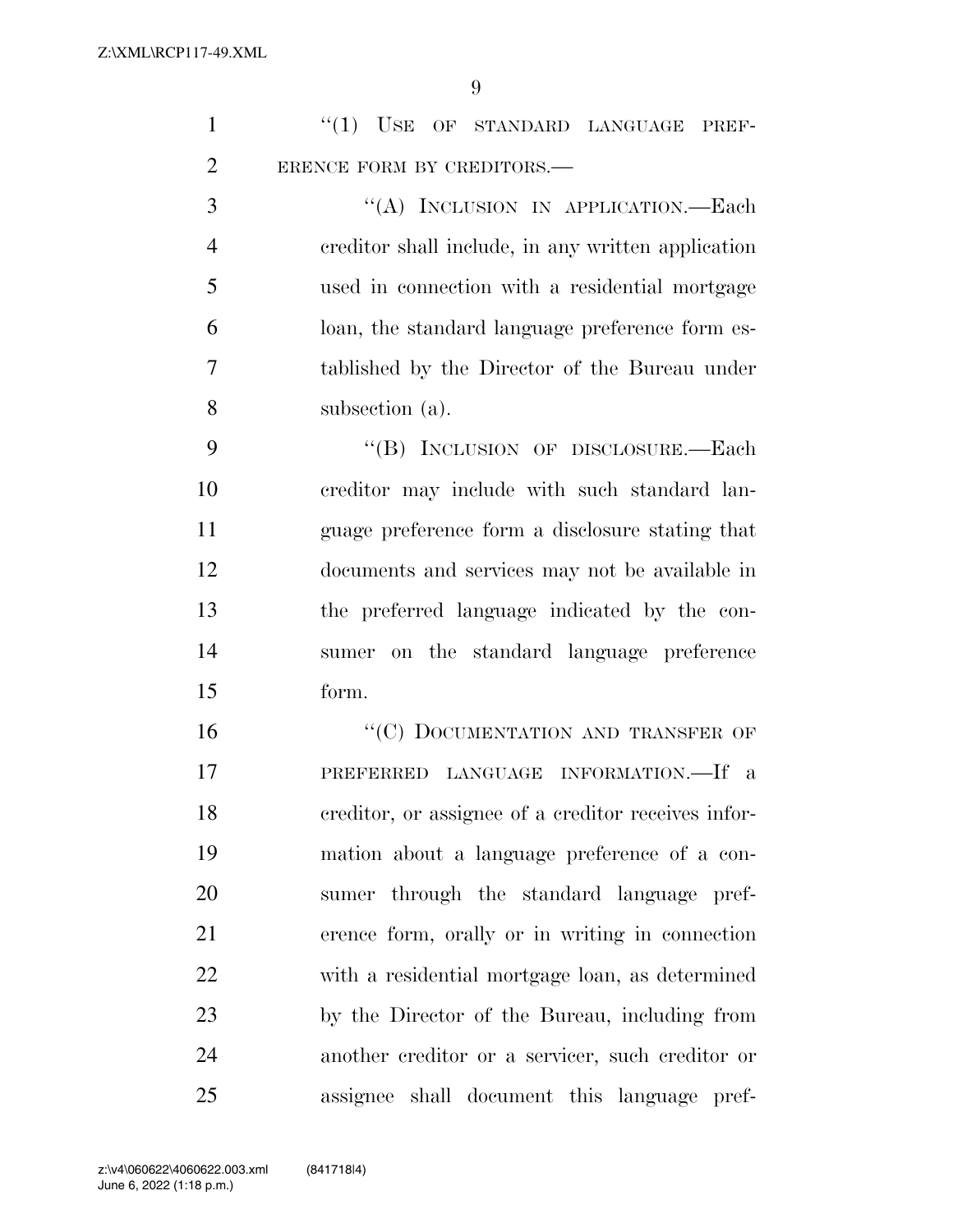"(1) USE OF STANDARD LANGUAGE PREFERENCE FORM BY CREDITORS.—

"(A) INCLUSION IN APPLICATION.—Each creditor shall include, in any written application used in connection with a residential mortgage loan, the standard language preference form established by the Director of the Bureau under subsection (a).

"(B) INCLUSION OF DISCLOSURE.—Each creditor may include with such standard language preference form a disclosure stating that documents and services may not be available in the preferred language indicated by the consumer on the standard language preference form.

"(C) DOCUMENTATION AND TRANSFER OF PREFERRED LANGUAGE INFORMATION.—If a creditor, or assignee of a creditor receives information about a language preference of a consumer through the standard language preference form, orally or in writing in connection with a residential mortgage loan, as determined by the Director of the Bureau, including from another creditor or a servicer, such creditor or assignee shall document this language pref-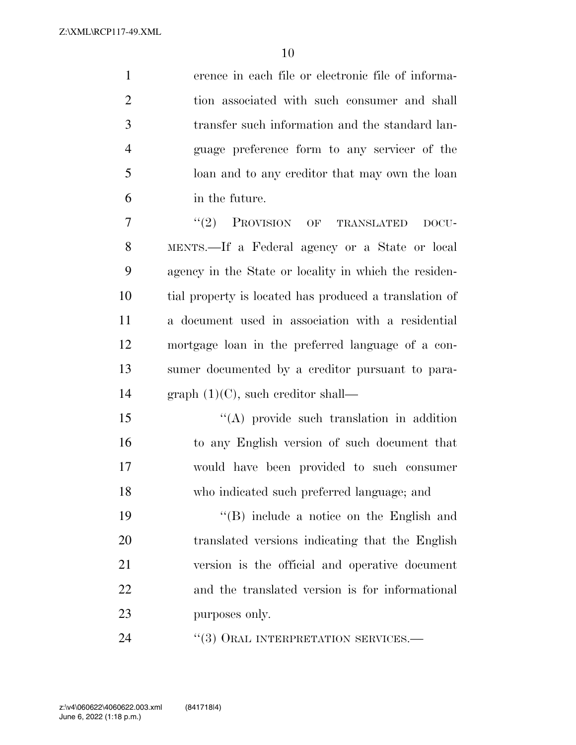erence in each file or electronic file of information associated with such consumer and shall transfer such information and the standard language preference form to any servicer of the loan and to any creditor that may own the loan in the future.

"(2) PROVISION OF TRANSLATED DOCUMENTS.—If a Federal agency or a State or local agency in the State or locality in which the residential property is located has produced a translation of a document used in association with a residential mortgage loan in the preferred language of a consumer documented by a creditor pursuant to paragraph (1)(C), such creditor shall—

"(A) provide such translation in addition to any English version of such document that would have been provided to such consumer who indicated such preferred language; and

"(B) include a notice on the English and translated versions indicating that the English version is the official and operative document and the translated version is for informational purposes only.

"(3) ORAL INTERPRETATION SERVICES.—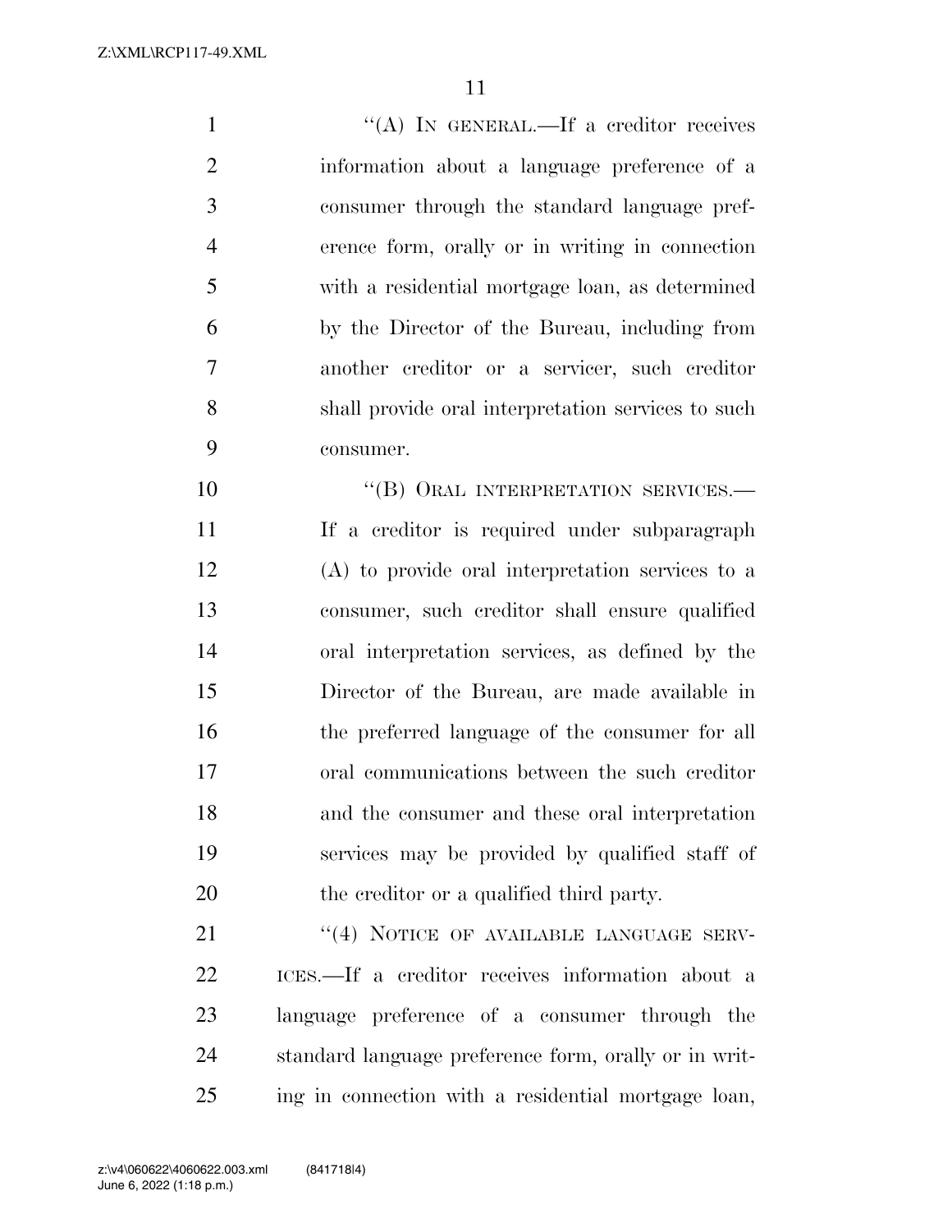"(A) IN GENERAL.—If a creditor receives information about a language preference of a consumer through the standard language preference form, orally or in writing in connection with a residential mortgage loan, as determined by the Director of the Bureau, including from another creditor or a servicer, such creditor shall provide oral interpretation services to such consumer.

"(B) ORAL INTERPRETATION SERVICES.—If a creditor is required under subparagraph (A) to provide oral interpretation services to a consumer, such creditor shall ensure qualified oral interpretation services, as defined by the Director of the Bureau, are made available in the preferred language of the consumer for all oral communications between the such creditor and the consumer and these oral interpretation services may be provided by qualified staff of the creditor or a qualified third party.

"(4) NOTICE OF AVAILABLE LANGUAGE SERVICES.—If a creditor receives information about a language preference of a consumer through the standard language preference form, orally or in writing in connection with a residential mortgage loan,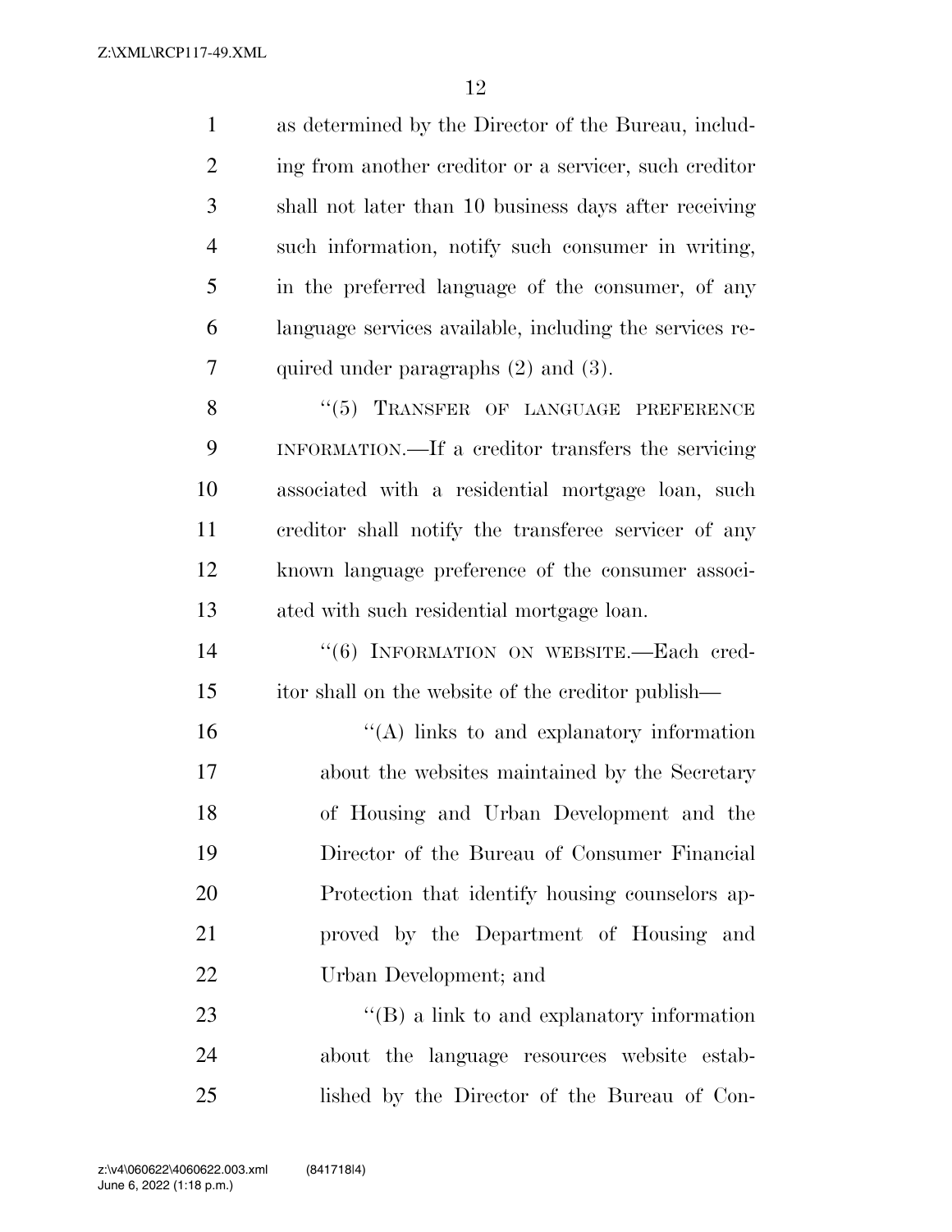as determined by the Director of the Bureau, including from another creditor or a servicer, such creditor shall not later than 10 business days after receiving such information, notify such consumer in writing, in the preferred language of the consumer, of any language services available, including the services required under paragraphs (2) and (3).

''(5) TRANSFER OF LANGUAGE PREFERENCE INFORMATION.—If a creditor transfers the servicing associated with a residential mortgage loan, such creditor shall notify the transferee servicer of any known language preference of the consumer associated with such residential mortgage loan.

''(6) INFORMATION ON WEBSITE.—Each creditor shall on the website of the creditor publish—

''(A) links to and explanatory information about the websites maintained by the Secretary of Housing and Urban Development and the Director of the Bureau of Consumer Financial Protection that identify housing counselors approved by the Department of Housing and Urban Development; and

''(B) a link to and explanatory information about the language resources website established by the Director of the Bureau of Con-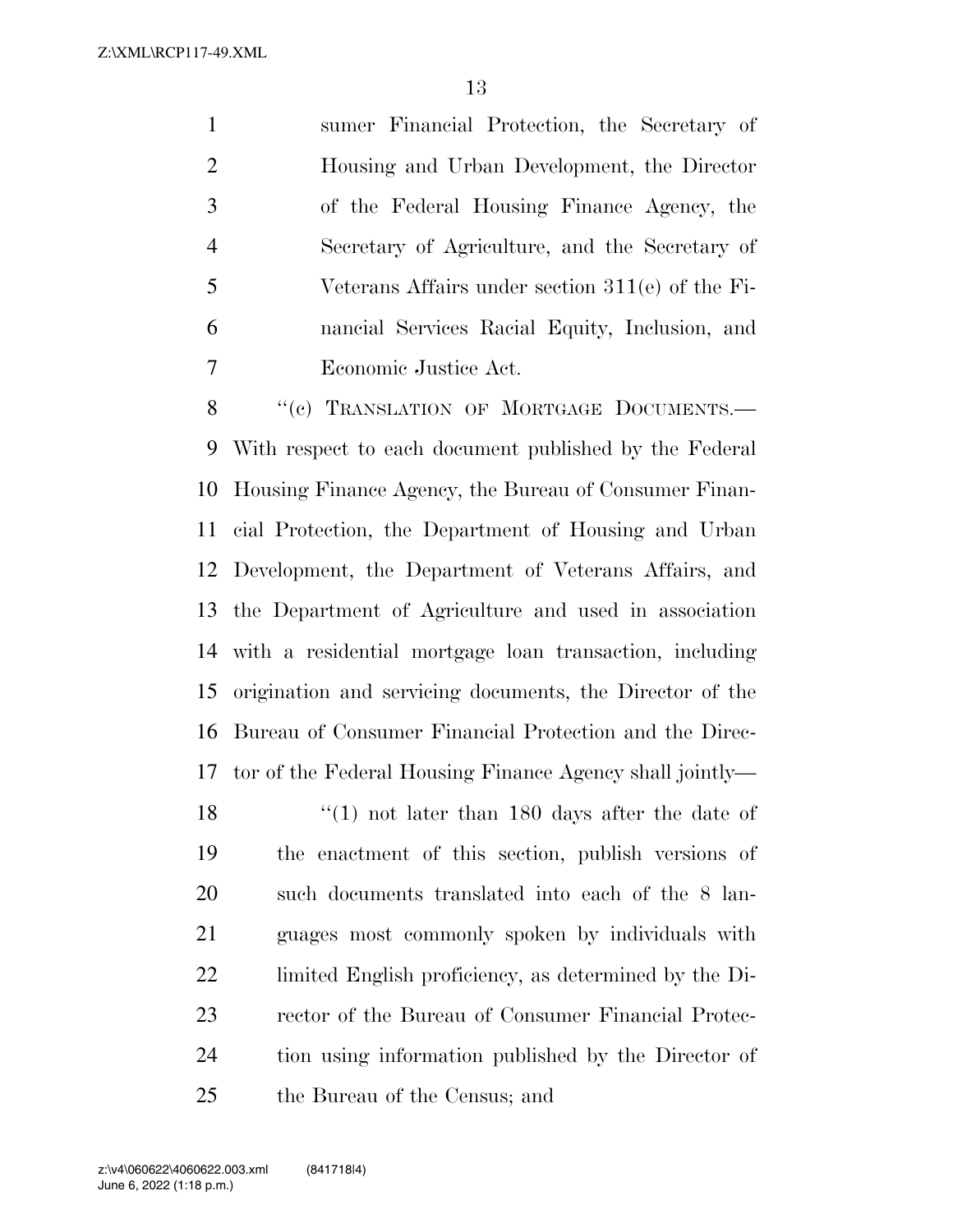sumer Financial Protection, the Secretary of Housing and Urban Development, the Director of the Federal Housing Finance Agency, the Secretary of Agriculture, and the Secretary of Veterans Affairs under section 311(e) of the Financial Services Racial Equity, Inclusion, and Economic Justice Act.

"(c) TRANSLATION OF MORTGAGE DOCUMENTS.—With respect to each document published by the Federal Housing Finance Agency, the Bureau of Consumer Financial Protection, the Department of Housing and Urban Development, the Department of Veterans Affairs, and the Department of Agriculture and used in association with a residential mortgage loan transaction, including origination and servicing documents, the Director of the Bureau of Consumer Financial Protection and the Director of the Federal Housing Finance Agency shall jointly—

"(1) not later than 180 days after the date of the enactment of this section, publish versions of such documents translated into each of the 8 languages most commonly spoken by individuals with limited English proficiency, as determined by the Director of the Bureau of Consumer Financial Protection using information published by the Director of the Bureau of the Census; and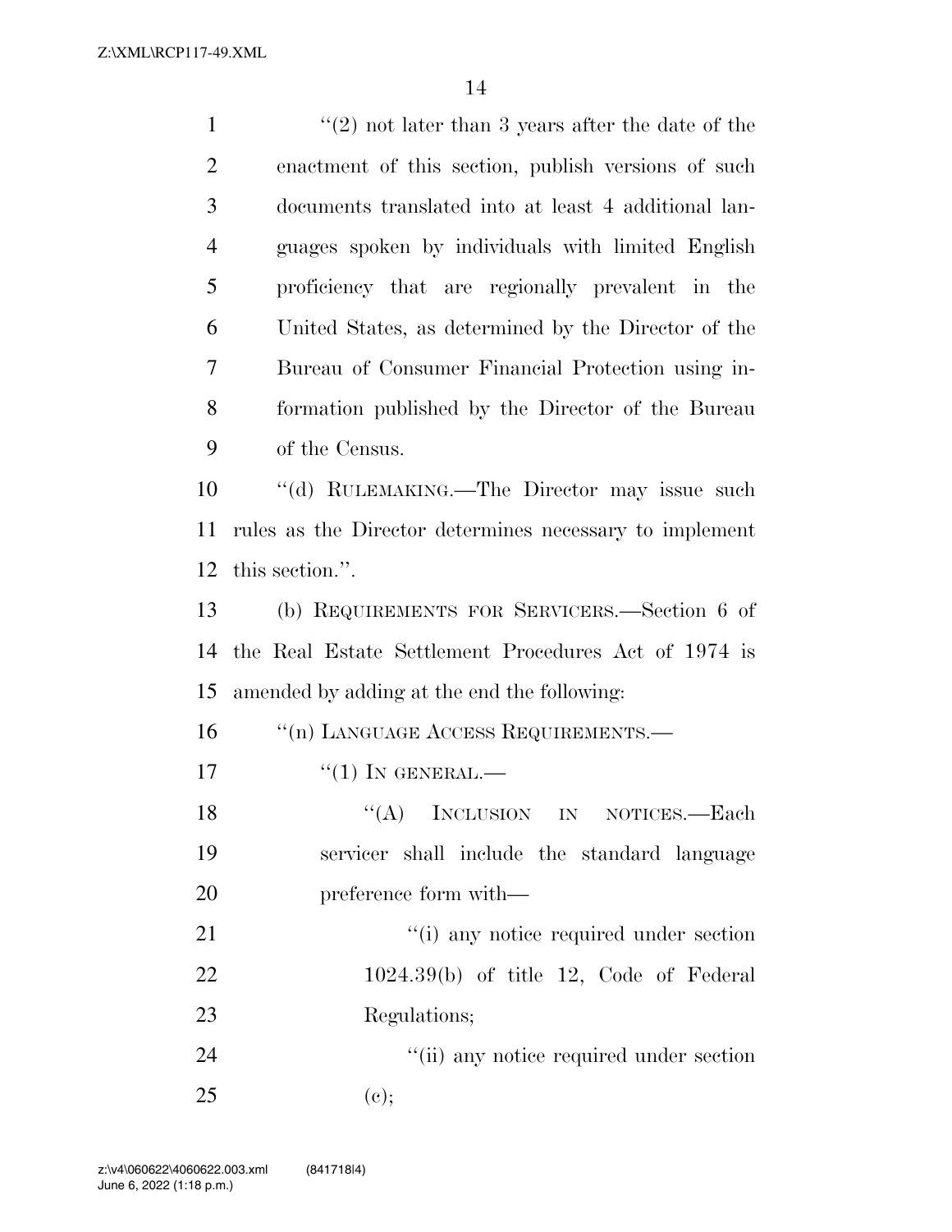''(2) not later than 3 years after the date of the enactment of this section, publish versions of such documents translated into at least 4 additional languages spoken by individuals with limited English proficiency that are regionally prevalent in the United States, as determined by the Director of the Bureau of Consumer Financial Protection using information published by the Director of the Bureau of the Census.

''(d) RULEMAKING.—The Director may issue such rules as the Director determines necessary to implement this section.''.

(b) REQUIREMENTS FOR SERVICERS.—Section 6 of the Real Estate Settlement Procedures Act of 1974 is amended by adding at the end the following:

''(n) LANGUAGE ACCESS REQUIREMENTS.—

''(1) IN GENERAL.—

''(A) INCLUSION IN NOTICES.—Each servicer shall include the standard language preference form with—

''(i) any notice required under section 1024.39(b) of title 12, Code of Federal Regulations;

''(ii) any notice required under section (c);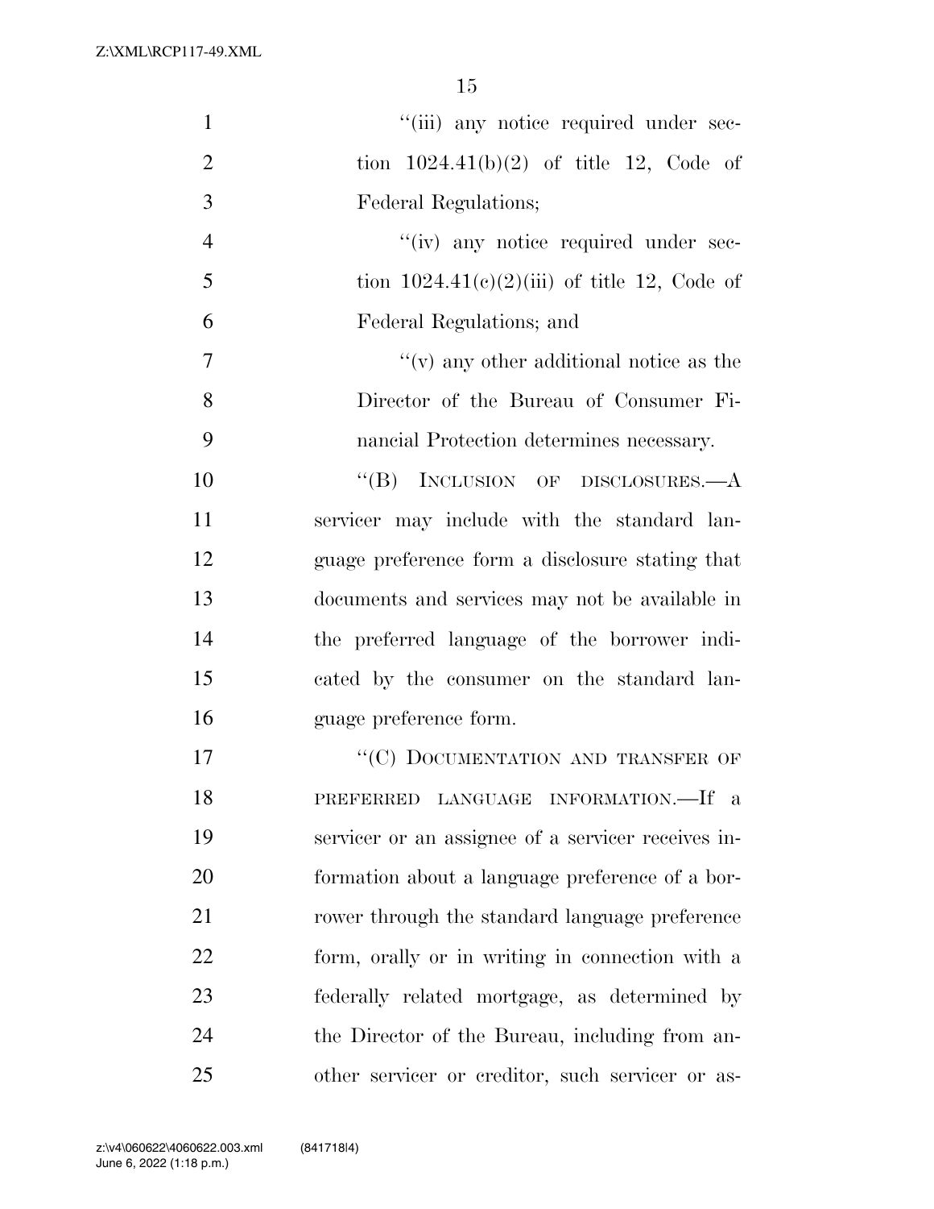''(iii) any notice required under section 1024.41(b)(2) of title 12, Code of Federal Regulations;

''(iv) any notice required under section 1024.41(c)(2)(iii) of title 12, Code of Federal Regulations; and

''(v) any other additional notice as the Director of the Bureau of Consumer Financial Protection determines necessary.

''(B) INCLUSION OF DISCLOSURES.—A servicer may include with the standard language preference form a disclosure stating that documents and services may not be available in the preferred language of the borrower indicated by the consumer on the standard language preference form.

''(C) DOCUMENTATION AND TRANSFER OF PREFERRED LANGUAGE INFORMATION.—If a servicer or an assignee of a servicer receives information about a language preference of a borrower through the standard language preference form, orally or in writing in connection with a federally related mortgage, as determined by the Director of the Bureau, including from another servicer or creditor, such servicer or as-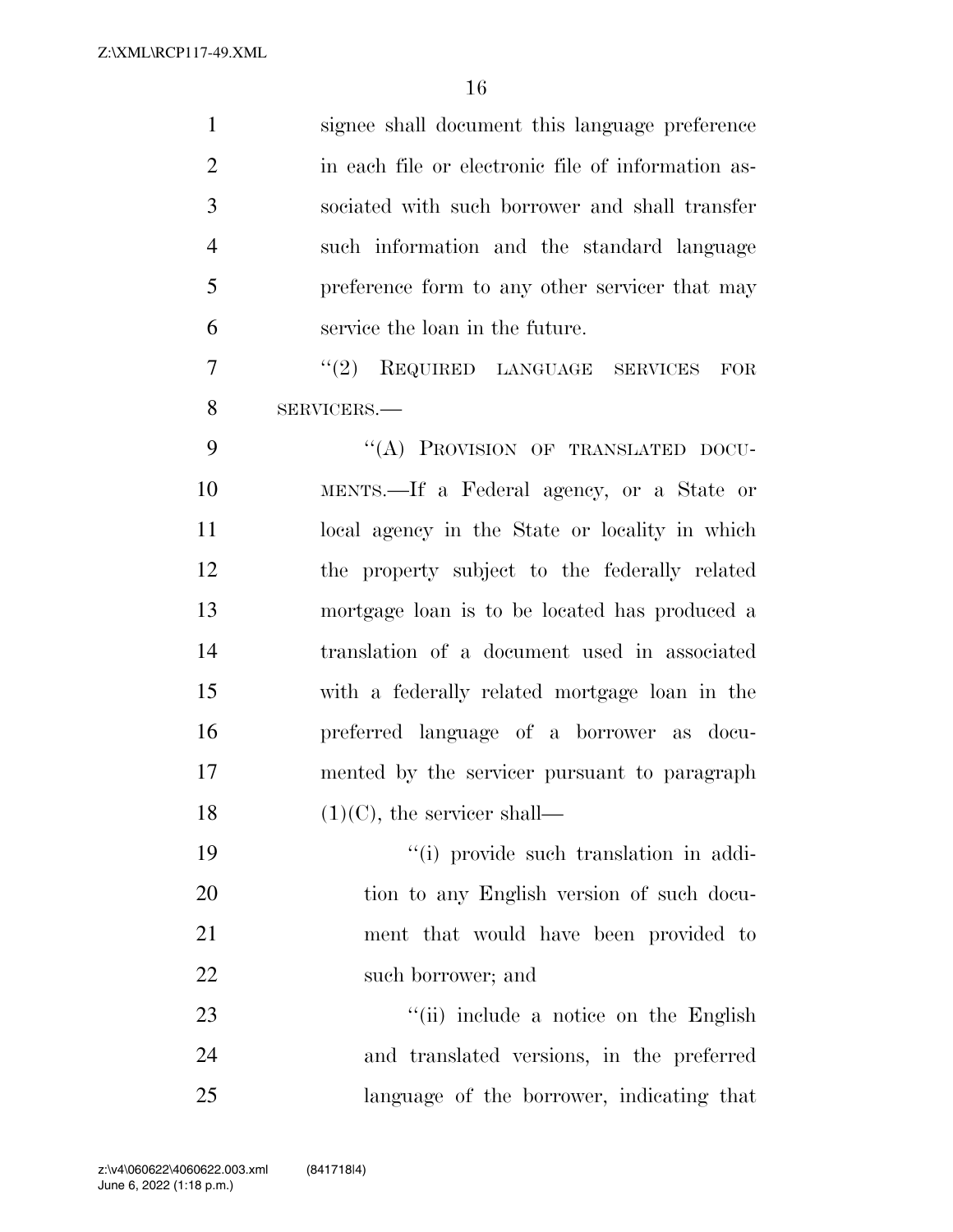signee shall document this language preference in each file or electronic file of information associated with such borrower and shall transfer such information and the standard language preference form to any other servicer that may service the loan in the future.

"(2) REQUIRED LANGUAGE SERVICES FOR SERVICERS.—

"(A) PROVISION OF TRANSLATED DOCUMENTS.—If a Federal agency, or a State or local agency in the State or locality in which the property subject to the federally related mortgage loan is to be located has produced a translation of a document used in associated with a federally related mortgage loan in the preferred language of a borrower as documented by the servicer pursuant to paragraph (1)(C), the servicer shall—

"(i) provide such translation in addition to any English version of such document that would have been provided to such borrower; and

"(ii) include a notice on the English and translated versions, in the preferred language of the borrower, indicating that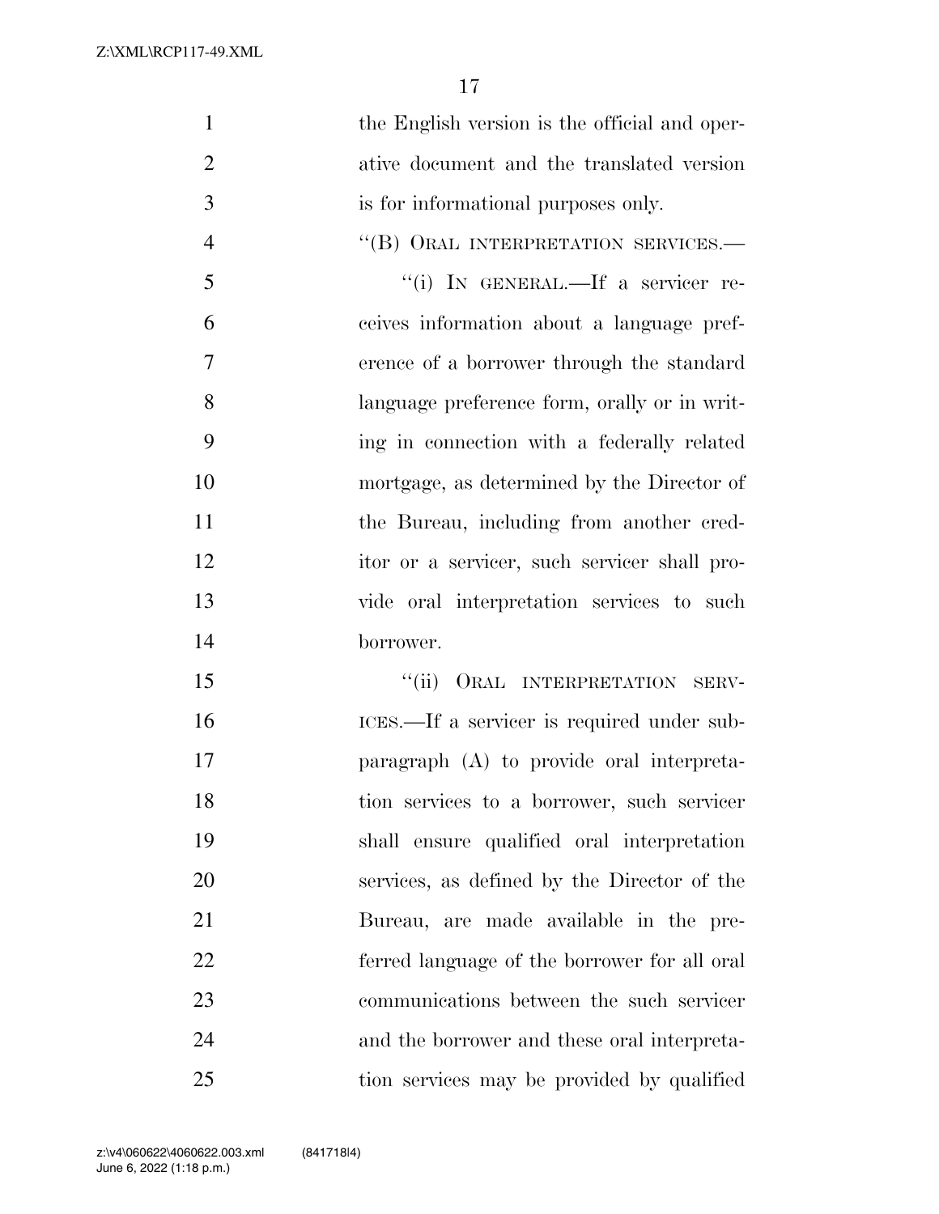the English version is the official and operative document and the translated version is for informational purposes only.

"(B) ORAL INTERPRETATION SERVICES.—

"(i) IN GENERAL.—If a servicer receives information about a language preference of a borrower through the standard language preference form, orally or in writing in connection with a federally related mortgage, as determined by the Director of the Bureau, including from another creditor or a servicer, such servicer shall provide oral interpretation services to such borrower.

"(ii) ORAL INTERPRETATION SERVICES.—If a servicer is required under subparagraph (A) to provide oral interpretation services to a borrower, such servicer shall ensure qualified oral interpretation services, as defined by the Director of the Bureau, are made available in the preferred language of the borrower for all oral communications between the such servicer and the borrower and these oral interpretation services may be provided by qualified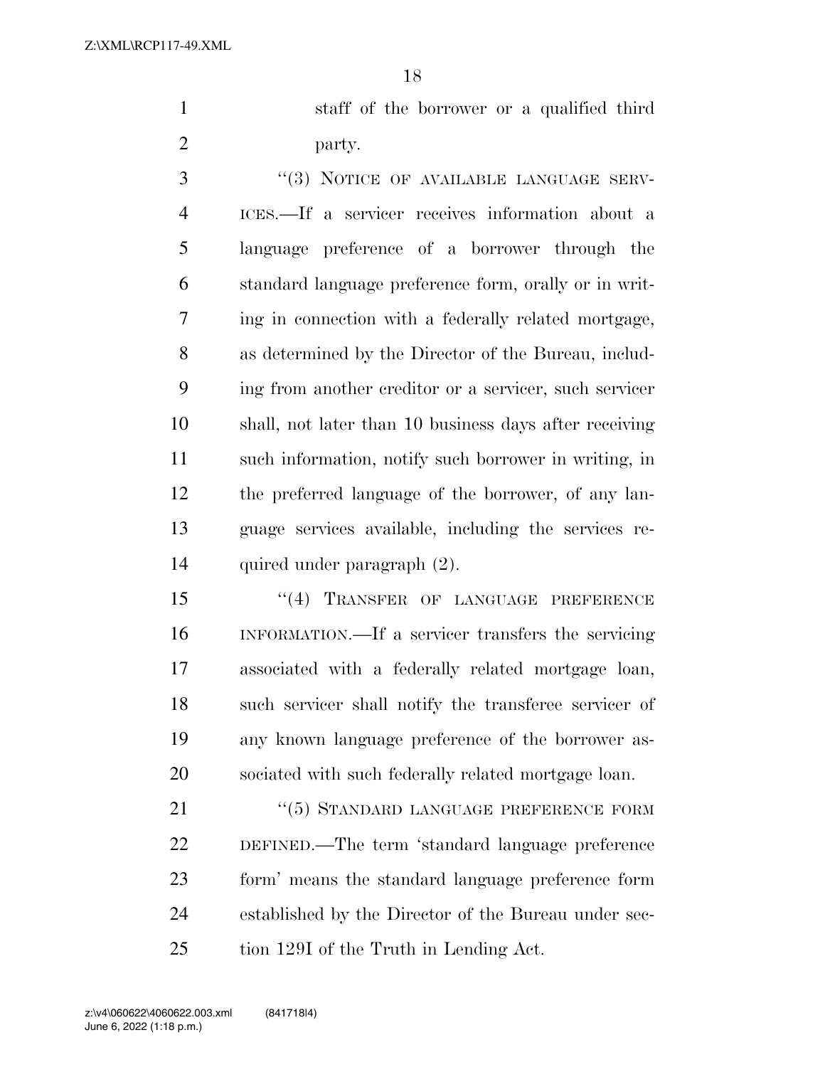staff of the borrower or a qualified third party.

"(3) NOTICE OF AVAILABLE LANGUAGE SERVICES.—If a servicer receives information about a language preference of a borrower through the standard language preference form, orally or in writing in connection with a federally related mortgage, as determined by the Director of the Bureau, including from another creditor or a servicer, such servicer shall, not later than 10 business days after receiving such information, notify such borrower in writing, in the preferred language of the borrower, of any language services available, including the services required under paragraph (2).

"(4) TRANSFER OF LANGUAGE PREFERENCE INFORMATION.—If a servicer transfers the servicing associated with a federally related mortgage loan, such servicer shall notify the transferee servicer of any known language preference of the borrower associated with such federally related mortgage loan.

"(5) STANDARD LANGUAGE PREFERENCE FORM DEFINED.—The term 'standard language preference form' means the standard language preference form established by the Director of the Bureau under section 129I of the Truth in Lending Act.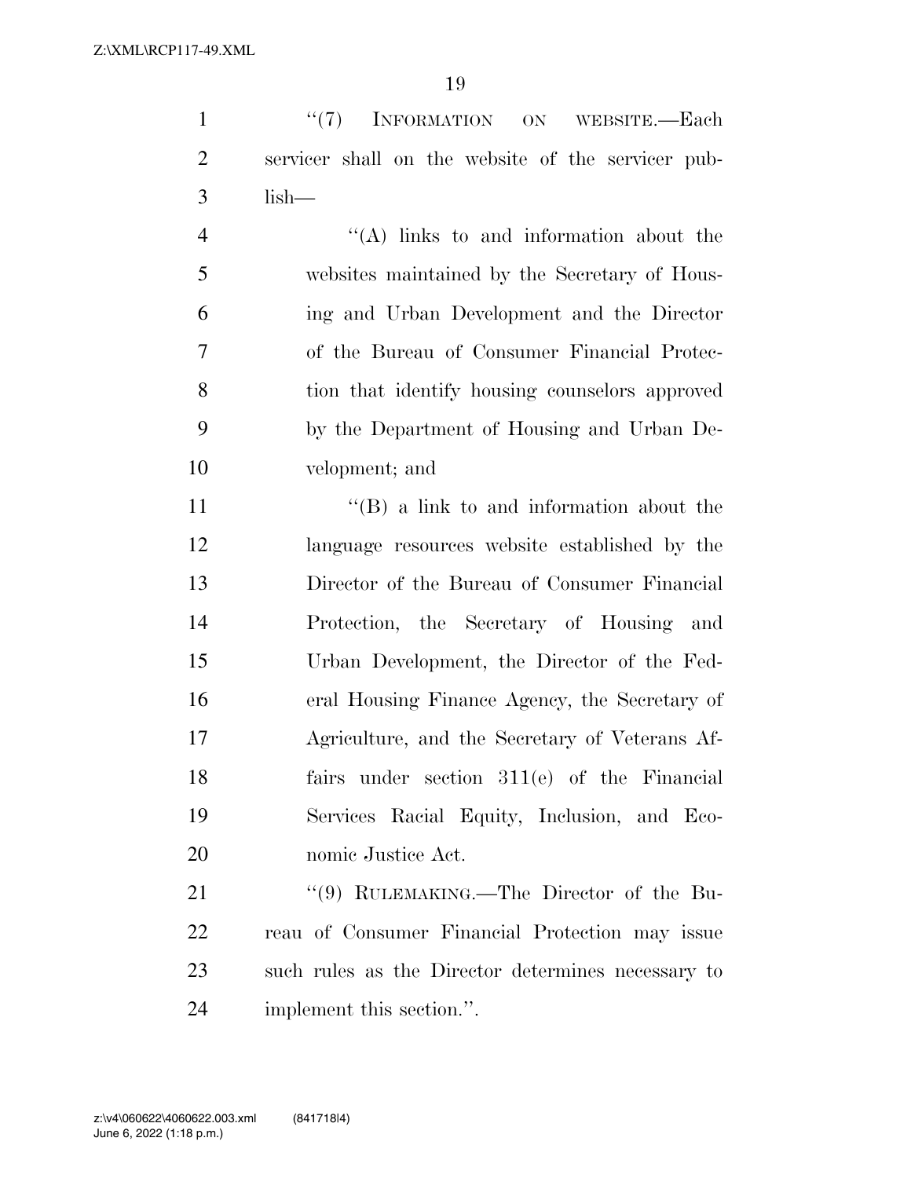"(7) INFORMATION ON WEBSITE.—Each servicer shall on the website of the servicer publish—

"(A) links to and information about the websites maintained by the Secretary of Housing and Urban Development and the Director of the Bureau of Consumer Financial Protection that identify housing counselors approved by the Department of Housing and Urban Development; and

"(B) a link to and information about the language resources website established by the Director of the Bureau of Consumer Financial Protection, the Secretary of Housing and Urban Development, the Director of the Federal Housing Finance Agency, the Secretary of Agriculture, and the Secretary of Veterans Affairs under section 311(e) of the Financial Services Racial Equity, Inclusion, and Economic Justice Act.

"(9) RULEMAKING.—The Director of the Bureau of Consumer Financial Protection may issue such rules as the Director determines necessary to implement this section.".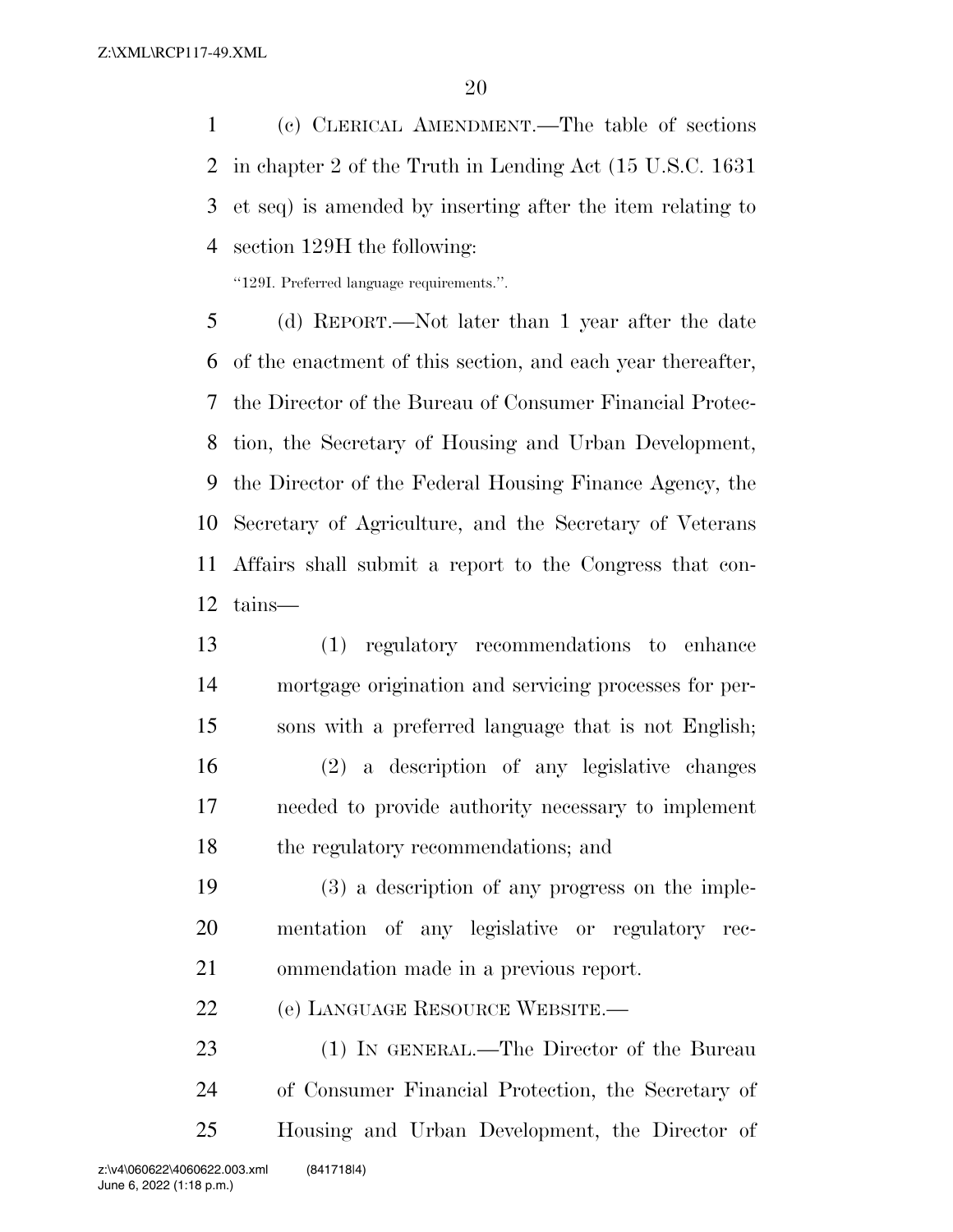(c) CLERICAL AMENDMENT.—The table of sections in chapter 2 of the Truth in Lending Act (15 U.S.C. 1631 et seq) is amended by inserting after the item relating to section 129H the following:

"129I. Preferred language requirements.".

(d) REPORT.—Not later than 1 year after the date of the enactment of this section, and each year thereafter, the Director of the Bureau of Consumer Financial Protection, the Secretary of Housing and Urban Development, the Director of the Federal Housing Finance Agency, the Secretary of Agriculture, and the Secretary of Veterans Affairs shall submit a report to the Congress that contains—

(1) regulatory recommendations to enhance mortgage origination and servicing processes for persons with a preferred language that is not English;

(2) a description of any legislative changes needed to provide authority necessary to implement the regulatory recommendations; and

(3) a description of any progress on the implementation of any legislative or regulatory recommendation made in a previous report.

(e) LANGUAGE RESOURCE WEBSITE.—

(1) IN GENERAL.—The Director of the Bureau of Consumer Financial Protection, the Secretary of Housing and Urban Development, the Director of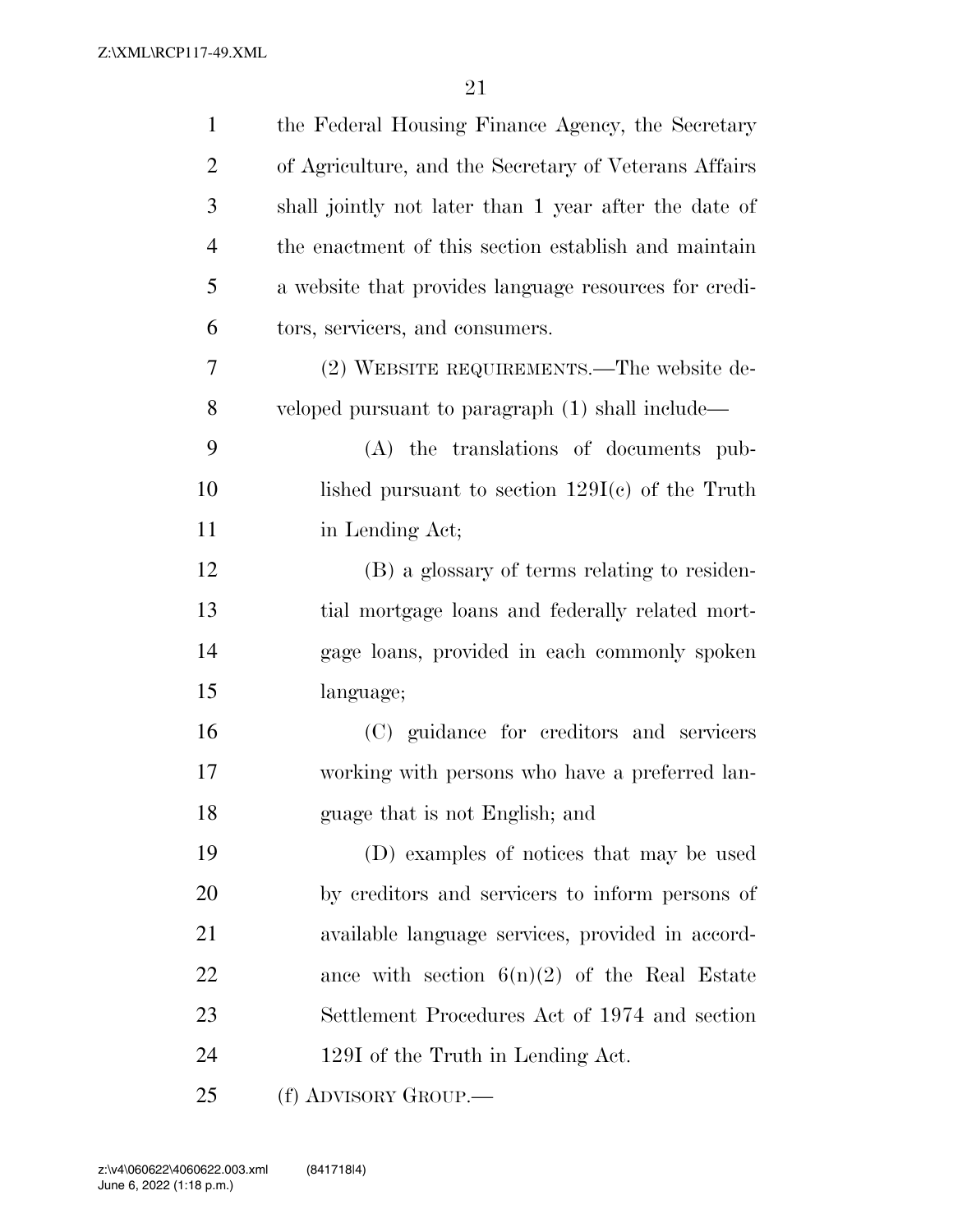the Federal Housing Finance Agency, the Secretary of Agriculture, and the Secretary of Veterans Affairs shall jointly not later than 1 year after the date of the enactment of this section establish and maintain a website that provides language resources for creditors, servicers, and consumers.

(2) WEBSITE REQUIREMENTS.—The website developed pursuant to paragraph (1) shall include—

(A) the translations of documents published pursuant to section 129I(c) of the Truth in Lending Act;

(B) a glossary of terms relating to residential mortgage loans and federally related mortgage loans, provided in each commonly spoken language;

(C) guidance for creditors and servicers working with persons who have a preferred language that is not English; and

(D) examples of notices that may be used by creditors and servicers to inform persons of available language services, provided in accordance with section 6(n)(2) of the Real Estate Settlement Procedures Act of 1974 and section 129I of the Truth in Lending Act.

(f) ADVISORY GROUP.—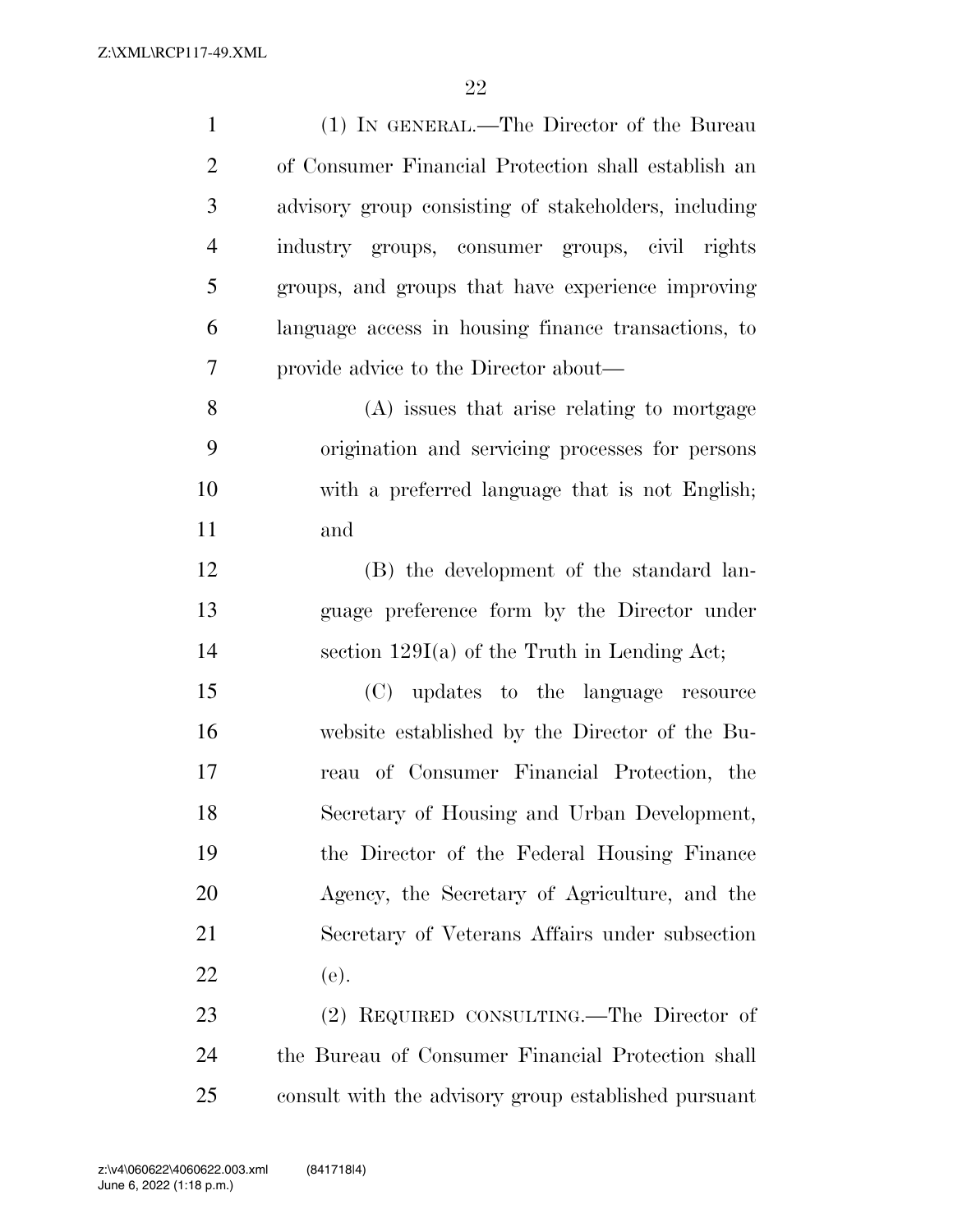(1) IN GENERAL.—The Director of the Bureau of Consumer Financial Protection shall establish an advisory group consisting of stakeholders, including industry groups, consumer groups, civil rights groups, and groups that have experience improving language access in housing finance transactions, to provide advice to the Director about—

(A) issues that arise relating to mortgage origination and servicing processes for persons with a preferred language that is not English; and

(B) the development of the standard language preference form by the Director under section 129I(a) of the Truth in Lending Act;

(C) updates to the language resource website established by the Director of the Bureau of Consumer Financial Protection, the Secretary of Housing and Urban Development, the Director of the Federal Housing Finance Agency, the Secretary of Agriculture, and the Secretary of Veterans Affairs under subsection (e).

(2) REQUIRED CONSULTING.—The Director of the Bureau of Consumer Financial Protection shall consult with the advisory group established pursuant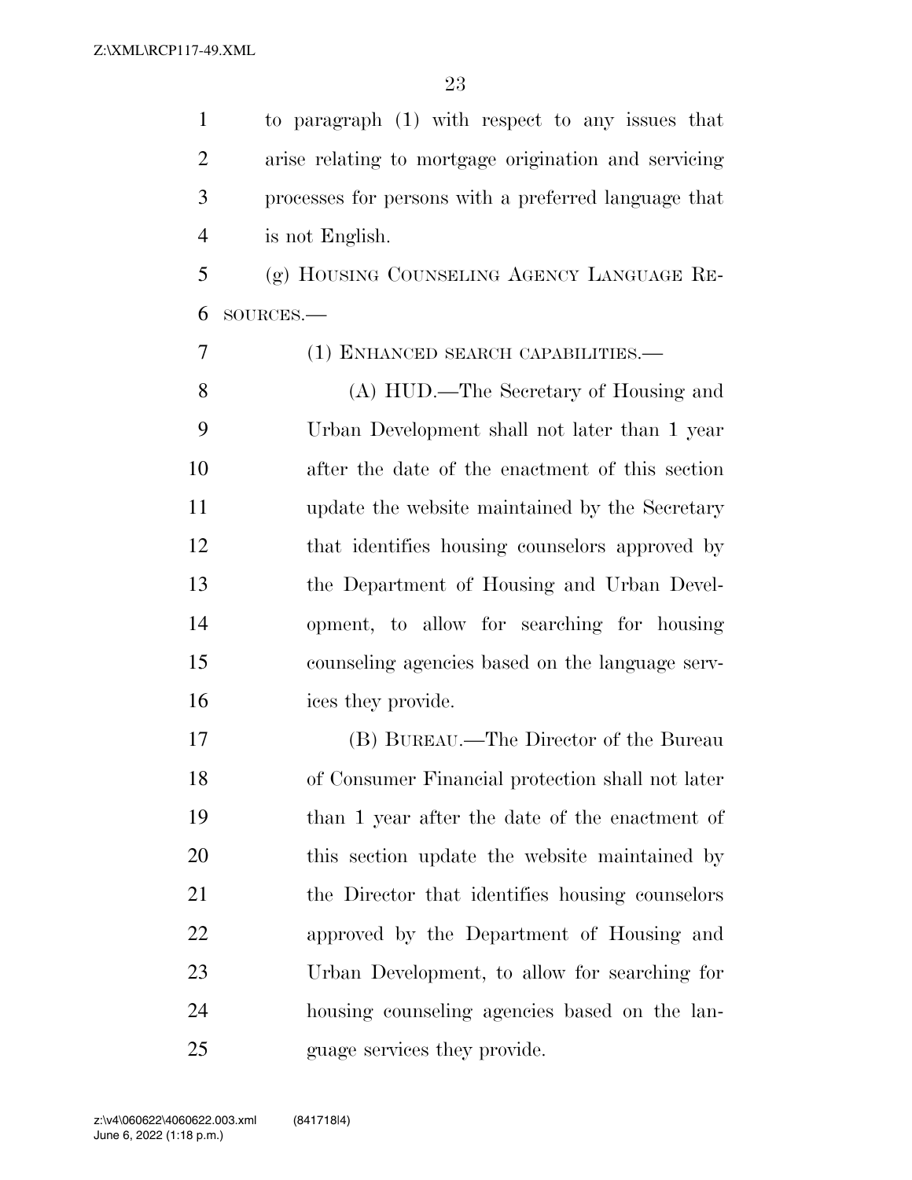to paragraph (1) with respect to any issues that arise relating to mortgage origination and servicing processes for persons with a preferred language that is not English.

(g) HOUSING COUNSELING AGENCY LANGUAGE RESOURCES.—

(1) ENHANCED SEARCH CAPABILITIES.—

(A) HUD.—The Secretary of Housing and Urban Development shall not later than 1 year after the date of the enactment of this section update the website maintained by the Secretary that identifies housing counselors approved by the Department of Housing and Urban Development, to allow for searching for housing counseling agencies based on the language services they provide.

(B) BUREAU.—The Director of the Bureau of Consumer Financial protection shall not later than 1 year after the date of the enactment of this section update the website maintained by the Director that identifies housing counselors approved by the Department of Housing and Urban Development, to allow for searching for housing counseling agencies based on the language services they provide.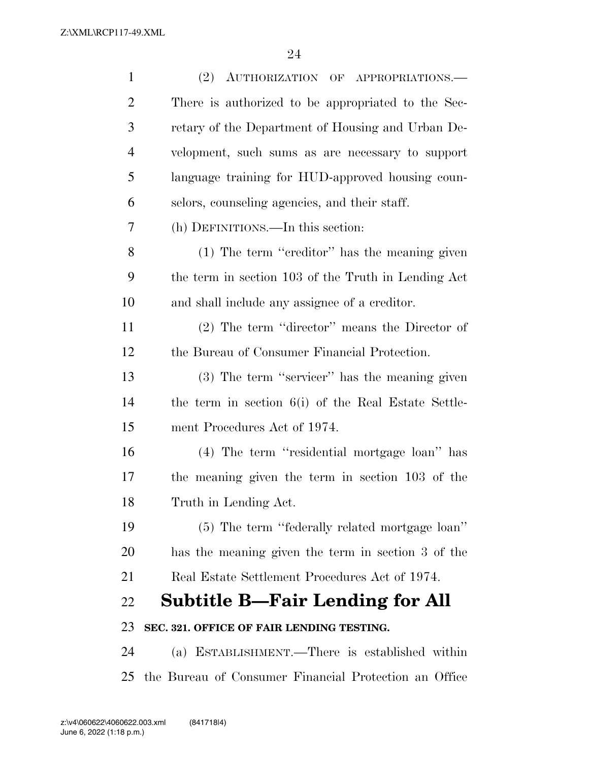(2) AUTHORIZATION OF APPROPRIATIONS.—There is authorized to be appropriated to the Secretary of the Department of Housing and Urban Development, such sums as are necessary to support language training for HUD-approved housing counselors, counseling agencies, and their staff.

(h) DEFINITIONS.—In this section:

(1) The term ''creditor'' has the meaning given the term in section 103 of the Truth in Lending Act and shall include any assignee of a creditor.

(2) The term ''director'' means the Director of the Bureau of Consumer Financial Protection.

(3) The term ''servicer'' has the meaning given the term in section 6(i) of the Real Estate Settlement Procedures Act of 1974.

(4) The term ''residential mortgage loan'' has the meaning given the term in section 103 of the Truth in Lending Act.

(5) The term ''federally related mortgage loan'' has the meaning given the term in section 3 of the Real Estate Settlement Procedures Act of 1974.

## Subtitle B—Fair Lending for All

### SEC. 321. OFFICE OF FAIR LENDING TESTING.

(a) ESTABLISHMENT.—There is established within the Bureau of Consumer Financial Protection an Office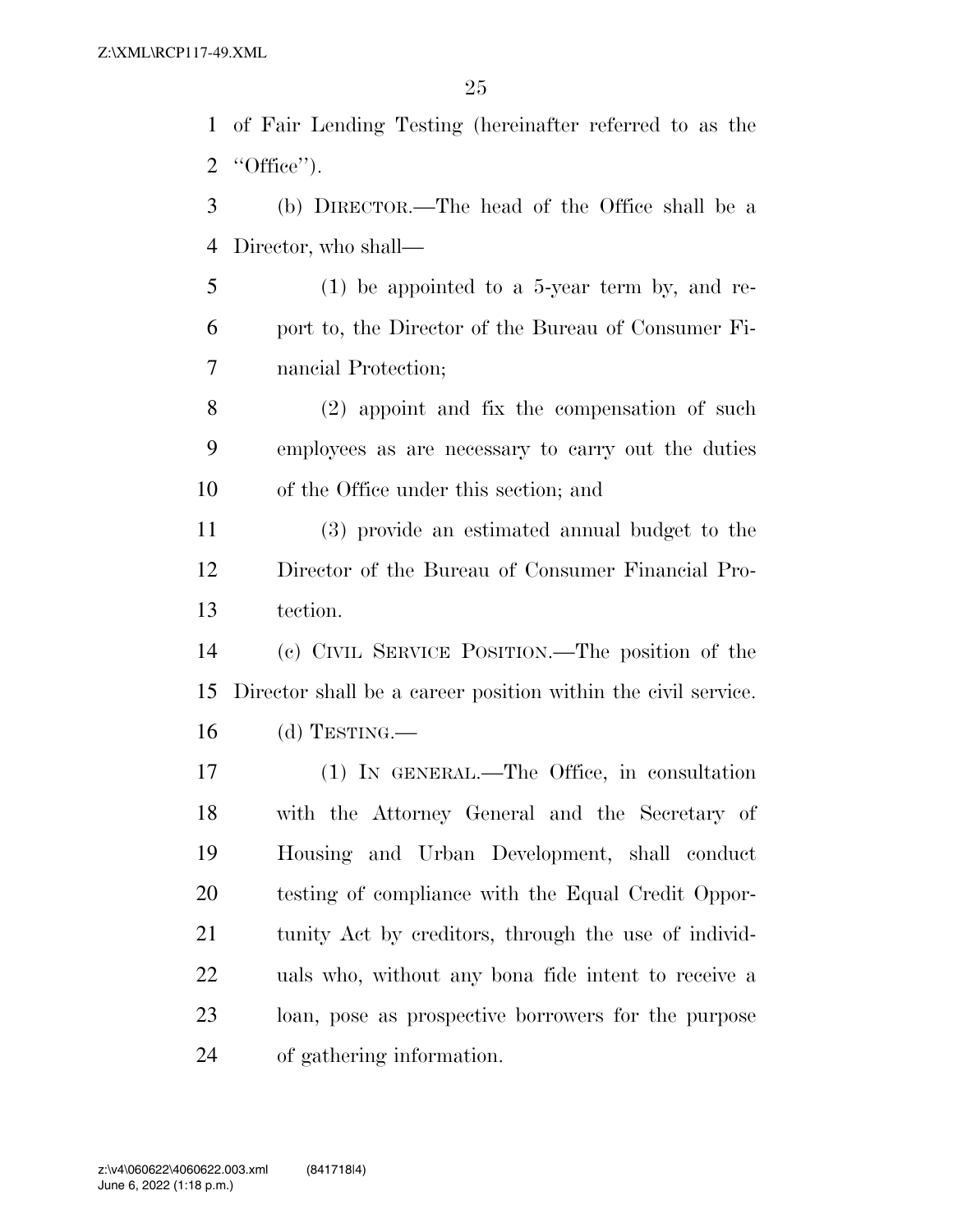of Fair Lending Testing (hereinafter referred to as the "Office").

(b) DIRECTOR.—The head of the Office shall be a Director, who shall—

(1) be appointed to a 5-year term by, and report to, the Director of the Bureau of Consumer Financial Protection;

(2) appoint and fix the compensation of such employees as are necessary to carry out the duties of the Office under this section; and

(3) provide an estimated annual budget to the Director of the Bureau of Consumer Financial Protection.

(c) CIVIL SERVICE POSITION.—The position of the Director shall be a career position within the civil service.

(d) TESTING.—

(1) IN GENERAL.—The Office, in consultation with the Attorney General and the Secretary of Housing and Urban Development, shall conduct testing of compliance with the Equal Credit Opportunity Act by creditors, through the use of individuals who, without any bona fide intent to receive a loan, pose as prospective borrowers for the purpose of gathering information.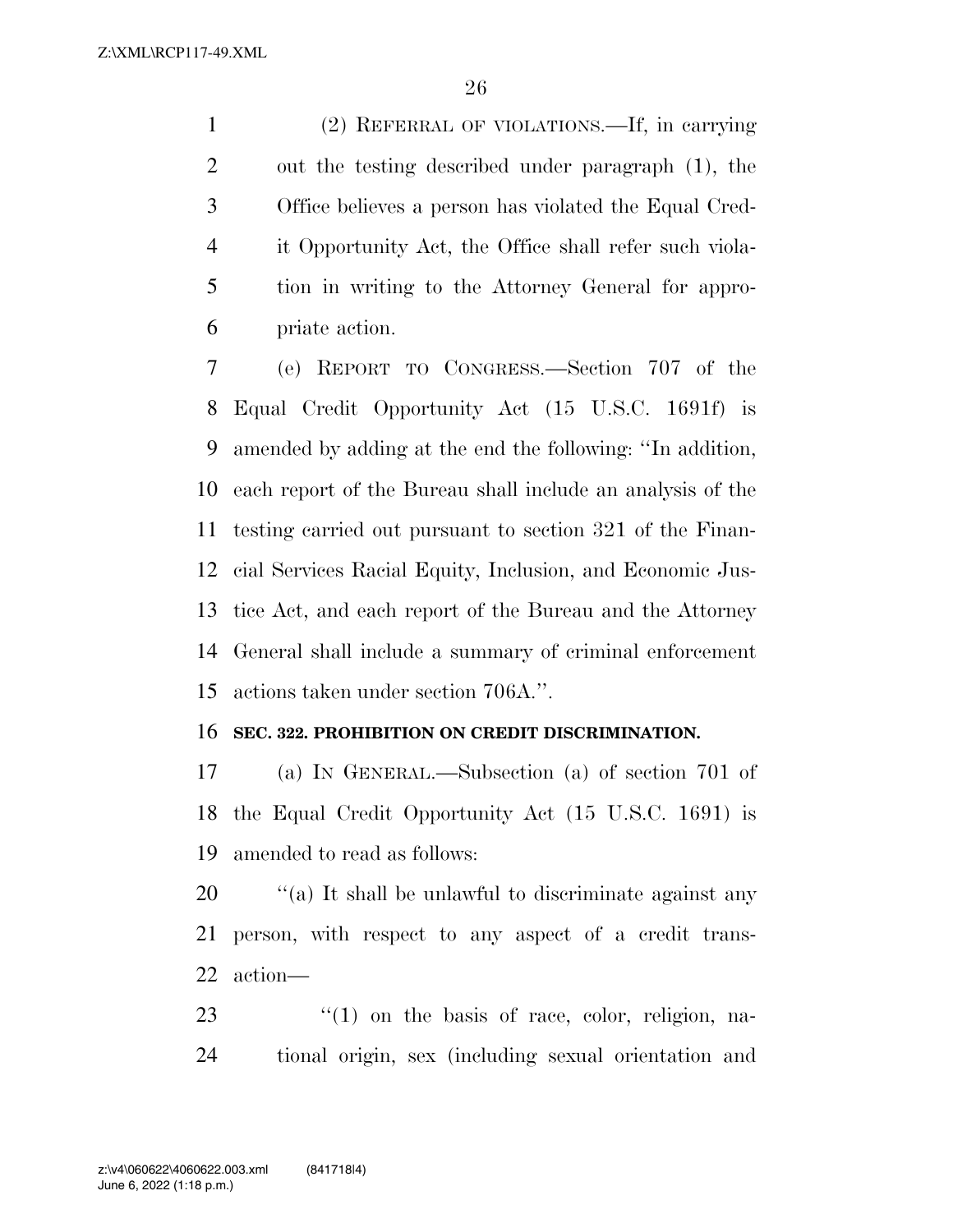(2) REFERRAL OF VIOLATIONS.—If, in carrying out the testing described under paragraph (1), the Office believes a person has violated the Equal Credit Opportunity Act, the Office shall refer such violation in writing to the Attorney General for appropriate action.

(e) REPORT TO CONGRESS.—Section 707 of the Equal Credit Opportunity Act (15 U.S.C. 1691f) is amended by adding at the end the following: ''In addition, each report of the Bureau shall include an analysis of the testing carried out pursuant to section 321 of the Financial Services Racial Equity, Inclusion, and Economic Justice Act, and each report of the Bureau and the Attorney General shall include a summary of criminal enforcement actions taken under section 706A.''.

**SEC. 322. PROHIBITION ON CREDIT DISCRIMINATION.**

(a) IN GENERAL.—Subsection (a) of section 701 of the Equal Credit Opportunity Act (15 U.S.C. 1691) is amended to read as follows:

''(a) It shall be unlawful to discriminate against any person, with respect to any aspect of a credit transaction—

''(1) on the basis of race, color, religion, national origin, sex (including sexual orientation and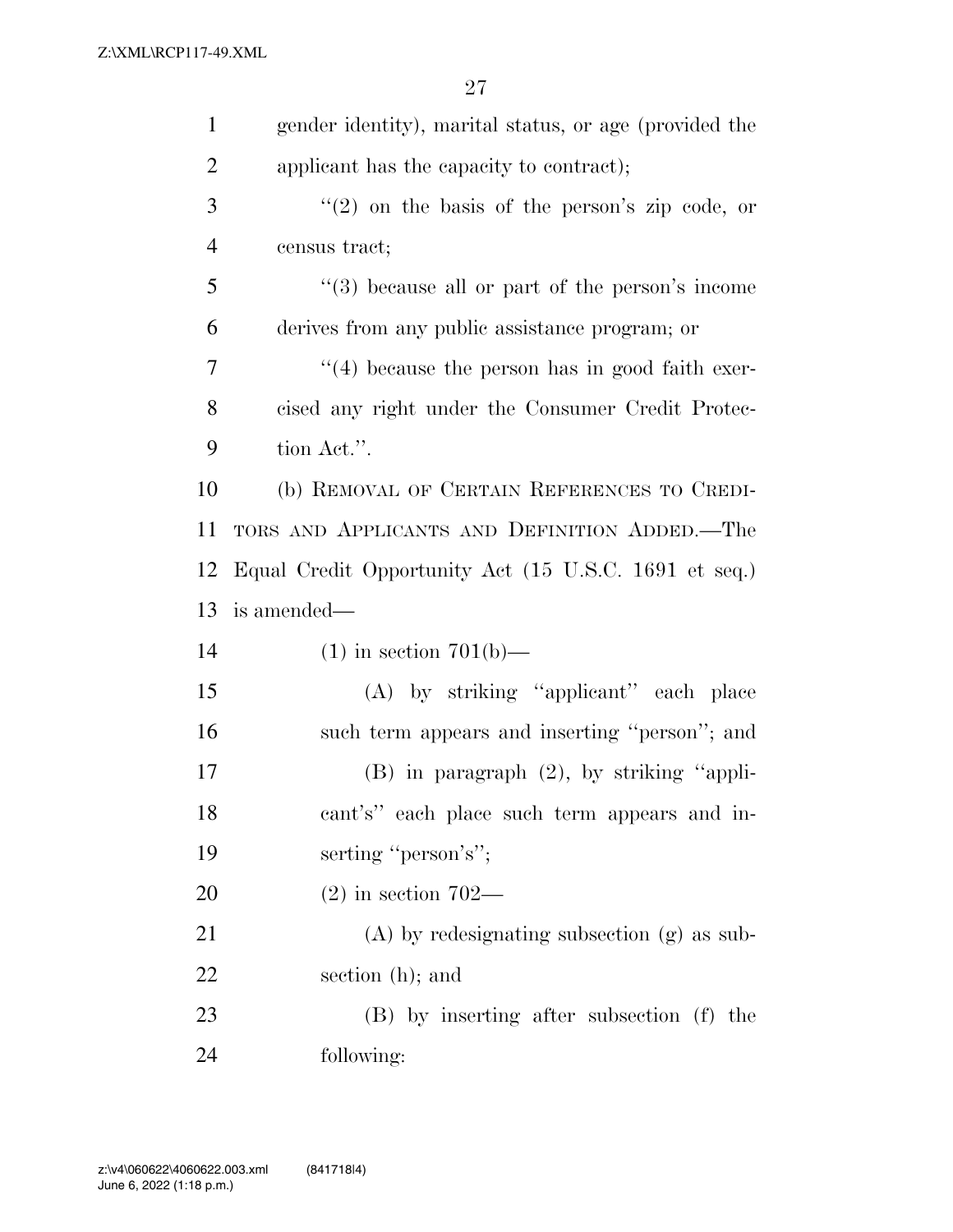gender identity), marital status, or age (provided the applicant has the capacity to contract);

"(2) on the basis of the person's zip code, or census tract;

"(3) because all or part of the person's income derives from any public assistance program; or

"(4) because the person has in good faith exercised any right under the Consumer Credit Protection Act.".

(b) REMOVAL OF CERTAIN REFERENCES TO CREDITORS AND APPLICANTS AND DEFINITION ADDED.—The Equal Credit Opportunity Act (15 U.S.C. 1691 et seq.) is amended—

(1) in section 701(b)—

(A) by striking "applicant" each place such term appears and inserting "person"; and

(B) in paragraph (2), by striking "applicant's" each place such term appears and inserting "person's";

(2) in section 702—

(A) by redesignating subsection (g) as subsection (h); and

(B) by inserting after subsection (f) the following: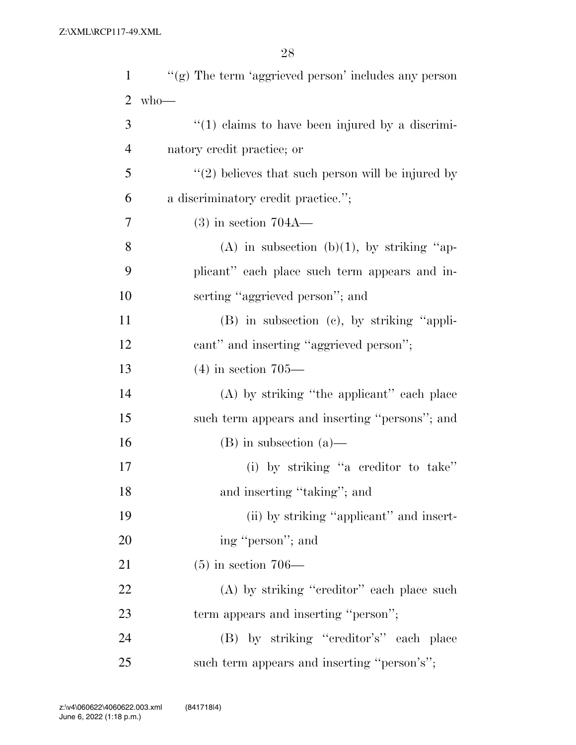''(g) The term 'aggrieved person' includes any person who—

''(1) claims to have been injured by a discriminatory credit practice; or

''(2) believes that such person will be injured by a discriminatory credit practice.'';

(3) in section 704A—

(A) in subsection (b)(1), by striking ''applicant'' each place such term appears and inserting ''aggrieved person''; and

(B) in subsection (c), by striking ''applicant'' and inserting ''aggrieved person'';

(4) in section 705—

(A) by striking ''the applicant'' each place such term appears and inserting ''persons''; and

(B) in subsection (a)—

(i) by striking ''a creditor to take'' and inserting ''taking''; and

(ii) by striking ''applicant'' and inserting ''person''; and

(5) in section 706—

(A) by striking ''creditor'' each place such term appears and inserting ''person'';

(B) by striking ''creditor's'' each place such term appears and inserting ''person's'';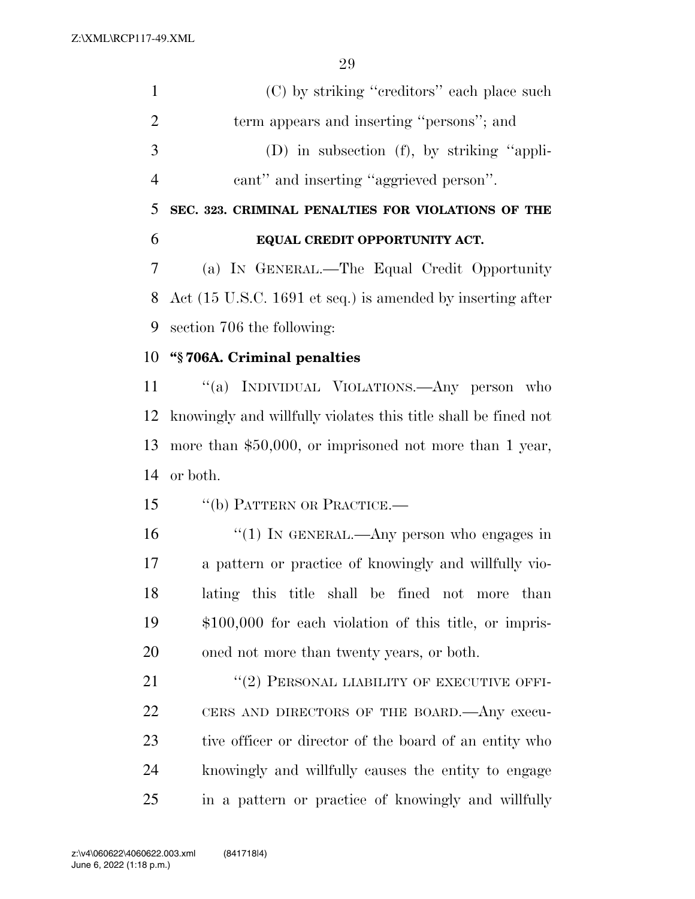(C) by striking "creditors" each place such term appears and inserting "persons"; and

(D) in subsection (f), by striking "applicant" and inserting "aggrieved person".

**SEC. 323. CRIMINAL PENALTIES FOR VIOLATIONS OF THE EQUAL CREDIT OPPORTUNITY ACT.**

(a) IN GENERAL.—The Equal Credit Opportunity Act (15 U.S.C. 1691 et seq.) is amended by inserting after section 706 the following:

**"§ 706A. Criminal penalties**

"(a) INDIVIDUAL VIOLATIONS.—Any person who knowingly and willfully violates this title shall be fined not more than $50,000, or imprisoned not more than 1 year, or both.

"(b) PATTERN OR PRACTICE.—

"(1) IN GENERAL.—Any person who engages in a pattern or practice of knowingly and willfully violating this title shall be fined not more than $100,000 for each violation of this title, or imprisoned not more than twenty years, or both.

"(2) PERSONAL LIABILITY OF EXECUTIVE OFFICERS AND DIRECTORS OF THE BOARD.—Any executive officer or director of the board of an entity who knowingly and willfully causes the entity to engage in a pattern or practice of knowingly and willfully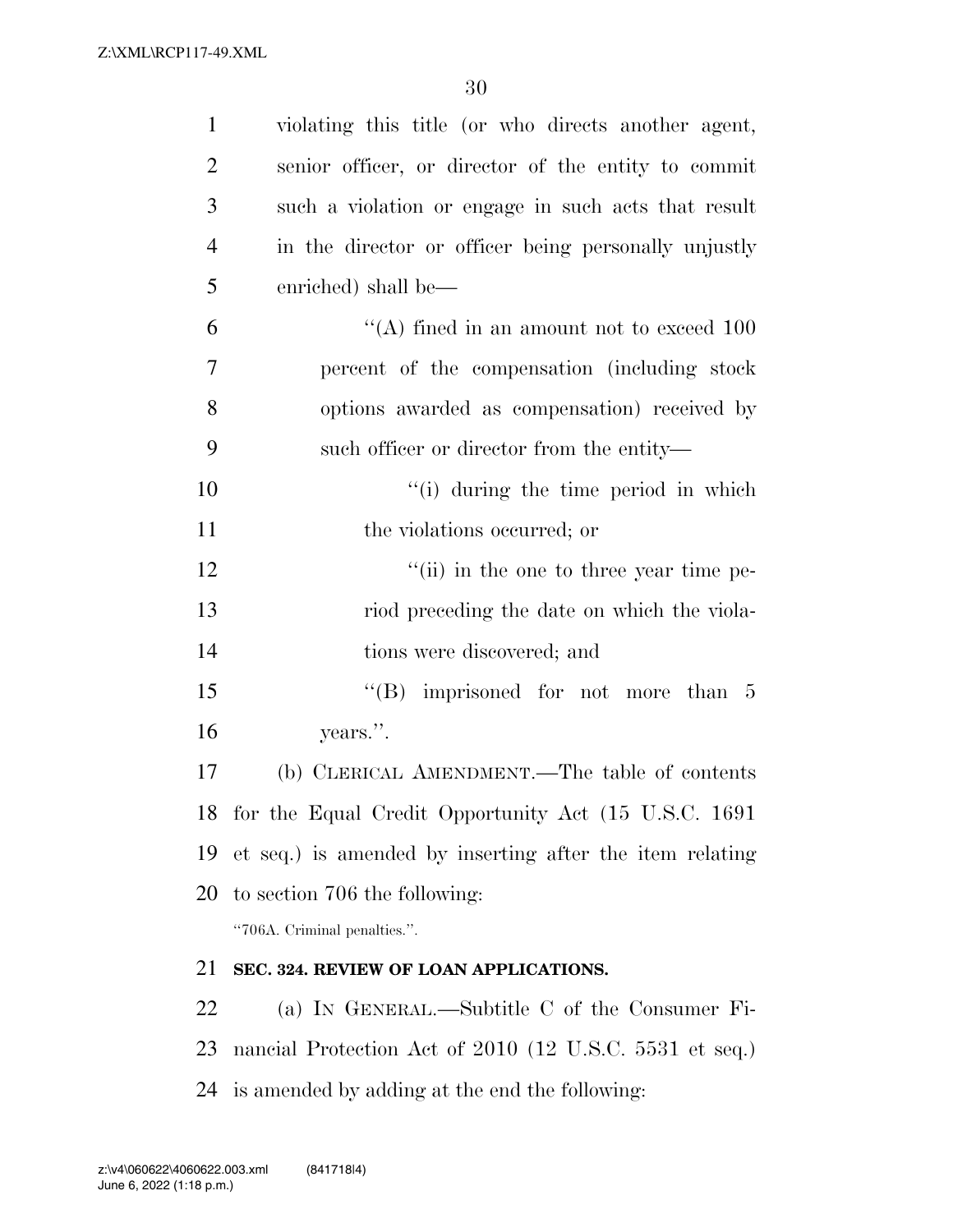violating this title (or who directs another agent, senior officer, or director of the entity to commit such a violation or engage in such acts that result in the director or officer being personally unjustly enriched) shall be—

"(A) fined in an amount not to exceed 100 percent of the compensation (including stock options awarded as compensation) received by such officer or director from the entity—

"(i) during the time period in which the violations occurred; or

"(ii) in the one to three year time period preceding the date on which the violations were discovered; and

"(B) imprisoned for not more than 5 years.".

(b) CLERICAL AMENDMENT.—The table of contents for the Equal Credit Opportunity Act (15 U.S.C. 1691 et seq.) is amended by inserting after the item relating to section 706 the following:

"706A. Criminal penalties.".

**SEC. 324. REVIEW OF LOAN APPLICATIONS.**

(a) IN GENERAL.—Subtitle C of the Consumer Financial Protection Act of 2010 (12 U.S.C. 5531 et seq.) is amended by adding at the end the following: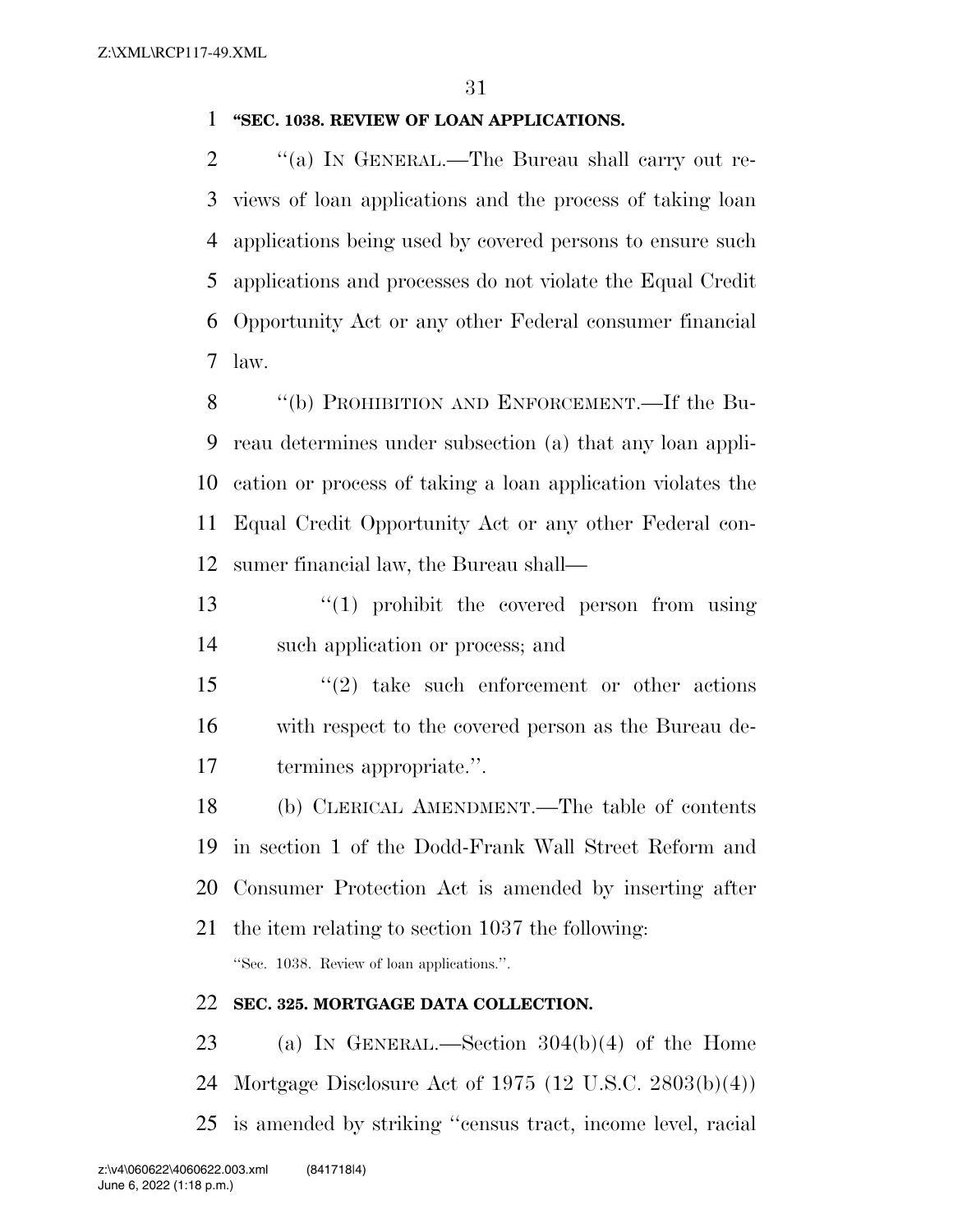**"SEC. 1038. REVIEW OF LOAN APPLICATIONS.**

"(a) IN GENERAL.—The Bureau shall carry out reviews of loan applications and the process of taking loan applications being used by covered persons to ensure such applications and processes do not violate the Equal Credit Opportunity Act or any other Federal consumer financial law.

"(b) PROHIBITION AND ENFORCEMENT.—If the Bureau determines under subsection (a) that any loan application or process of taking a loan application violates the Equal Credit Opportunity Act or any other Federal consumer financial law, the Bureau shall—

"(1) prohibit the covered person from using such application or process; and

"(2) take such enforcement or other actions with respect to the covered person as the Bureau determines appropriate.".

(b) CLERICAL AMENDMENT.—The table of contents in section 1 of the Dodd-Frank Wall Street Reform and Consumer Protection Act is amended by inserting after the item relating to section 1037 the following:

"Sec. 1038. Review of loan applications.".

**SEC. 325. MORTGAGE DATA COLLECTION.**

(a) IN GENERAL.—Section 304(b)(4) of the Home Mortgage Disclosure Act of 1975 (12 U.S.C. 2803(b)(4)) is amended by striking "census tract, income level, racial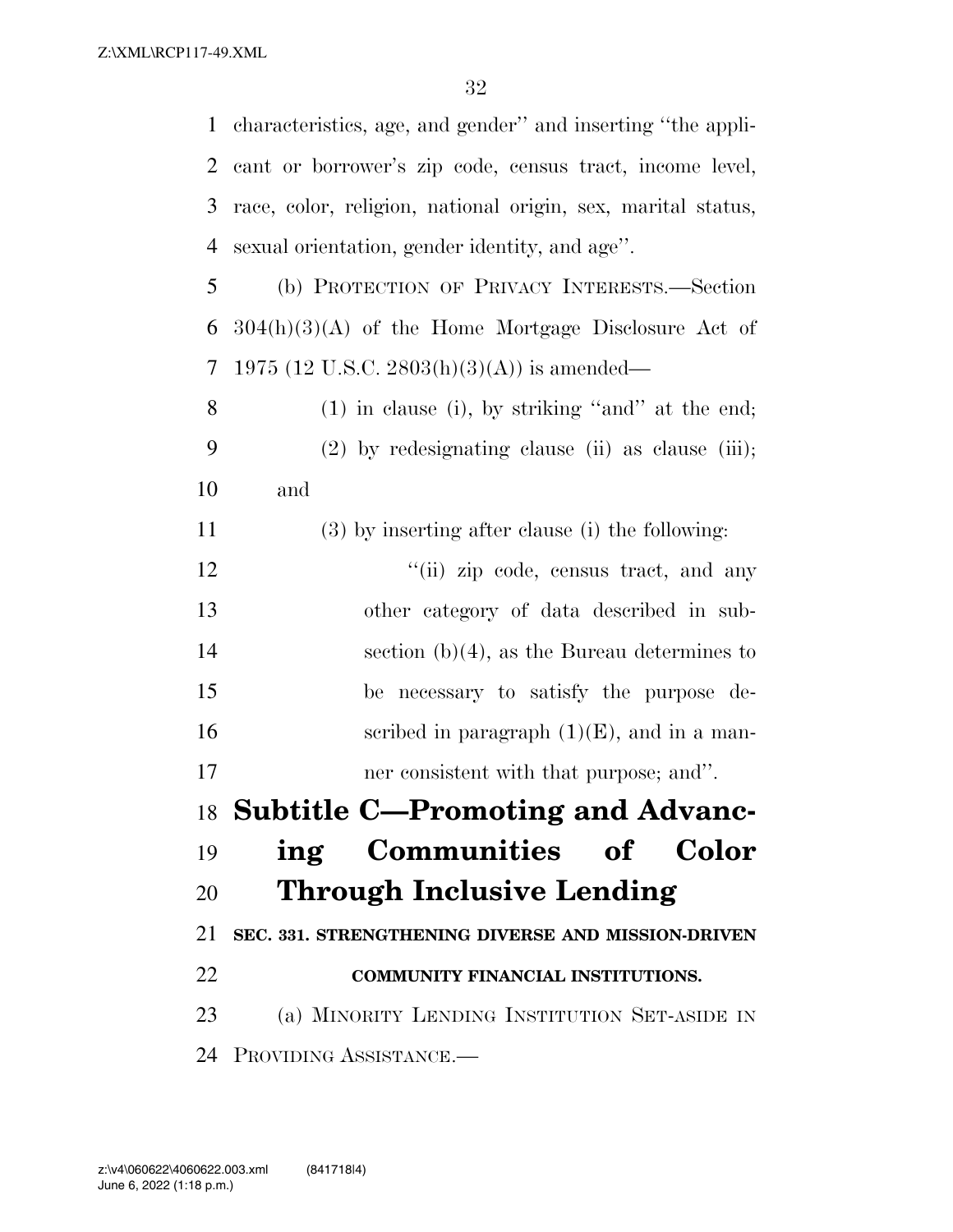characteristics, age, and gender'' and inserting ''the applicant or borrower's zip code, census tract, income level, race, color, religion, national origin, sex, marital status, sexual orientation, gender identity, and age''.

(b) PROTECTION OF PRIVACY INTERESTS.—Section 304(h)(3)(A) of the Home Mortgage Disclosure Act of 1975 (12 U.S.C. 2803(h)(3)(A)) is amended—

(1) in clause (i), by striking ''and'' at the end;

(2) by redesignating clause (ii) as clause (iii); and

(3) by inserting after clause (i) the following:

''(ii) zip code, census tract, and any other category of data described in subsection (b)(4), as the Bureau determines to be necessary to satisfy the purpose described in paragraph (1)(E), and in a manner consistent with that purpose; and''.

## Subtitle C—Promoting and Advancing Communities of Color Through Inclusive Lending

### SEC. 331. STRENGTHENING DIVERSE AND MISSION-DRIVEN COMMUNITY FINANCIAL INSTITUTIONS.

(a) MINORITY LENDING INSTITUTION SET-ASIDE IN PROVIDING ASSISTANCE.—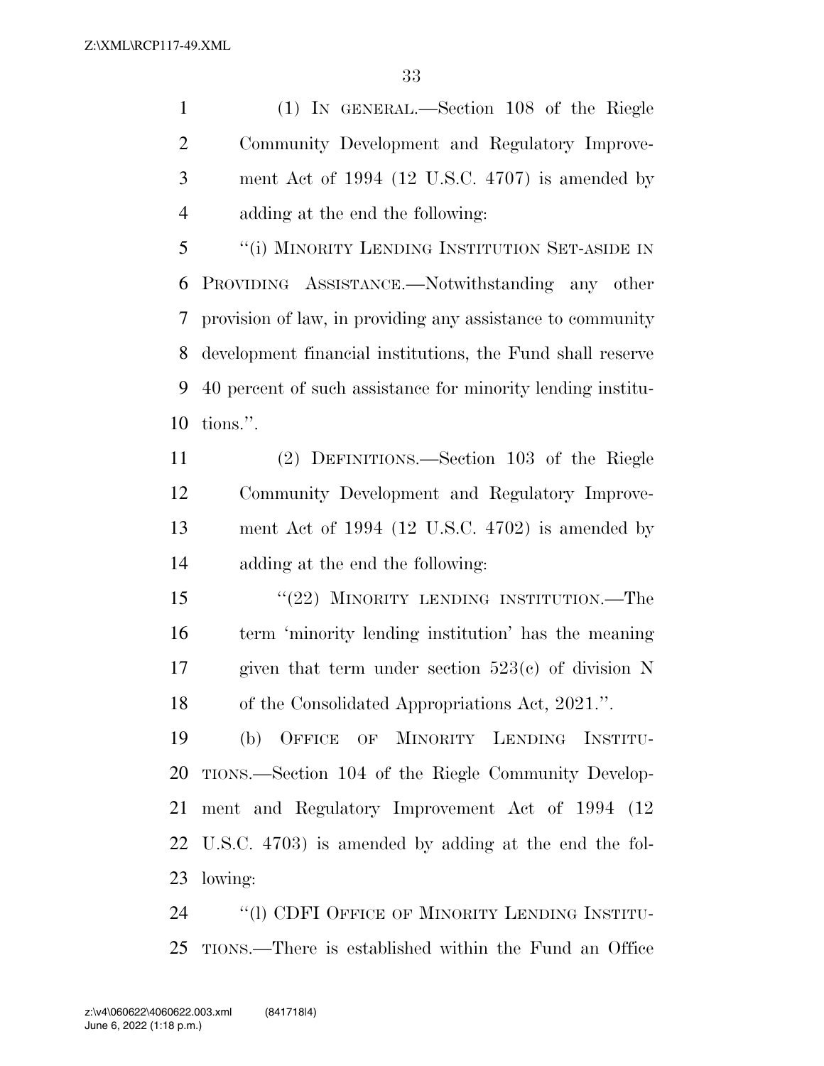(1) IN GENERAL.—Section 108 of the Riegle Community Development and Regulatory Improvement Act of 1994 (12 U.S.C. 4707) is amended by adding at the end the following:

"(i) MINORITY LENDING INSTITUTION SET-ASIDE IN PROVIDING ASSISTANCE.—Notwithstanding any other provision of law, in providing any assistance to community development financial institutions, the Fund shall reserve 40 percent of such assistance for minority lending institutions.".

(2) DEFINITIONS.—Section 103 of the Riegle Community Development and Regulatory Improvement Act of 1994 (12 U.S.C. 4702) is amended by adding at the end the following:

"(22) MINORITY LENDING INSTITUTION.—The term 'minority lending institution' has the meaning given that term under section 523(c) of division N of the Consolidated Appropriations Act, 2021.".

(b) OFFICE OF MINORITY LENDING INSTITUTIONS.—Section 104 of the Riegle Community Development and Regulatory Improvement Act of 1994 (12 U.S.C. 4703) is amended by adding at the end the following:

"(l) CDFI OFFICE OF MINORITY LENDING INSTITUTIONS.—There is established within the Fund an Office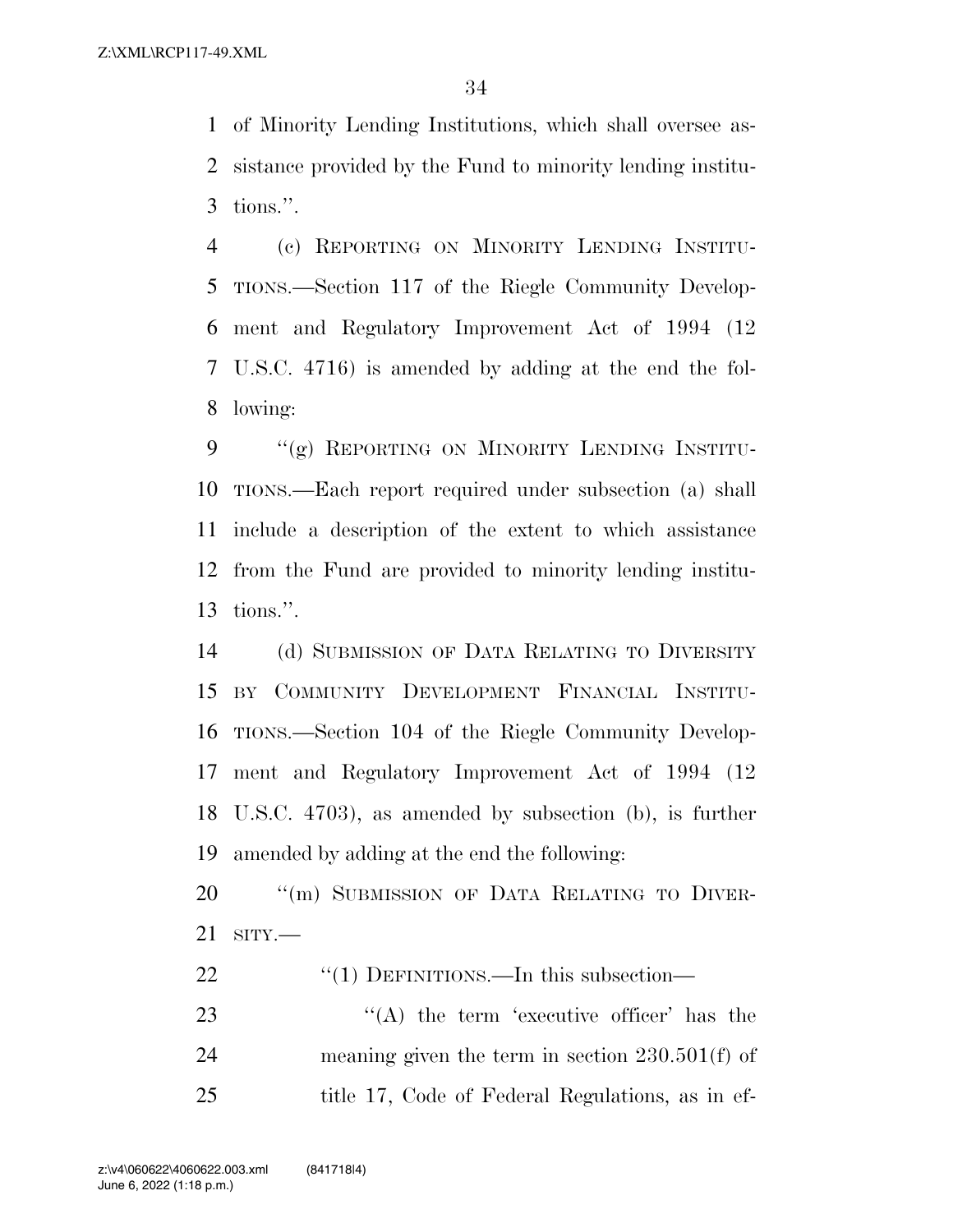of Minority Lending Institutions, which shall oversee assistance provided by the Fund to minority lending institutions.''.

(c) REPORTING ON MINORITY LENDING INSTITUTIONS.—Section 117 of the Riegle Community Development and Regulatory Improvement Act of 1994 (12 U.S.C. 4716) is amended by adding at the end the following:

''(g) REPORTING ON MINORITY LENDING INSTITUTIONS.—Each report required under subsection (a) shall include a description of the extent to which assistance from the Fund are provided to minority lending institutions.''.

(d) SUBMISSION OF DATA RELATING TO DIVERSITY BY COMMUNITY DEVELOPMENT FINANCIAL INSTITUTIONS.—Section 104 of the Riegle Community Development and Regulatory Improvement Act of 1994 (12 U.S.C. 4703), as amended by subsection (b), is further amended by adding at the end the following:

''(m) SUBMISSION OF DATA RELATING TO DIVERSITY.—

''(1) DEFINITIONS.—In this subsection—

''(A) the term 'executive officer' has the meaning given the term in section 230.501(f) of title 17, Code of Federal Regulations, as in ef-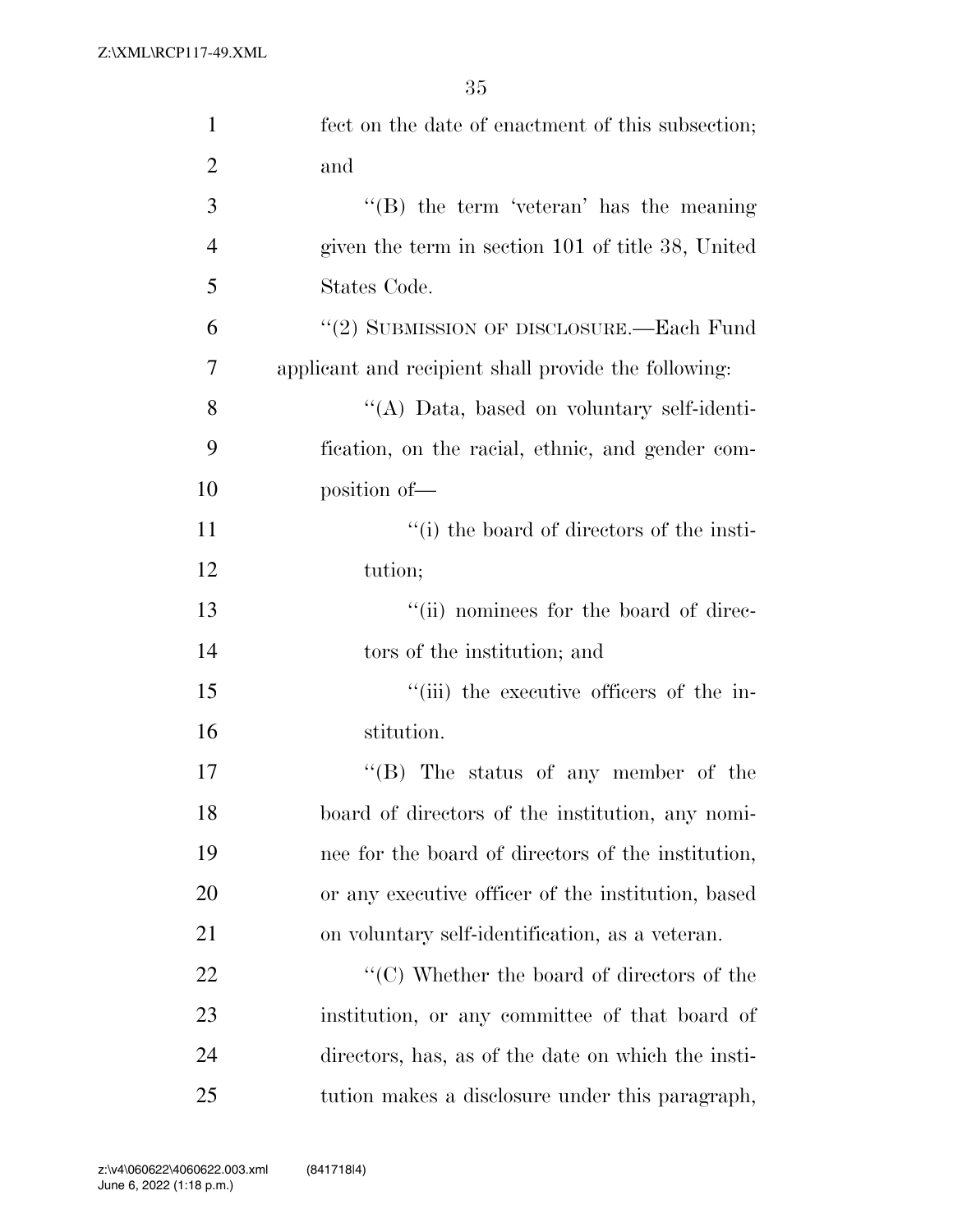fect on the date of enactment of this subsection; and

"(B) the term 'veteran' has the meaning given the term in section 101 of title 38, United States Code.

"(2) SUBMISSION OF DISCLOSURE.—Each Fund applicant and recipient shall provide the following:

"(A) Data, based on voluntary self-identification, on the racial, ethnic, and gender composition of—

"(i) the board of directors of the institution;

"(ii) nominees for the board of directors of the institution; and

"(iii) the executive officers of the institution.

"(B) The status of any member of the board of directors of the institution, any nominee for the board of directors of the institution, or any executive officer of the institution, based on voluntary self-identification, as a veteran.

"(C) Whether the board of directors of the institution, or any committee of that board of directors, has, as of the date on which the institution makes a disclosure under this paragraph,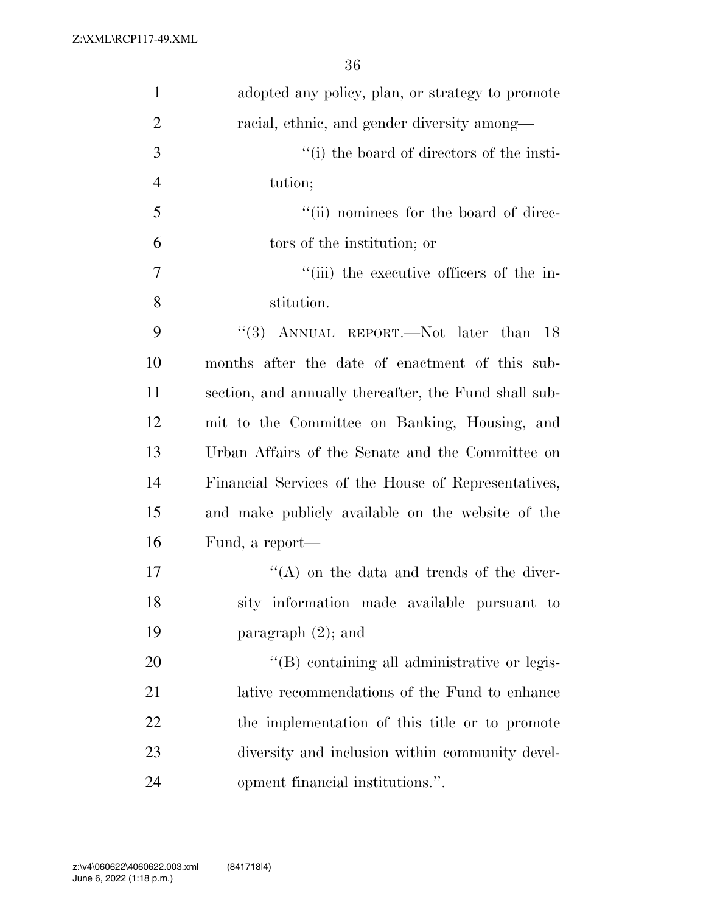adopted any policy, plan, or strategy to promote racial, ethnic, and gender diversity among—

''(i) the board of directors of the institution;

''(ii) nominees for the board of directors of the institution; or

''(iii) the executive officers of the institution.

''(3) ANNUAL REPORT.—Not later than 18 months after the date of enactment of this subsection, and annually thereafter, the Fund shall submit to the Committee on Banking, Housing, and Urban Affairs of the Senate and the Committee on Financial Services of the House of Representatives, and make publicly available on the website of the Fund, a report—

''(A) on the data and trends of the diversity information made available pursuant to paragraph (2); and

''(B) containing all administrative or legislative recommendations of the Fund to enhance the implementation of this title or to promote diversity and inclusion within community development financial institutions.''.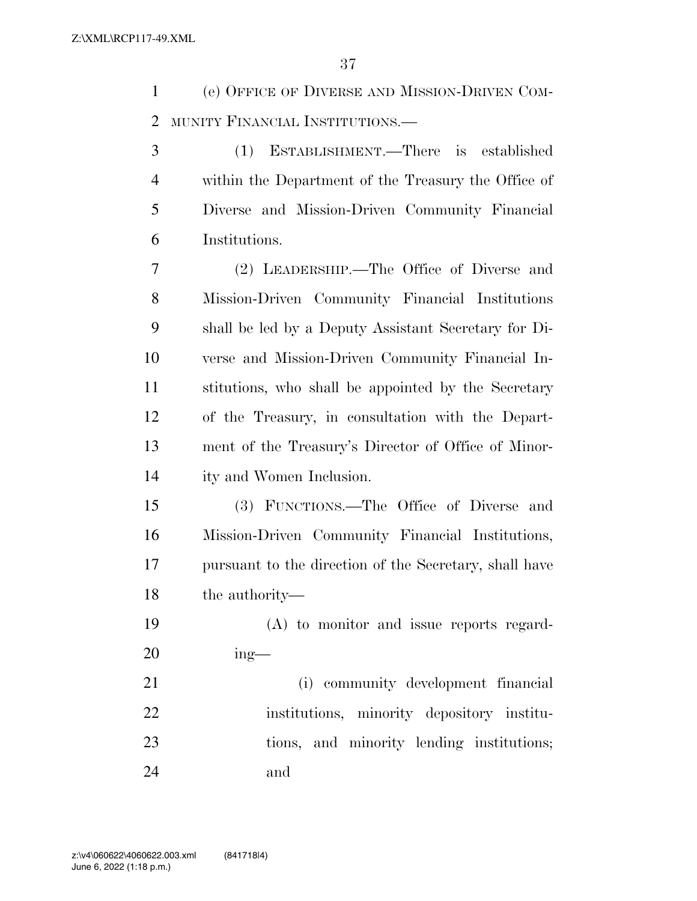(e) OFFICE OF DIVERSE AND MISSION-DRIVEN COMMUNITY FINANCIAL INSTITUTIONS.—

(1) ESTABLISHMENT.—There is established within the Department of the Treasury the Office of Diverse and Mission-Driven Community Financial Institutions.

(2) LEADERSHIP.—The Office of Diverse and Mission-Driven Community Financial Institutions shall be led by a Deputy Assistant Secretary for Diverse and Mission-Driven Community Financial Institutions, who shall be appointed by the Secretary of the Treasury, in consultation with the Department of the Treasury's Director of Office of Minority and Women Inclusion.

(3) FUNCTIONS.—The Office of Diverse and Mission-Driven Community Financial Institutions, pursuant to the direction of the Secretary, shall have the authority—

(A) to monitor and issue reports regarding—

(i) community development financial institutions, minority depository institutions, and minority lending institutions; and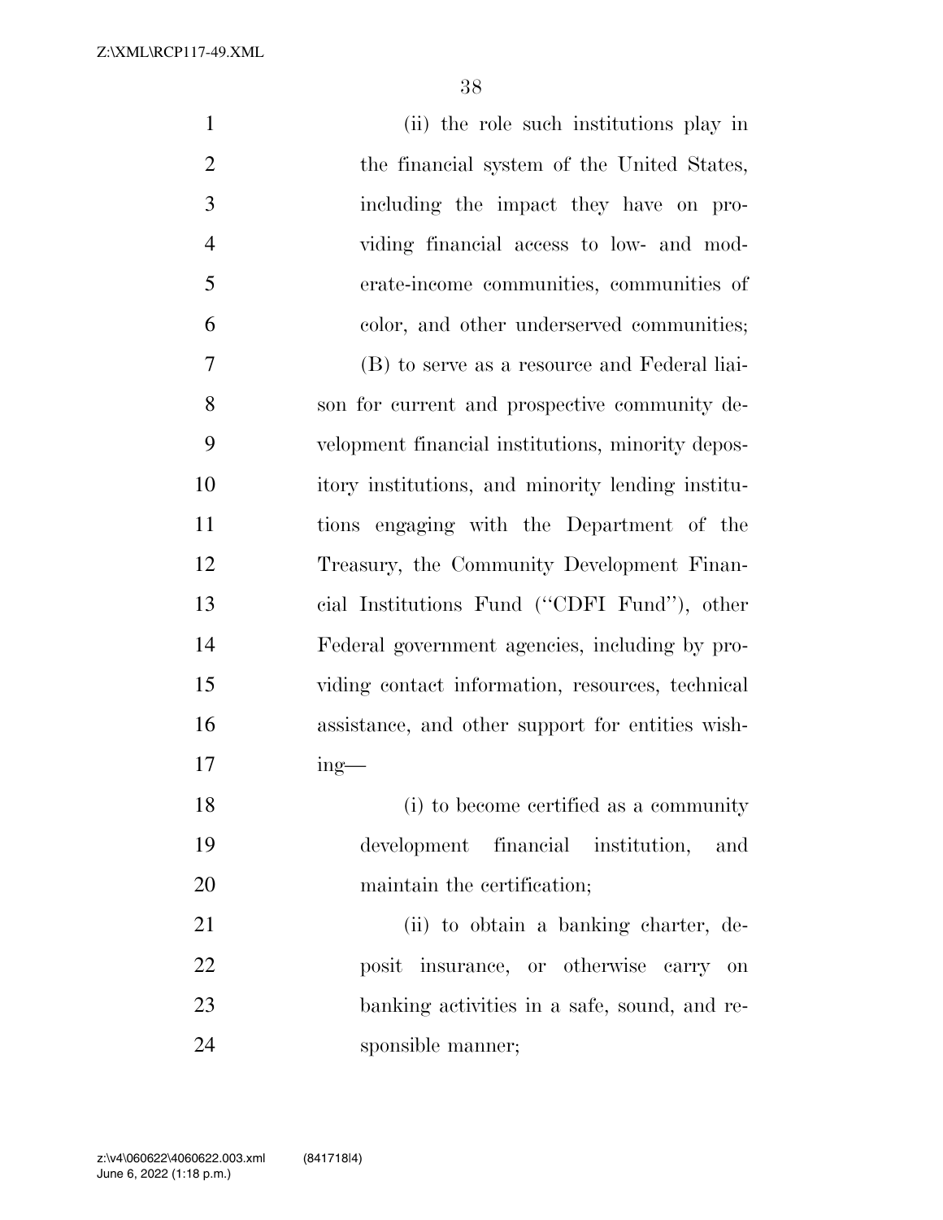(ii) the role such institutions play in the financial system of the United States, including the impact they have on providing financial access to low- and moderate-income communities, communities of color, and other underserved communities;

(B) to serve as a resource and Federal liaison for current and prospective community development financial institutions, minority depository institutions, and minority lending institutions engaging with the Department of the Treasury, the Community Development Financial Institutions Fund (''CDFI Fund''), other Federal government agencies, including by providing contact information, resources, technical assistance, and other support for entities wishing—

(i) to become certified as a community development financial institution, and maintain the certification;

(ii) to obtain a banking charter, deposit insurance, or otherwise carry on banking activities in a safe, sound, and responsible manner;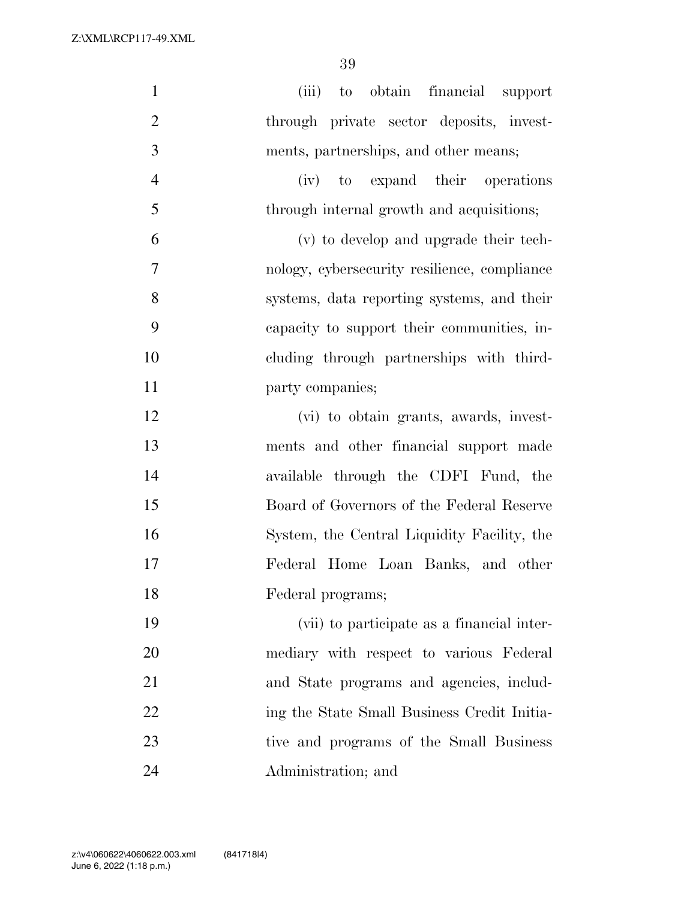(iii) to obtain financial support through private sector deposits, investments, partnerships, and other means;

(iv) to expand their operations through internal growth and acquisitions;

(v) to develop and upgrade their technology, cybersecurity resilience, compliance systems, data reporting systems, and their capacity to support their communities, including through partnerships with third-party companies;

(vi) to obtain grants, awards, investments and other financial support made available through the CDFI Fund, the Board of Governors of the Federal Reserve System, the Central Liquidity Facility, the Federal Home Loan Banks, and other Federal programs;

(vii) to participate as a financial intermediary with respect to various Federal and State programs and agencies, including the State Small Business Credit Initiative and programs of the Small Business Administration; and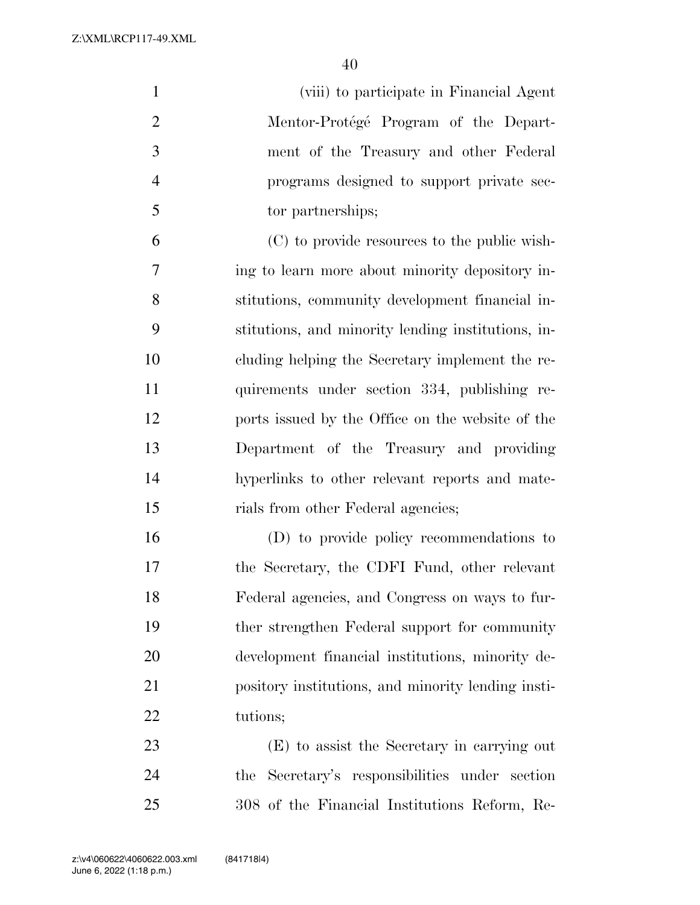(viii) to participate in Financial Agent Mentor-Protégé Program of the Department of the Treasury and other Federal programs designed to support private sector partnerships;

(C) to provide resources to the public wishing to learn more about minority depository institutions, community development financial institutions, and minority lending institutions, including helping the Secretary implement the requirements under section 334, publishing reports issued by the Office on the website of the Department of the Treasury and providing hyperlinks to other relevant reports and materials from other Federal agencies;

(D) to provide policy recommendations to the Secretary, the CDFI Fund, other relevant Federal agencies, and Congress on ways to further strengthen Federal support for community development financial institutions, minority depository institutions, and minority lending institutions;

(E) to assist the Secretary in carrying out the Secretary's responsibilities under section 308 of the Financial Institutions Reform, Re-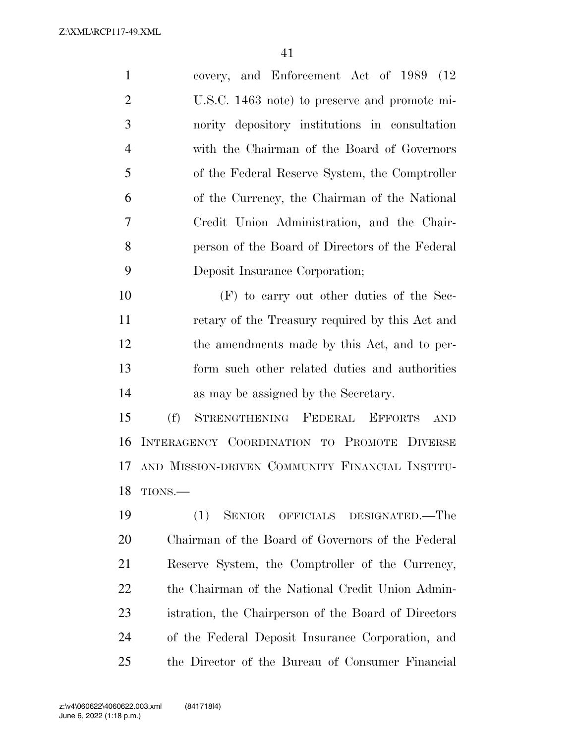covery, and Enforcement Act of 1989 (12 U.S.C. 1463 note) to preserve and promote minority depository institutions in consultation with the Chairman of the Board of Governors of the Federal Reserve System, the Comptroller of the Currency, the Chairman of the National Credit Union Administration, and the Chairperson of the Board of Directors of the Federal Deposit Insurance Corporation;

(F) to carry out other duties of the Secretary of the Treasury required by this Act and the amendments made by this Act, and to perform such other related duties and authorities as may be assigned by the Secretary.

(f) STRENGTHENING FEDERAL EFFORTS AND INTERAGENCY COORDINATION TO PROMOTE DIVERSE AND MISSION-DRIVEN COMMUNITY FINANCIAL INSTITUTIONS.—

(1) SENIOR OFFICIALS DESIGNATED.—The Chairman of the Board of Governors of the Federal Reserve System, the Comptroller of the Currency, the Chairman of the National Credit Union Administration, the Chairperson of the Board of Directors of the Federal Deposit Insurance Corporation, and the Director of the Bureau of Consumer Financial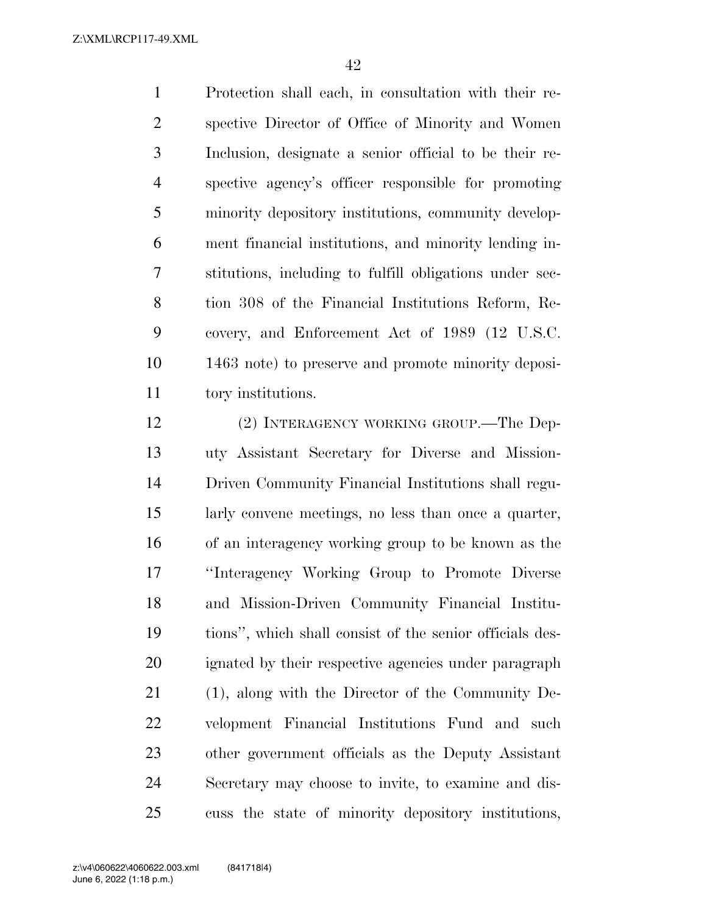Protection shall each, in consultation with their respective Director of Office of Minority and Women Inclusion, designate a senior official to be their respective agency's officer responsible for promoting minority depository institutions, community development financial institutions, and minority lending institutions, including to fulfill obligations under section 308 of the Financial Institutions Reform, Recovery, and Enforcement Act of 1989 (12 U.S.C. 1463 note) to preserve and promote minority depository institutions.

(2) INTERAGENCY WORKING GROUP.—The Deputy Assistant Secretary for Diverse and Mission-Driven Community Financial Institutions shall regularly convene meetings, no less than once a quarter, of an interagency working group to be known as the "Interagency Working Group to Promote Diverse and Mission-Driven Community Financial Institutions", which shall consist of the senior officials designated by their respective agencies under paragraph (1), along with the Director of the Community Development Financial Institutions Fund and such other government officials as the Deputy Assistant Secretary may choose to invite, to examine and discuss the state of minority depository institutions,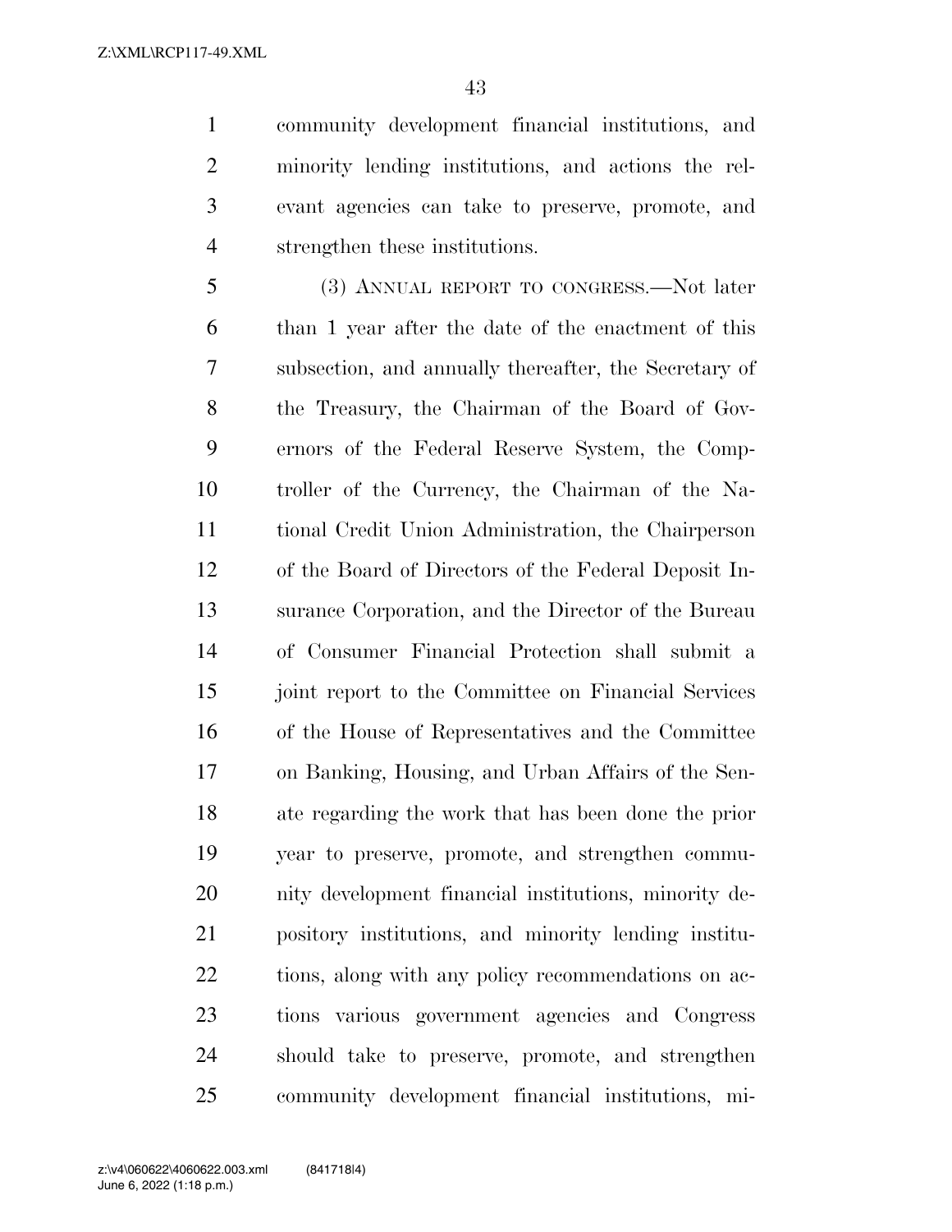community development financial institutions, and minority lending institutions, and actions the relevant agencies can take to preserve, promote, and strengthen these institutions.

(3) ANNUAL REPORT TO CONGRESS.—Not later than 1 year after the date of the enactment of this subsection, and annually thereafter, the Secretary of the Treasury, the Chairman of the Board of Governors of the Federal Reserve System, the Comptroller of the Currency, the Chairman of the National Credit Union Administration, the Chairperson of the Board of Directors of the Federal Deposit Insurance Corporation, and the Director of the Bureau of Consumer Financial Protection shall submit a joint report to the Committee on Financial Services of the House of Representatives and the Committee on Banking, Housing, and Urban Affairs of the Senate regarding the work that has been done the prior year to preserve, promote, and strengthen community development financial institutions, minority depository institutions, and minority lending institutions, along with any policy recommendations on actions various government agencies and Congress should take to preserve, promote, and strengthen community development financial institutions, mi-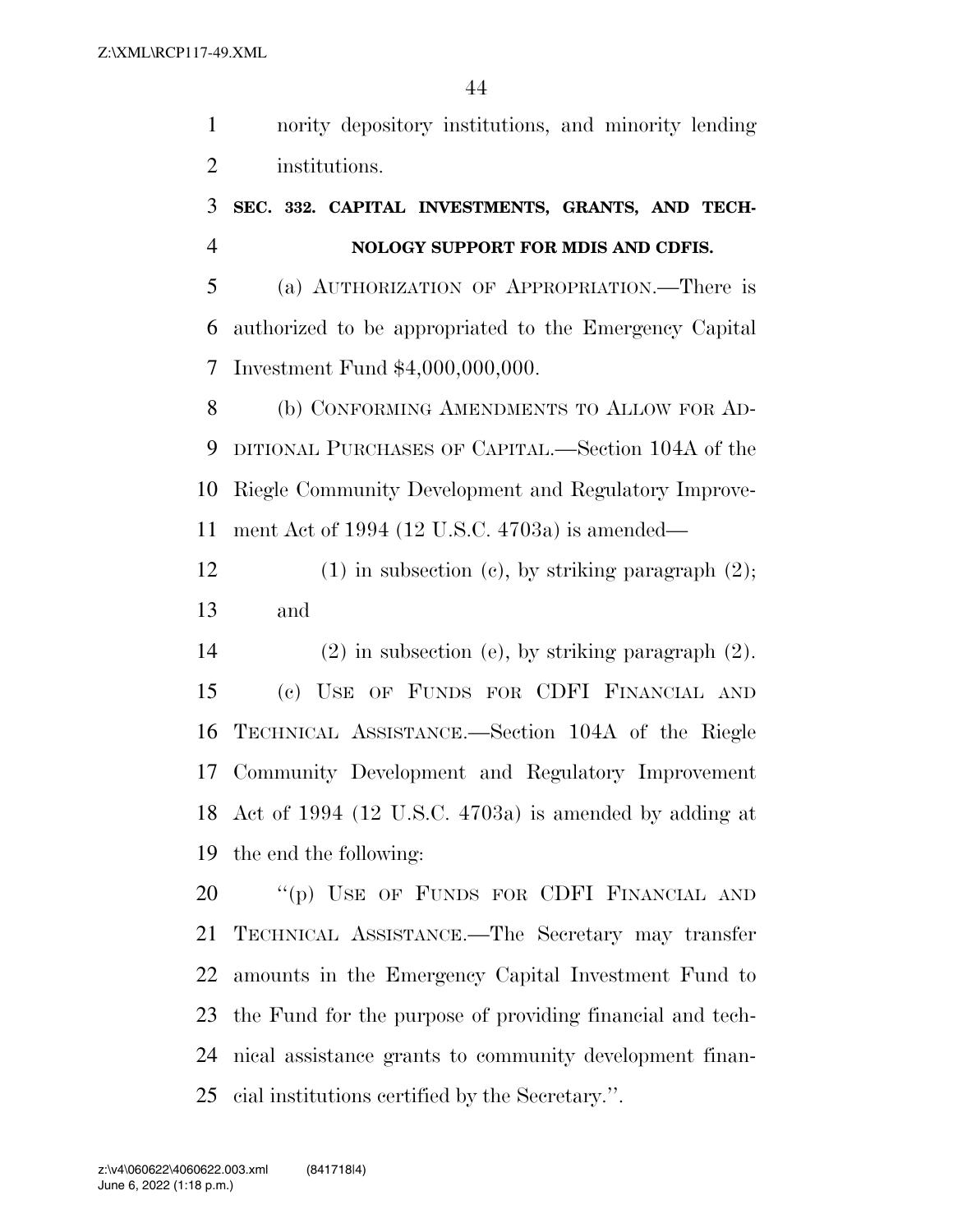nority depository institutions, and minority lending institutions.

### SEC. 332. CAPITAL INVESTMENTS, GRANTS, AND TECHNOLOGY SUPPORT FOR MDIS AND CDFIS.

(a) AUTHORIZATION OF APPROPRIATION.—There is authorized to be appropriated to the Emergency Capital Investment Fund $4,000,000,000.

(b) CONFORMING AMENDMENTS TO ALLOW FOR ADDITIONAL PURCHASES OF CAPITAL.—Section 104A of the Riegle Community Development and Regulatory Improvement Act of 1994 (12 U.S.C. 4703a) is amended—

(1) in subsection (c), by striking paragraph (2); and

(2) in subsection (e), by striking paragraph (2).

(c) USE OF FUNDS FOR CDFI FINANCIAL AND TECHNICAL ASSISTANCE.—Section 104A of the Riegle Community Development and Regulatory Improvement Act of 1994 (12 U.S.C. 4703a) is amended by adding at the end the following:

"(p) USE OF FUNDS FOR CDFI FINANCIAL AND TECHNICAL ASSISTANCE.—The Secretary may transfer amounts in the Emergency Capital Investment Fund to the Fund for the purpose of providing financial and technical assistance grants to community development financial institutions certified by the Secretary.".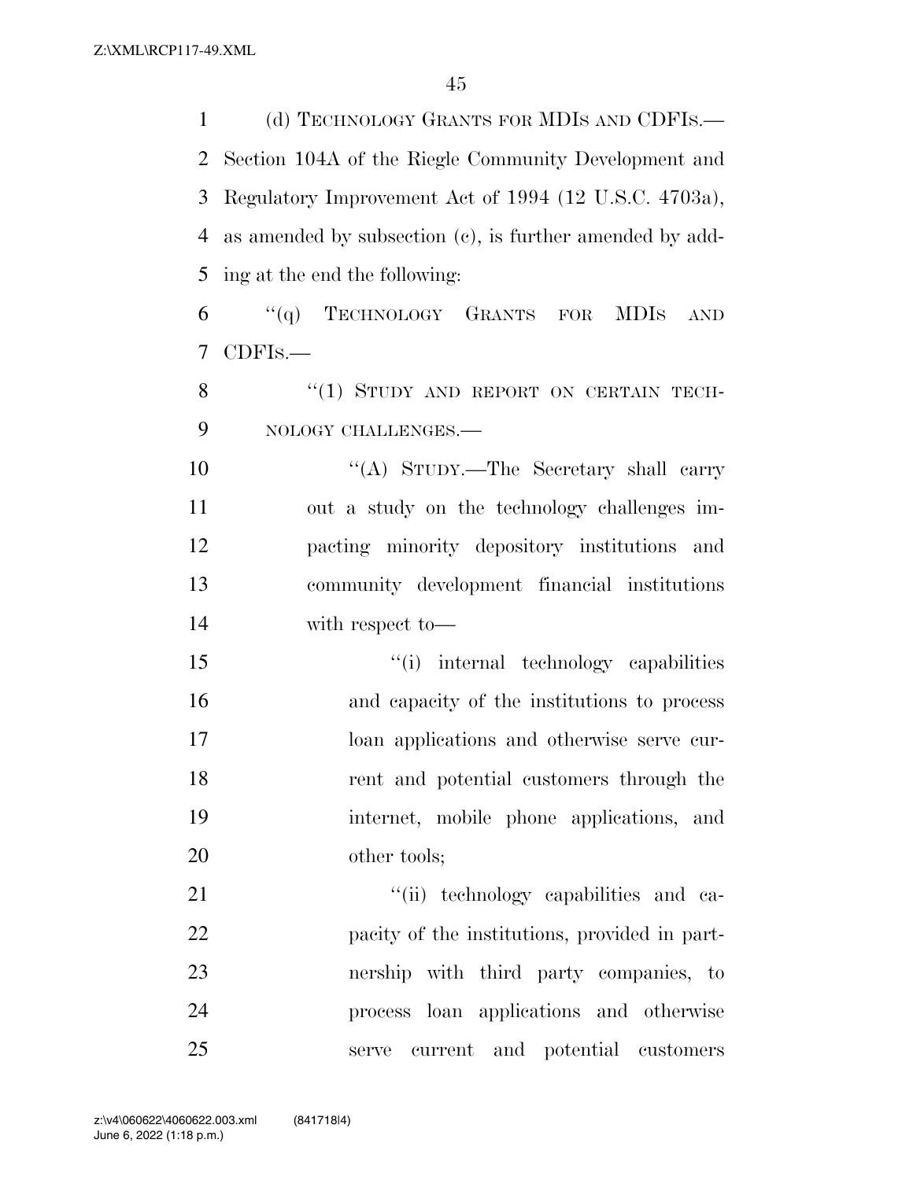(d) TECHNOLOGY GRANTS FOR MDIs AND CDFIs.—Section 104A of the Riegle Community Development and Regulatory Improvement Act of 1994 (12 U.S.C. 4703a), as amended by subsection (c), is further amended by adding at the end the following:

"(q) TECHNOLOGY GRANTS FOR MDIs AND CDFIs.—

"(1) STUDY AND REPORT ON CERTAIN TECHNOLOGY CHALLENGES.—

"(A) STUDY.—The Secretary shall carry out a study on the technology challenges impacting minority depository institutions and community development financial institutions with respect to—

"(i) internal technology capabilities and capacity of the institutions to process loan applications and otherwise serve current and potential customers through the internet, mobile phone applications, and other tools;

"(ii) technology capabilities and capacity of the institutions, provided in partnership with third party companies, to process loan applications and otherwise serve current and potential customers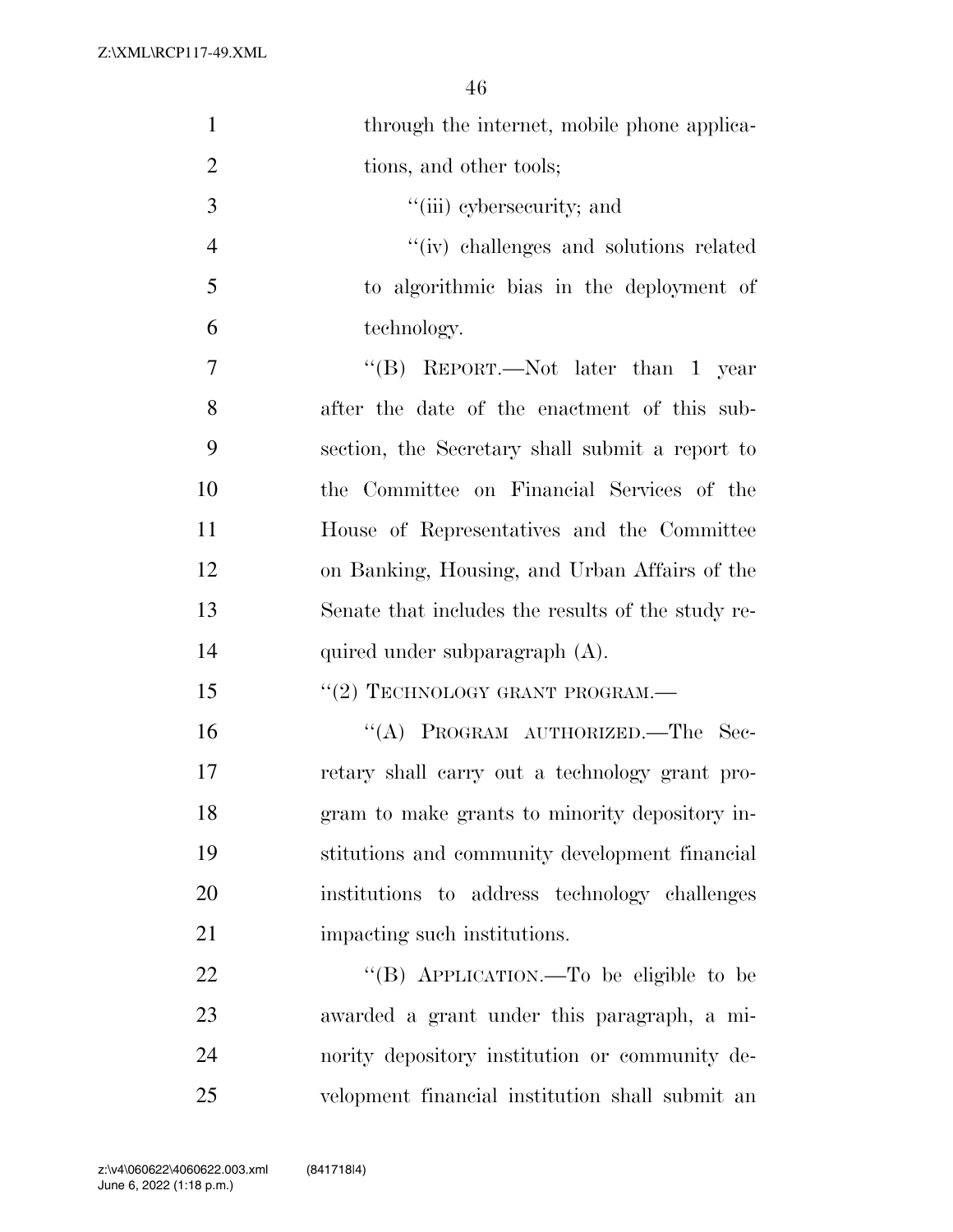through the internet, mobile phone applications, and other tools;

"(iii) cybersecurity; and

"(iv) challenges and solutions related to algorithmic bias in the deployment of technology.

"(B) REPORT.—Not later than 1 year after the date of the enactment of this subsection, the Secretary shall submit a report to the Committee on Financial Services of the House of Representatives and the Committee on Banking, Housing, and Urban Affairs of the Senate that includes the results of the study required under subparagraph (A).

"(2) TECHNOLOGY GRANT PROGRAM.—

"(A) PROGRAM AUTHORIZED.—The Secretary shall carry out a technology grant program to make grants to minority depository institutions and community development financial institutions to address technology challenges impacting such institutions.

"(B) APPLICATION.—To be eligible to be awarded a grant under this paragraph, a minority depository institution or community development financial institution shall submit an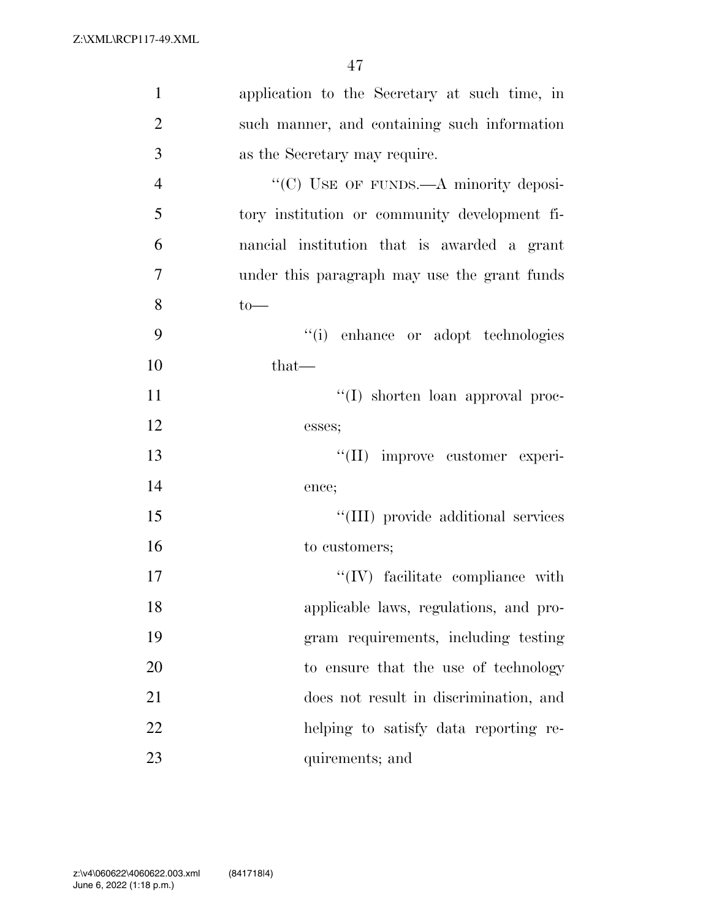application to the Secretary at such time, in such manner, and containing such information as the Secretary may require.

"(C) USE OF FUNDS.—A minority depository institution or community development financial institution that is awarded a grant under this paragraph may use the grant funds to—

"(i) enhance or adopt technologies that—

"(I) shorten loan approval processes;

"(II) improve customer experience;

"(III) provide additional services to customers;

"(IV) facilitate compliance with applicable laws, regulations, and program requirements, including testing to ensure that the use of technology does not result in discrimination, and helping to satisfy data reporting requirements; and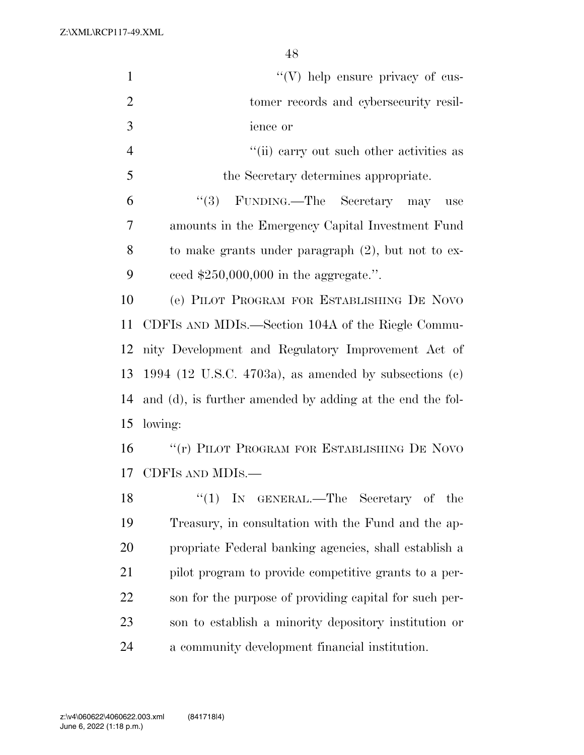"(V) help ensure privacy of customer records and cybersecurity resilience or

"(ii) carry out such other activities as the Secretary determines appropriate.

"(3) FUNDING.—The Secretary may use amounts in the Emergency Capital Investment Fund to make grants under paragraph (2), but not to exceed $250,000,000 in the aggregate.".

(e) PILOT PROGRAM FOR ESTABLISHING DE NOVO CDFIS AND MDIS.—Section 104A of the Riegle Community Development and Regulatory Improvement Act of 1994 (12 U.S.C. 4703a), as amended by subsections (c) and (d), is further amended by adding at the end the following:

"(r) PILOT PROGRAM FOR ESTABLISHING DE NOVO CDFIS AND MDIS.—

"(1) IN GENERAL.—The Secretary of the Treasury, in consultation with the Fund and the appropriate Federal banking agencies, shall establish a pilot program to provide competitive grants to a person for the purpose of providing capital for such person to establish a minority depository institution or a community development financial institution.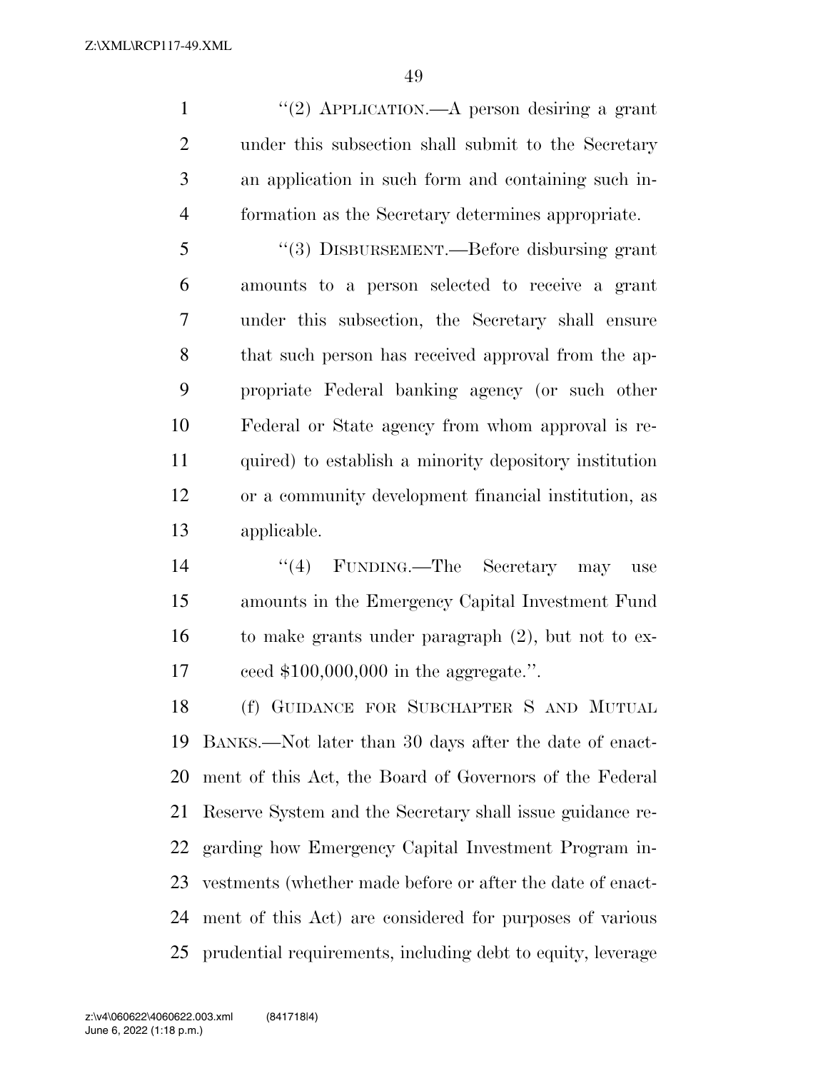''(2) APPLICATION.—A person desiring a grant under this subsection shall submit to the Secretary an application in such form and containing such information as the Secretary determines appropriate.

''(3) DISBURSEMENT.—Before disbursing grant amounts to a person selected to receive a grant under this subsection, the Secretary shall ensure that such person has received approval from the appropriate Federal banking agency (or such other Federal or State agency from whom approval is required) to establish a minority depository institution or a community development financial institution, as applicable.

''(4) FUNDING.—The Secretary may use amounts in the Emergency Capital Investment Fund to make grants under paragraph (2), but not to exceed $100,000,000 in the aggregate.''.

(f) GUIDANCE FOR SUBCHAPTER S AND MUTUAL BANKS.—Not later than 30 days after the date of enactment of this Act, the Board of Governors of the Federal Reserve System and the Secretary shall issue guidance regarding how Emergency Capital Investment Program investments (whether made before or after the date of enactment of this Act) are considered for purposes of various prudential requirements, including debt to equity, leverage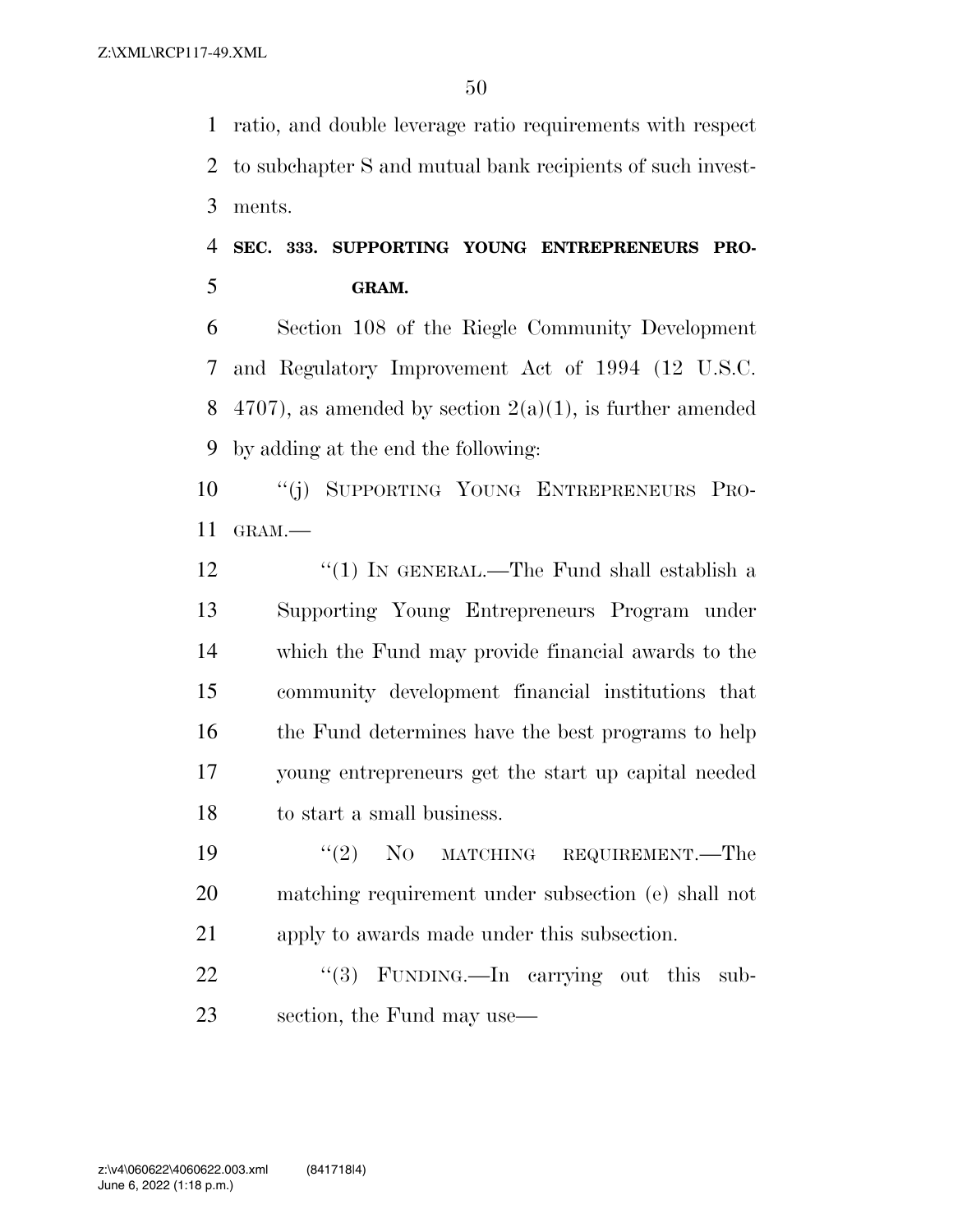ratio, and double leverage ratio requirements with respect to subchapter S and mutual bank recipients of such investments.

**SEC. 333. SUPPORTING YOUNG ENTREPRENEURS PROGRAM.**

Section 108 of the Riegle Community Development and Regulatory Improvement Act of 1994 (12 U.S.C. 4707), as amended by section 2(a)(1), is further amended by adding at the end the following:

"(j) SUPPORTING YOUNG ENTREPRENEURS PROGRAM.—

"(1) IN GENERAL.—The Fund shall establish a Supporting Young Entrepreneurs Program under which the Fund may provide financial awards to the community development financial institutions that the Fund determines have the best programs to help young entrepreneurs get the start up capital needed to start a small business.

"(2) NO MATCHING REQUIREMENT.—The matching requirement under subsection (e) shall not apply to awards made under this subsection.

"(3) FUNDING.—In carrying out this subsection, the Fund may use—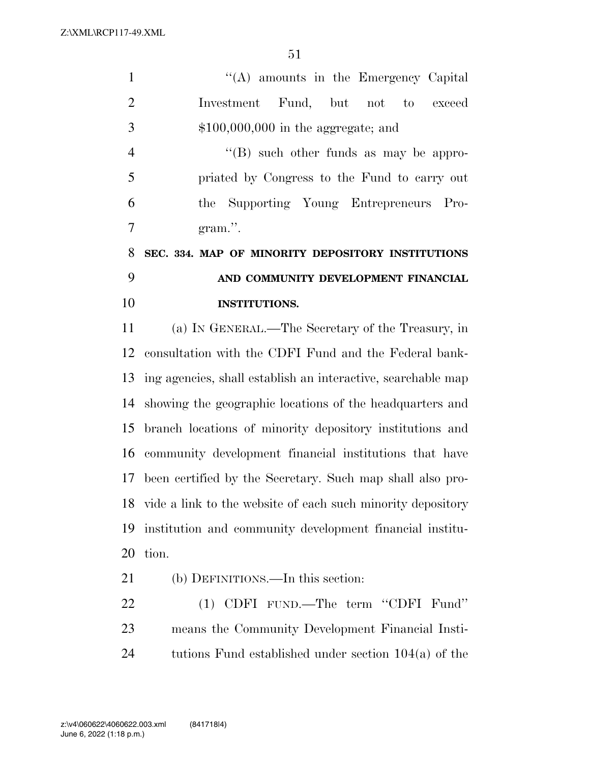"(A) amounts in the Emergency Capital Investment Fund, but not to exceed $100,000,000 in the aggregate; and

"(B) such other funds as may be appropriated by Congress to the Fund to carry out the Supporting Young Entrepreneurs Program.".

**SEC. 334. MAP OF MINORITY DEPOSITORY INSTITUTIONS AND COMMUNITY DEVELOPMENT FINANCIAL INSTITUTIONS.**

(a) IN GENERAL.—The Secretary of the Treasury, in consultation with the CDFI Fund and the Federal banking agencies, shall establish an interactive, searchable map showing the geographic locations of the headquarters and branch locations of minority depository institutions and community development financial institutions that have been certified by the Secretary. Such map shall also provide a link to the website of each such minority depository institution and community development financial institution.

(b) DEFINITIONS.—In this section:

(1) CDFI FUND.—The term "CDFI Fund" means the Community Development Financial Institutions Fund established under section 104(a) of the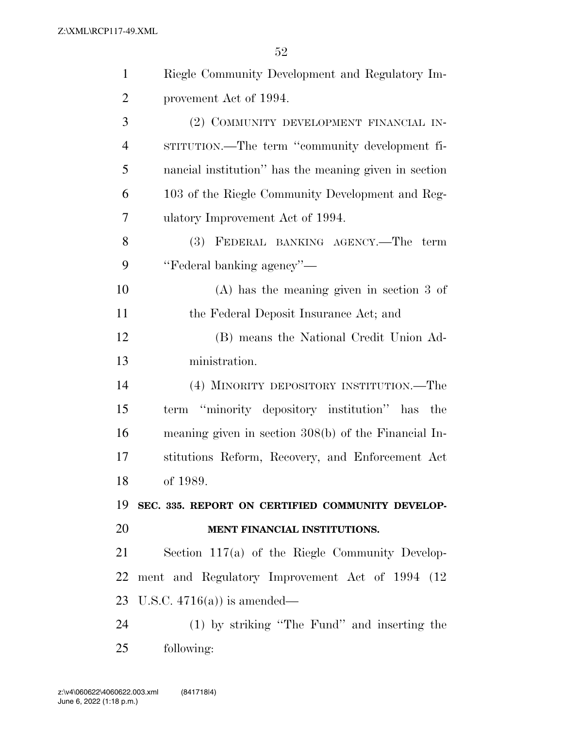Riegle Community Development and Regulatory Improvement Act of 1994.

(2) COMMUNITY DEVELOPMENT FINANCIAL INSTITUTION.—The term ''community development financial institution'' has the meaning given in section 103 of the Riegle Community Development and Regulatory Improvement Act of 1994.

(3) FEDERAL BANKING AGENCY.—The term ''Federal banking agency''—

(A) has the meaning given in section 3 of the Federal Deposit Insurance Act; and

(B) means the National Credit Union Administration.

(4) MINORITY DEPOSITORY INSTITUTION.—The term ''minority depository institution'' has the meaning given in section 308(b) of the Financial Institutions Reform, Recovery, and Enforcement Act of 1989.

**SEC. 335. REPORT ON CERTIFIED COMMUNITY DEVELOPMENT FINANCIAL INSTITUTIONS.**

Section 117(a) of the Riegle Community Development and Regulatory Improvement Act of 1994 (12 U.S.C. 4716(a)) is amended—

(1) by striking ''The Fund'' and inserting the following: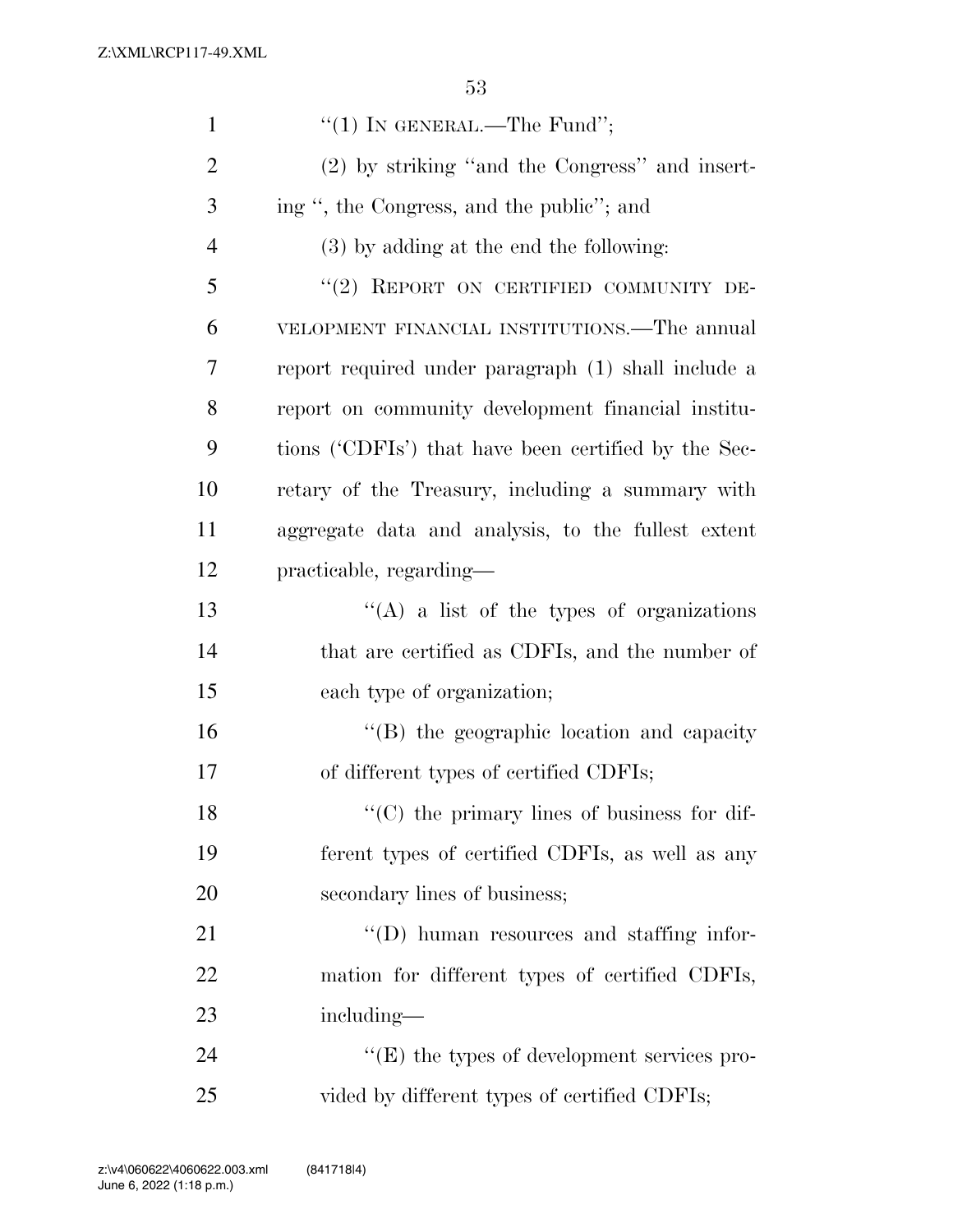"(1) IN GENERAL.—The Fund";

(2) by striking "and the Congress" and inserting ", the Congress, and the public"; and

(3) by adding at the end the following:

"(2) REPORT ON CERTIFIED COMMUNITY DEVELOPMENT FINANCIAL INSTITUTIONS.—The annual report required under paragraph (1) shall include a report on community development financial institutions ('CDFIs') that have been certified by the Secretary of the Treasury, including a summary with aggregate data and analysis, to the fullest extent practicable, regarding—

"(A) a list of the types of organizations that are certified as CDFIs, and the number of each type of organization;

"(B) the geographic location and capacity of different types of certified CDFIs;

"(C) the primary lines of business for different types of certified CDFIs, as well as any secondary lines of business;

"(D) human resources and staffing information for different types of certified CDFIs, including—

"(E) the types of development services provided by different types of certified CDFIs;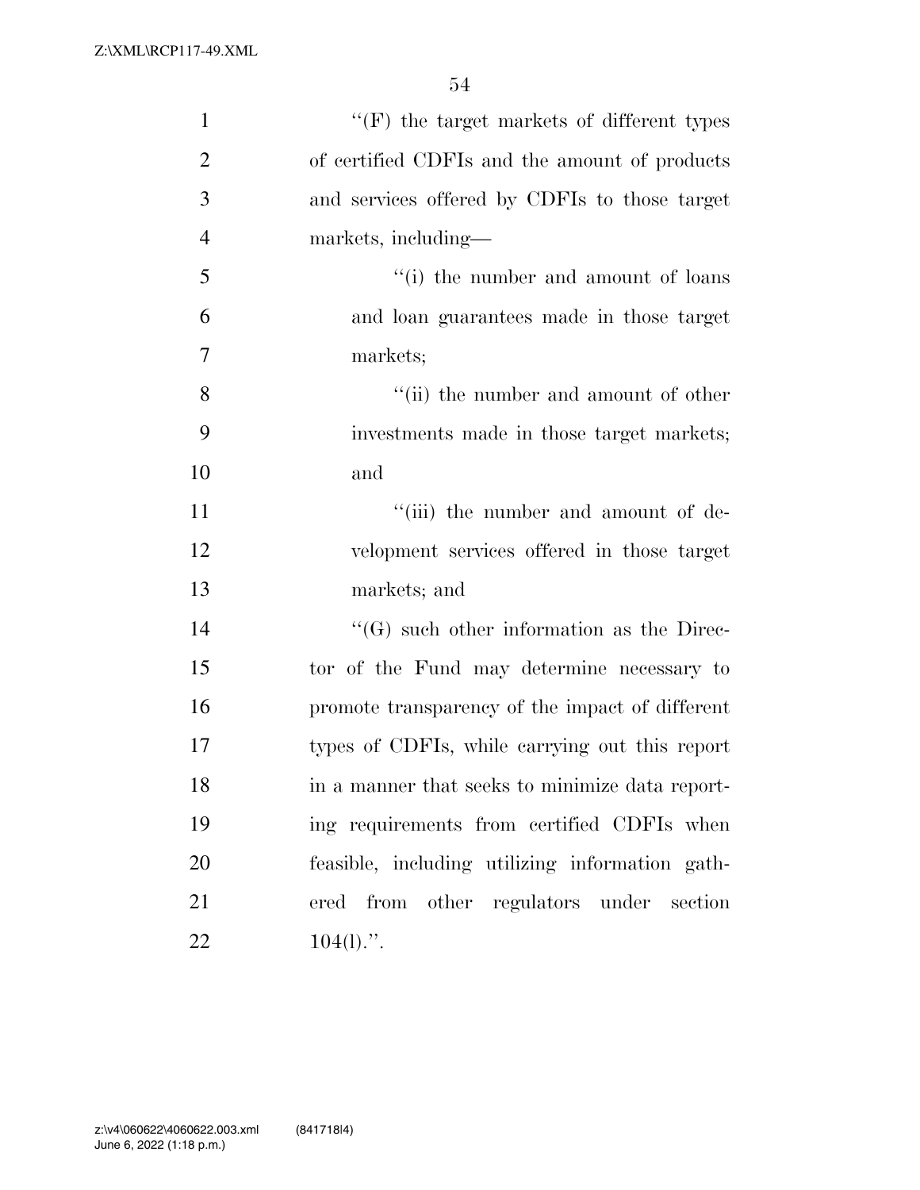''(F) the target markets of different types of certified CDFIs and the amount of products and services offered by CDFIs to those target markets, including—

''(i) the number and amount of loans and loan guarantees made in those target markets;

''(ii) the number and amount of other investments made in those target markets; and

''(iii) the number and amount of development services offered in those target markets; and

''(G) such other information as the Director of the Fund may determine necessary to promote transparency of the impact of different types of CDFIs, while carrying out this report in a manner that seeks to minimize data reporting requirements from certified CDFIs when feasible, including utilizing information gathered from other regulators under section 104(l).''.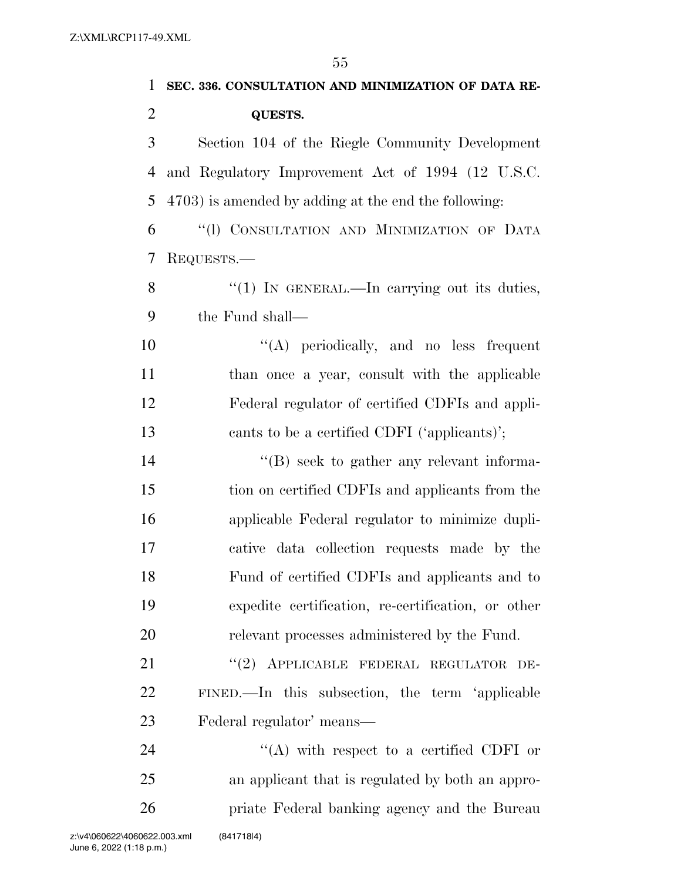**SEC. 336. CONSULTATION AND MINIMIZATION OF DATA REQUESTS.**

Section 104 of the Riegle Community Development and Regulatory Improvement Act of 1994 (12 U.S.C. 4703) is amended by adding at the end the following:

"(l) CONSULTATION AND MINIMIZATION OF DATA REQUESTS.—

"(1) IN GENERAL.—In carrying out its duties, the Fund shall—

"(A) periodically, and no less frequent than once a year, consult with the applicable Federal regulator of certified CDFIs and applicants to be a certified CDFI ('applicants');

"(B) seek to gather any relevant information on certified CDFIs and applicants from the applicable Federal regulator to minimize duplicative data collection requests made by the Fund of certified CDFIs and applicants and to expedite certification, re-certification, or other relevant processes administered by the Fund.

"(2) APPLICABLE FEDERAL REGULATOR DEFINED.—In this subsection, the term 'applicable Federal regulator' means—

"(A) with respect to a certified CDFI or an applicant that is regulated by both an appropriate Federal banking agency and the Bureau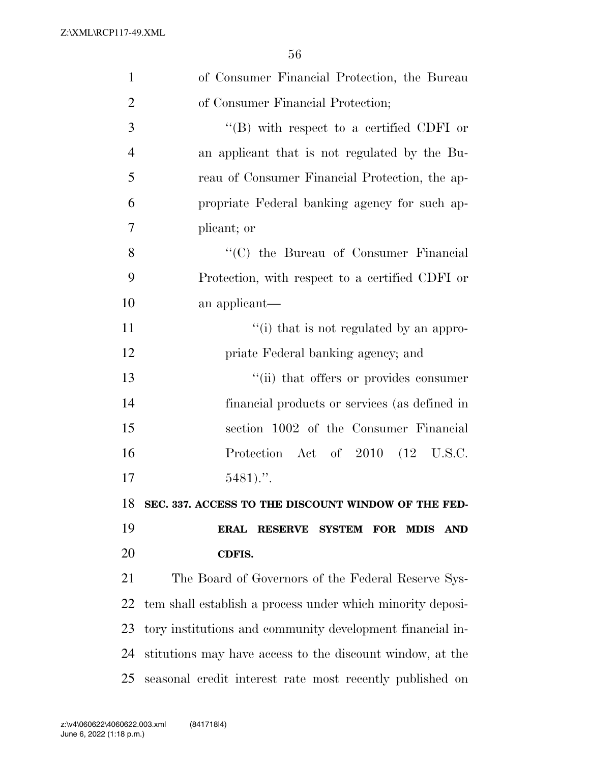of Consumer Financial Protection, the Bureau of Consumer Financial Protection;

"(B) with respect to a certified CDFI or an applicant that is not regulated by the Bureau of Consumer Financial Protection, the appropriate Federal banking agency for such applicant; or

"(C) the Bureau of Consumer Financial Protection, with respect to a certified CDFI or an applicant—

"(i) that is not regulated by an appropriate Federal banking agency; and

"(ii) that offers or provides consumer financial products or services (as defined in section 1002 of the Consumer Financial Protection Act of 2010 (12 U.S.C. 5481).".

**SEC. 337. ACCESS TO THE DISCOUNT WINDOW OF THE FEDERAL RESERVE SYSTEM FOR MDIS AND CDFIS.**

The Board of Governors of the Federal Reserve System shall establish a process under which minority depository institutions and community development financial institutions may have access to the discount window, at the seasonal credit interest rate most recently published on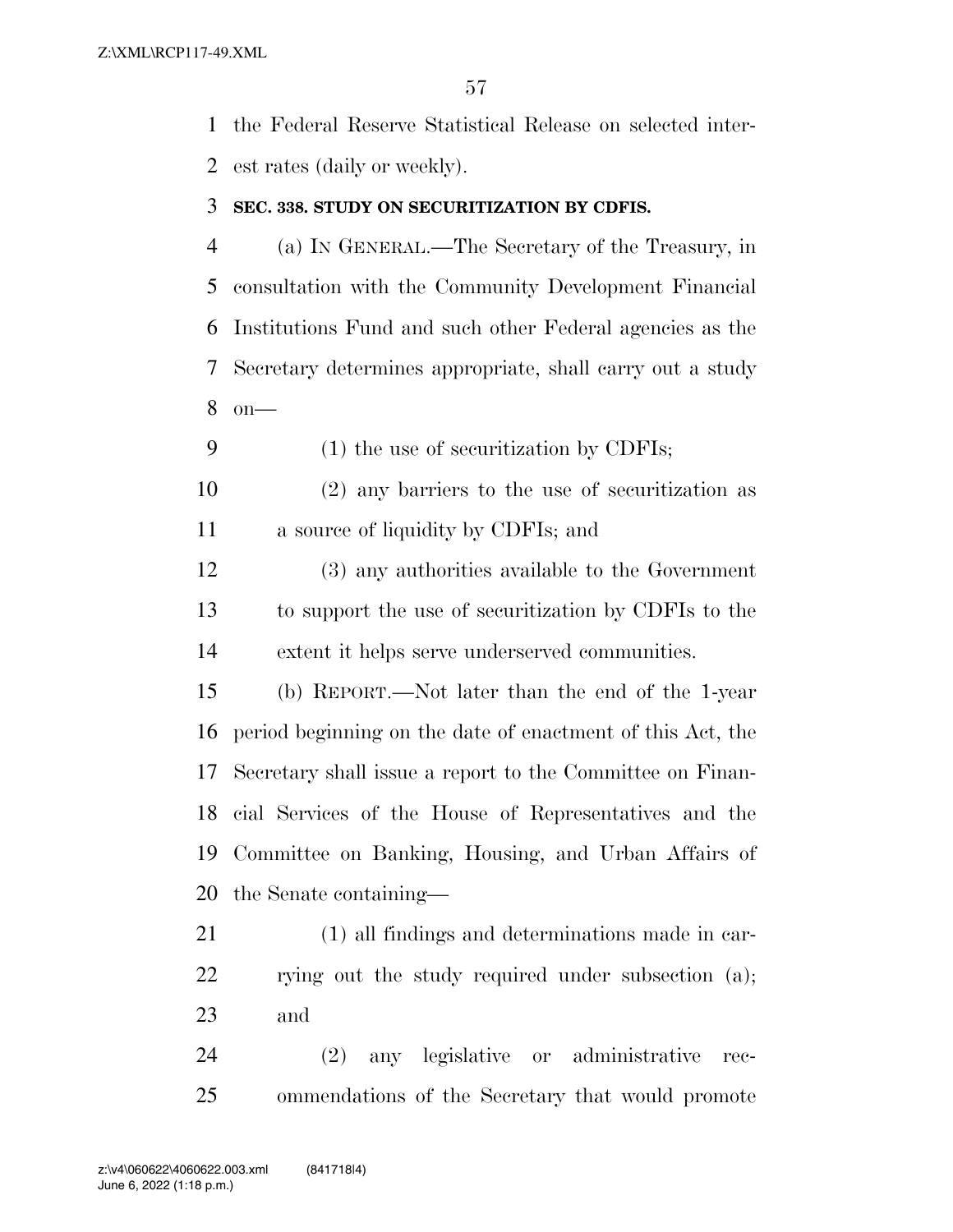the Federal Reserve Statistical Release on selected interest rates (daily or weekly).

### SEC. 338. STUDY ON SECURITIZATION BY CDFIS.

(a) IN GENERAL.—The Secretary of the Treasury, in consultation with the Community Development Financial Institutions Fund and such other Federal agencies as the Secretary determines appropriate, shall carry out a study on—

(1) the use of securitization by CDFIs;

(2) any barriers to the use of securitization as a source of liquidity by CDFIs; and

(3) any authorities available to the Government to support the use of securitization by CDFIs to the extent it helps serve underserved communities.

(b) REPORT.—Not later than the end of the 1-year period beginning on the date of enactment of this Act, the Secretary shall issue a report to the Committee on Financial Services of the House of Representatives and the Committee on Banking, Housing, and Urban Affairs of the Senate containing—

(1) all findings and determinations made in carrying out the study required under subsection (a); and

(2) any legislative or administrative recommendations of the Secretary that would promote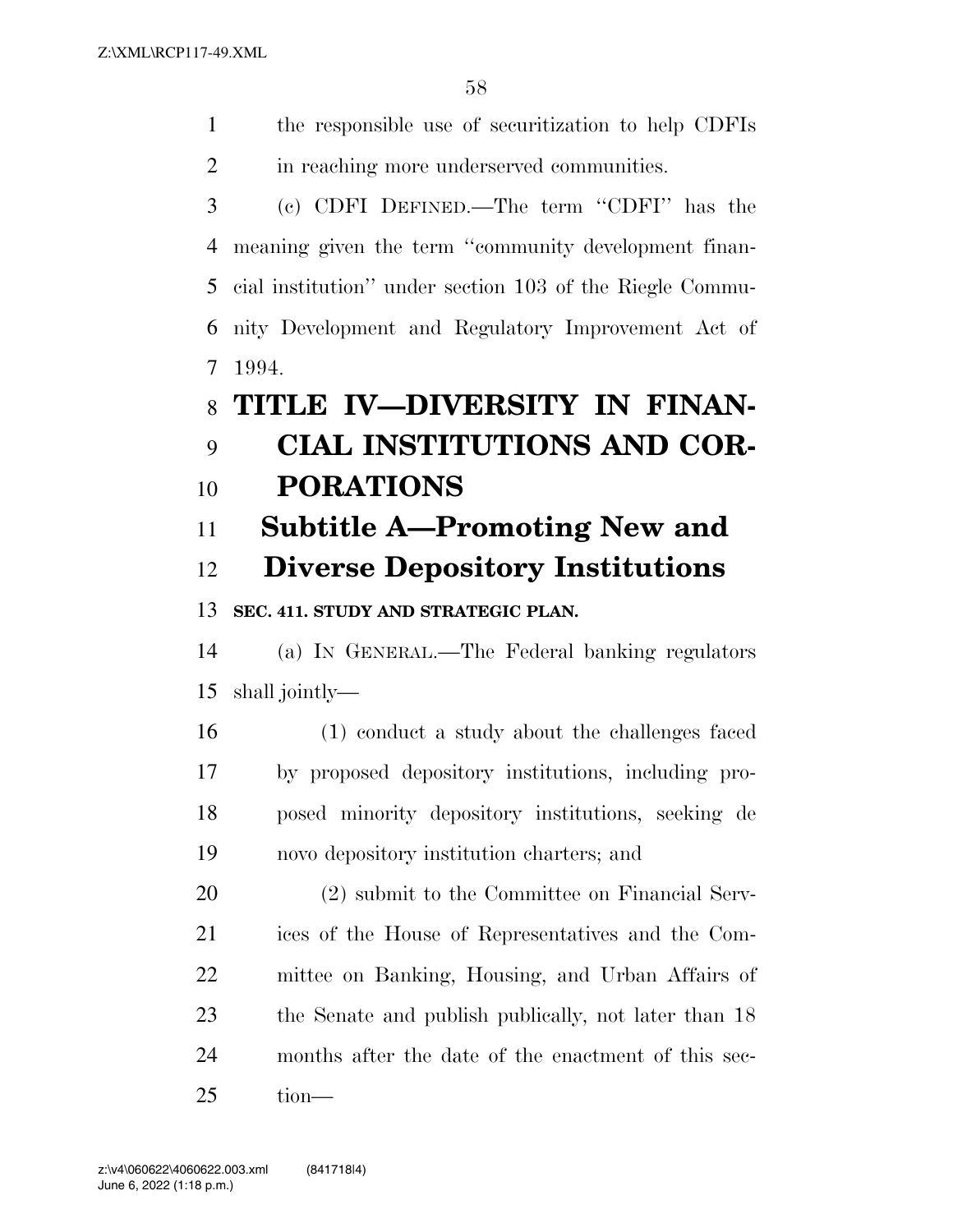the responsible use of securitization to help CDFIs in reaching more underserved communities.

(c) CDFI DEFINED.—The term "CDFI" has the meaning given the term "community development financial institution" under section 103 of the Riegle Community Development and Regulatory Improvement Act of 1994.

# TITLE IV—DIVERSITY IN FINANCIAL INSTITUTIONS AND CORPORATIONS

## Subtitle A—Promoting New and Diverse Depository Institutions

### SEC. 411. STUDY AND STRATEGIC PLAN.

(a) IN GENERAL.—The Federal banking regulators shall jointly—

(1) conduct a study about the challenges faced by proposed depository institutions, including proposed minority depository institutions, seeking de novo depository institution charters; and

(2) submit to the Committee on Financial Services of the House of Representatives and the Committee on Banking, Housing, and Urban Affairs of the Senate and publish publically, not later than 18 months after the date of the enactment of this section—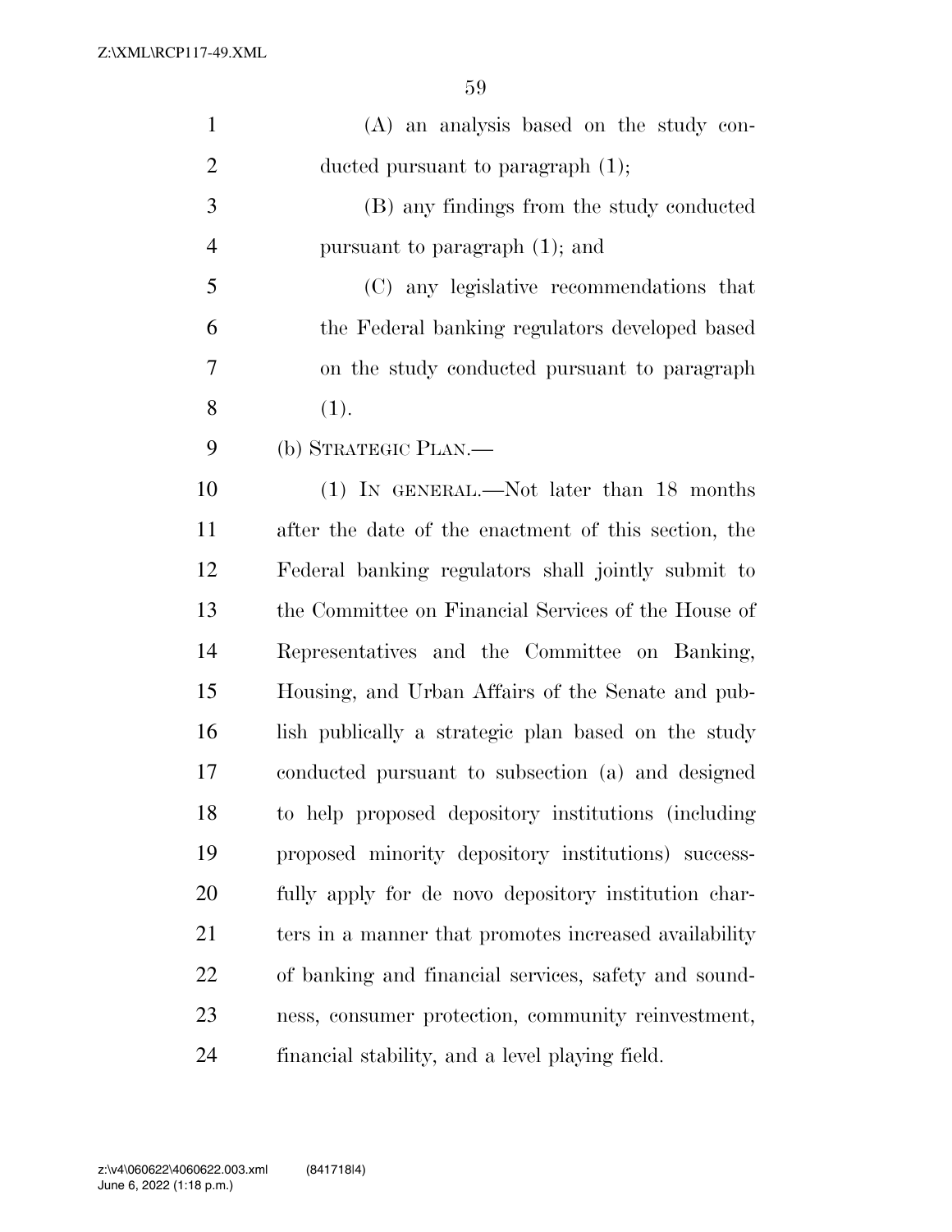(A) an analysis based on the study conducted pursuant to paragraph (1);

(B) any findings from the study conducted pursuant to paragraph (1); and

(C) any legislative recommendations that the Federal banking regulators developed based on the study conducted pursuant to paragraph (1).

(b) STRATEGIC PLAN.—

(1) IN GENERAL.—Not later than 18 months after the date of the enactment of this section, the Federal banking regulators shall jointly submit to the Committee on Financial Services of the House of Representatives and the Committee on Banking, Housing, and Urban Affairs of the Senate and publish publically a strategic plan based on the study conducted pursuant to subsection (a) and designed to help proposed depository institutions (including proposed minority depository institutions) successfully apply for de novo depository institution charters in a manner that promotes increased availability of banking and financial services, safety and soundness, consumer protection, community reinvestment, financial stability, and a level playing field.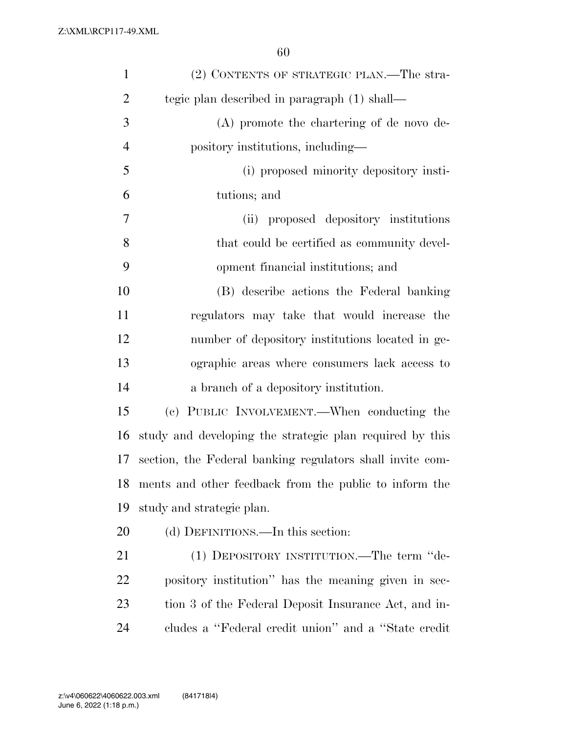(2) CONTENTS OF STRATEGIC PLAN.—The strategic plan described in paragraph (1) shall—

(A) promote the chartering of de novo depository institutions, including—

(i) proposed minority depository institutions; and

(ii) proposed depository institutions that could be certified as community development financial institutions; and

(B) describe actions the Federal banking regulators may take that would increase the number of depository institutions located in geographic areas where consumers lack access to a branch of a depository institution.

(c) PUBLIC INVOLVEMENT.—When conducting the study and developing the strategic plan required by this section, the Federal banking regulators shall invite comments and other feedback from the public to inform the study and strategic plan.

(d) DEFINITIONS.—In this section:

(1) DEPOSITORY INSTITUTION.—The term ''depository institution'' has the meaning given in section 3 of the Federal Deposit Insurance Act, and includes a ''Federal credit union'' and a ''State credit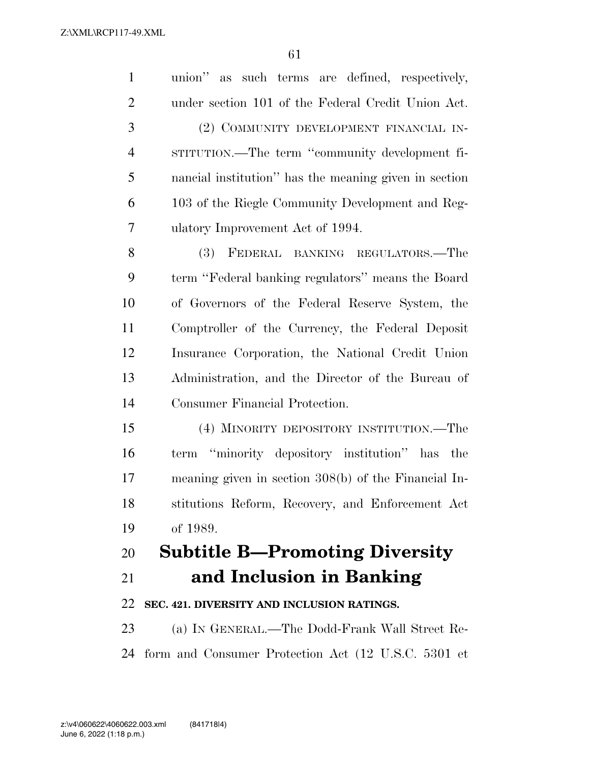union'' as such terms are defined, respectively, under section 101 of the Federal Credit Union Act.

(2) COMMUNITY DEVELOPMENT FINANCIAL INSTITUTION.—The term ''community development financial institution'' has the meaning given in section 103 of the Riegle Community Development and Regulatory Improvement Act of 1994.

(3) FEDERAL BANKING REGULATORS.—The term ''Federal banking regulators'' means the Board of Governors of the Federal Reserve System, the Comptroller of the Currency, the Federal Deposit Insurance Corporation, the National Credit Union Administration, and the Director of the Bureau of Consumer Financial Protection.

(4) MINORITY DEPOSITORY INSTITUTION.—The term ''minority depository institution'' has the meaning given in section 308(b) of the Financial Institutions Reform, Recovery, and Enforcement Act of 1989.

# Subtitle B—Promoting Diversity and Inclusion in Banking

**SEC. 421. DIVERSITY AND INCLUSION RATINGS.**

(a) IN GENERAL.—The Dodd-Frank Wall Street Reform and Consumer Protection Act (12 U.S.C. 5301 et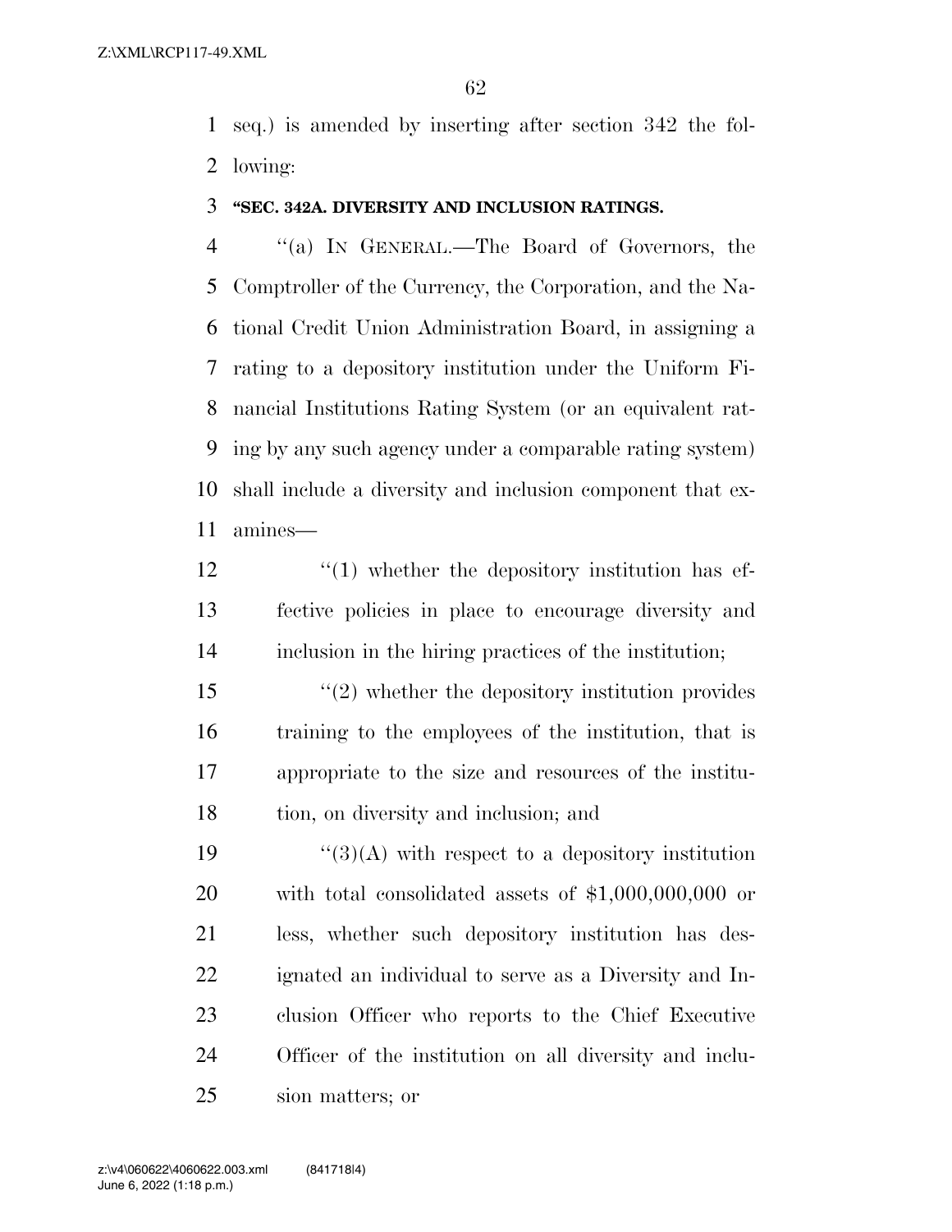seq.) is amended by inserting after section 342 the following:

**"SEC. 342A. DIVERSITY AND INCLUSION RATINGS.**

"(a) IN GENERAL.—The Board of Governors, the Comptroller of the Currency, the Corporation, and the National Credit Union Administration Board, in assigning a rating to a depository institution under the Uniform Financial Institutions Rating System (or an equivalent rating by any such agency under a comparable rating system) shall include a diversity and inclusion component that examines—

"(1) whether the depository institution has effective policies in place to encourage diversity and inclusion in the hiring practices of the institution;

"(2) whether the depository institution provides training to the employees of the institution, that is appropriate to the size and resources of the institution, on diversity and inclusion; and

"(3)(A) with respect to a depository institution with total consolidated assets of $1,000,000,000 or less, whether such depository institution has designated an individual to serve as a Diversity and Inclusion Officer who reports to the Chief Executive Officer of the institution on all diversity and inclusion matters; or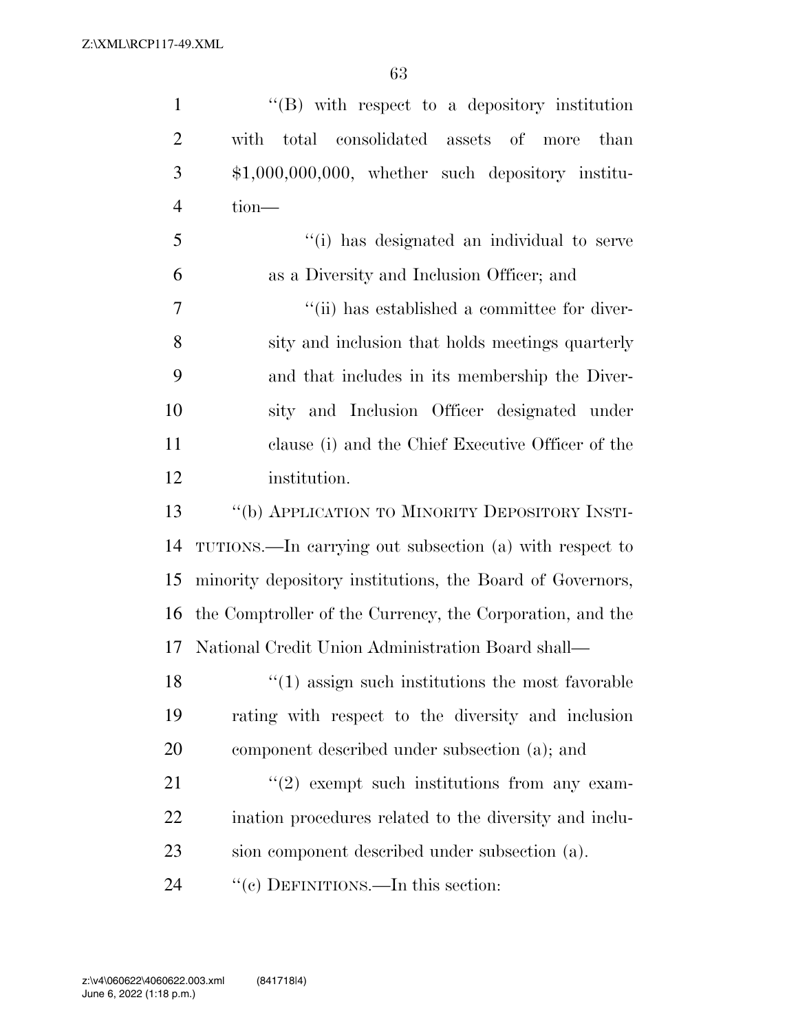"(B) with respect to a depository institution with total consolidated assets of more than $1,000,000,000, whether such depository institution—

"(i) has designated an individual to serve as a Diversity and Inclusion Officer; and

"(ii) has established a committee for diversity and inclusion that holds meetings quarterly and that includes in its membership the Diversity and Inclusion Officer designated under clause (i) and the Chief Executive Officer of the institution.

"(b) APPLICATION TO MINORITY DEPOSITORY INSTITUTIONS.—In carrying out subsection (a) with respect to minority depository institutions, the Board of Governors, the Comptroller of the Currency, the Corporation, and the National Credit Union Administration Board shall—

"(1) assign such institutions the most favorable rating with respect to the diversity and inclusion component described under subsection (a); and

"(2) exempt such institutions from any examination procedures related to the diversity and inclusion component described under subsection (a).

"(c) DEFINITIONS.—In this section: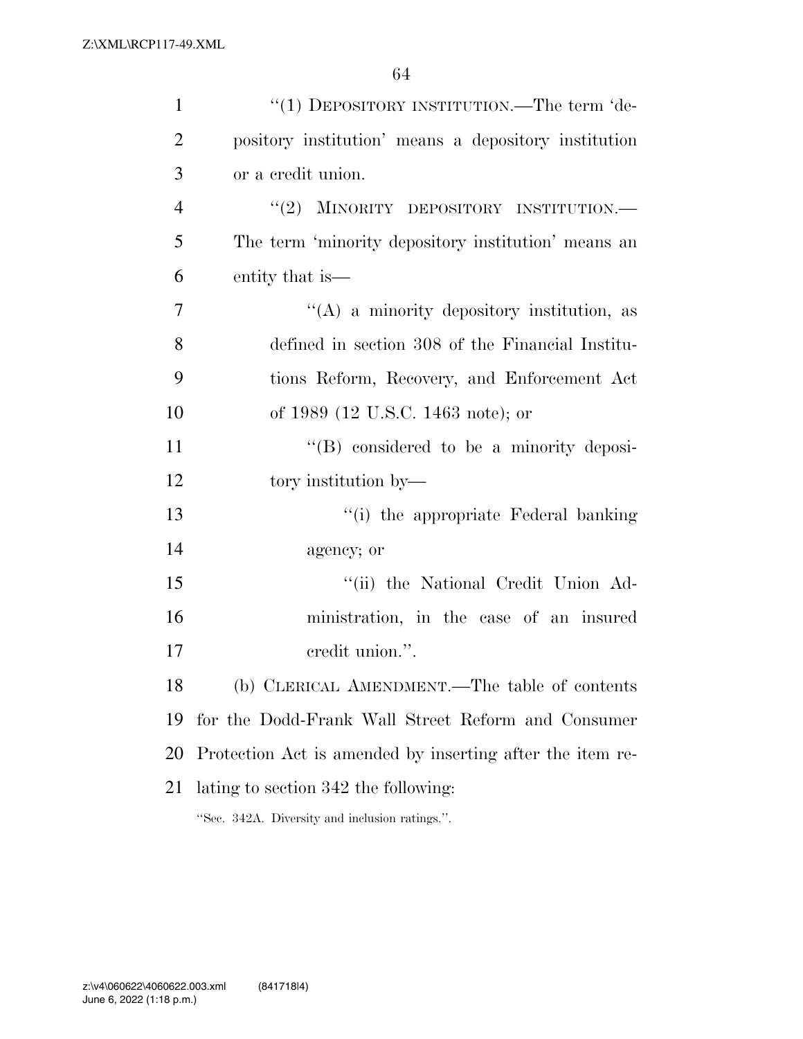"(1) DEPOSITORY INSTITUTION.—The term 'depository institution' means a depository institution or a credit union.

"(2) MINORITY DEPOSITORY INSTITUTION.—The term 'minority depository institution' means an entity that is—

"(A) a minority depository institution, as defined in section 308 of the Financial Institutions Reform, Recovery, and Enforcement Act of 1989 (12 U.S.C. 1463 note); or

"(B) considered to be a minority depository institution by—

"(i) the appropriate Federal banking agency; or

"(ii) the National Credit Union Administration, in the case of an insured credit union.".

(b) CLERICAL AMENDMENT.—The table of contents for the Dodd-Frank Wall Street Reform and Consumer Protection Act is amended by inserting after the item relating to section 342 the following:

"Sec. 342A. Diversity and inclusion ratings.".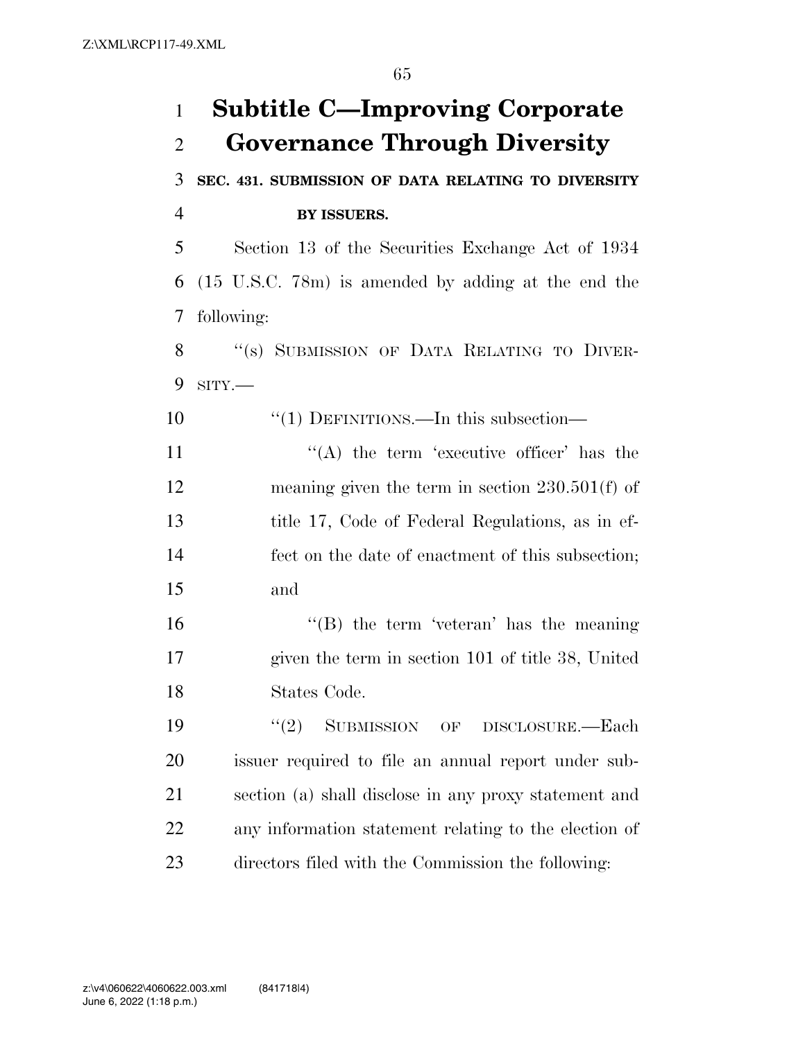# Subtitle C—Improving Corporate Governance Through Diversity

**SEC. 431. SUBMISSION OF DATA RELATING TO DIVERSITY BY ISSUERS.**

Section 13 of the Securities Exchange Act of 1934 (15 U.S.C. 78m) is amended by adding at the end the following:

"(s) SUBMISSION OF DATA RELATING TO DIVERSITY.—

"(1) DEFINITIONS.—In this subsection—

"(A) the term 'executive officer' has the meaning given the term in section 230.501(f) of title 17, Code of Federal Regulations, as in effect on the date of enactment of this subsection; and

"(B) the term 'veteran' has the meaning given the term in section 101 of title 38, United States Code.

"(2) SUBMISSION OF DISCLOSURE.—Each issuer required to file an annual report under subsection (a) shall disclose in any proxy statement and any information statement relating to the election of directors filed with the Commission the following: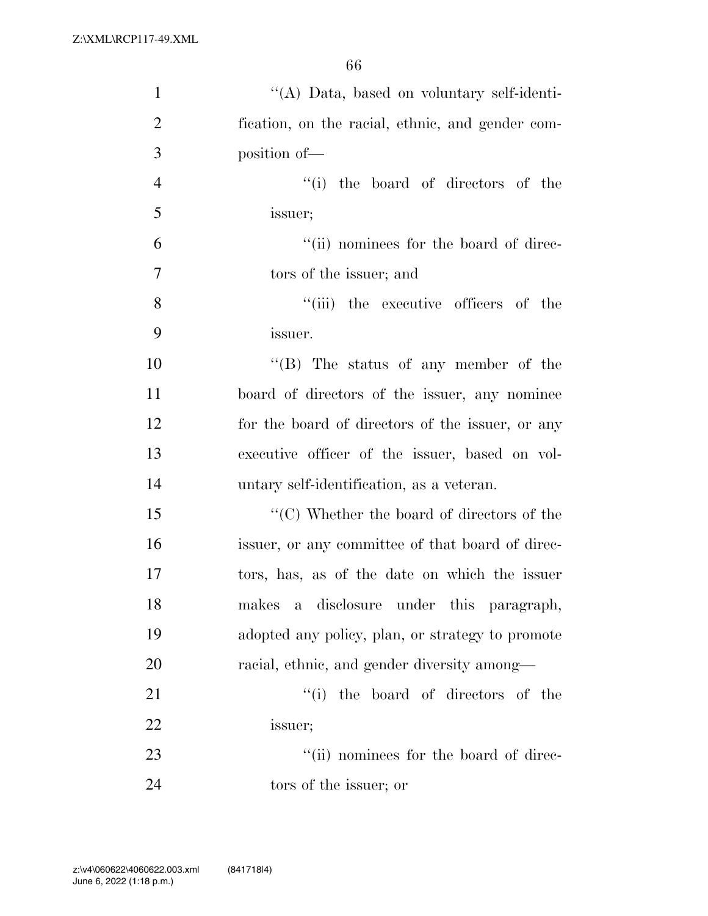''(A) Data, based on voluntary self-identification, on the racial, ethnic, and gender composition of—

''(i) the board of directors of the issuer;

''(ii) nominees for the board of directors of the issuer; and

''(iii) the executive officers of the issuer.

''(B) The status of any member of the board of directors of the issuer, any nominee for the board of directors of the issuer, or any executive officer of the issuer, based on voluntary self-identification, as a veteran.

''(C) Whether the board of directors of the issuer, or any committee of that board of directors, has, as of the date on which the issuer makes a disclosure under this paragraph, adopted any policy, plan, or strategy to promote racial, ethnic, and gender diversity among—

''(i) the board of directors of the issuer;

''(ii) nominees for the board of directors of the issuer; or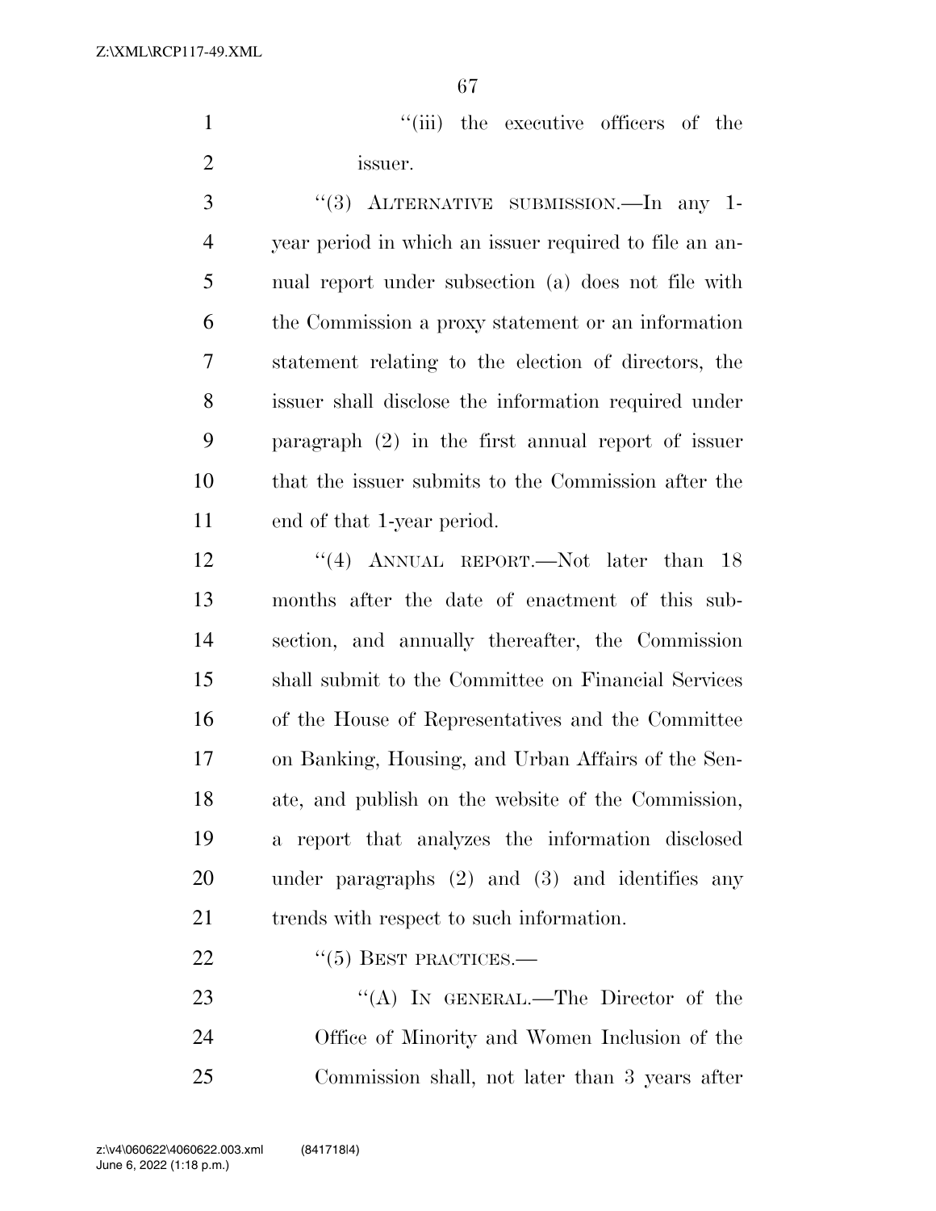''(iii) the executive officers of the issuer.

''(3) ALTERNATIVE SUBMISSION.—In any 1-year period in which an issuer required to file an annual report under subsection (a) does not file with the Commission a proxy statement or an information statement relating to the election of directors, the issuer shall disclose the information required under paragraph (2) in the first annual report of issuer that the issuer submits to the Commission after the end of that 1-year period.

''(4) ANNUAL REPORT.—Not later than 18 months after the date of enactment of this subsection, and annually thereafter, the Commission shall submit to the Committee on Financial Services of the House of Representatives and the Committee on Banking, Housing, and Urban Affairs of the Senate, and publish on the website of the Commission, a report that analyzes the information disclosed under paragraphs (2) and (3) and identifies any trends with respect to such information.

''(5) BEST PRACTICES.—

''(A) IN GENERAL.—The Director of the Office of Minority and Women Inclusion of the Commission shall, not later than 3 years after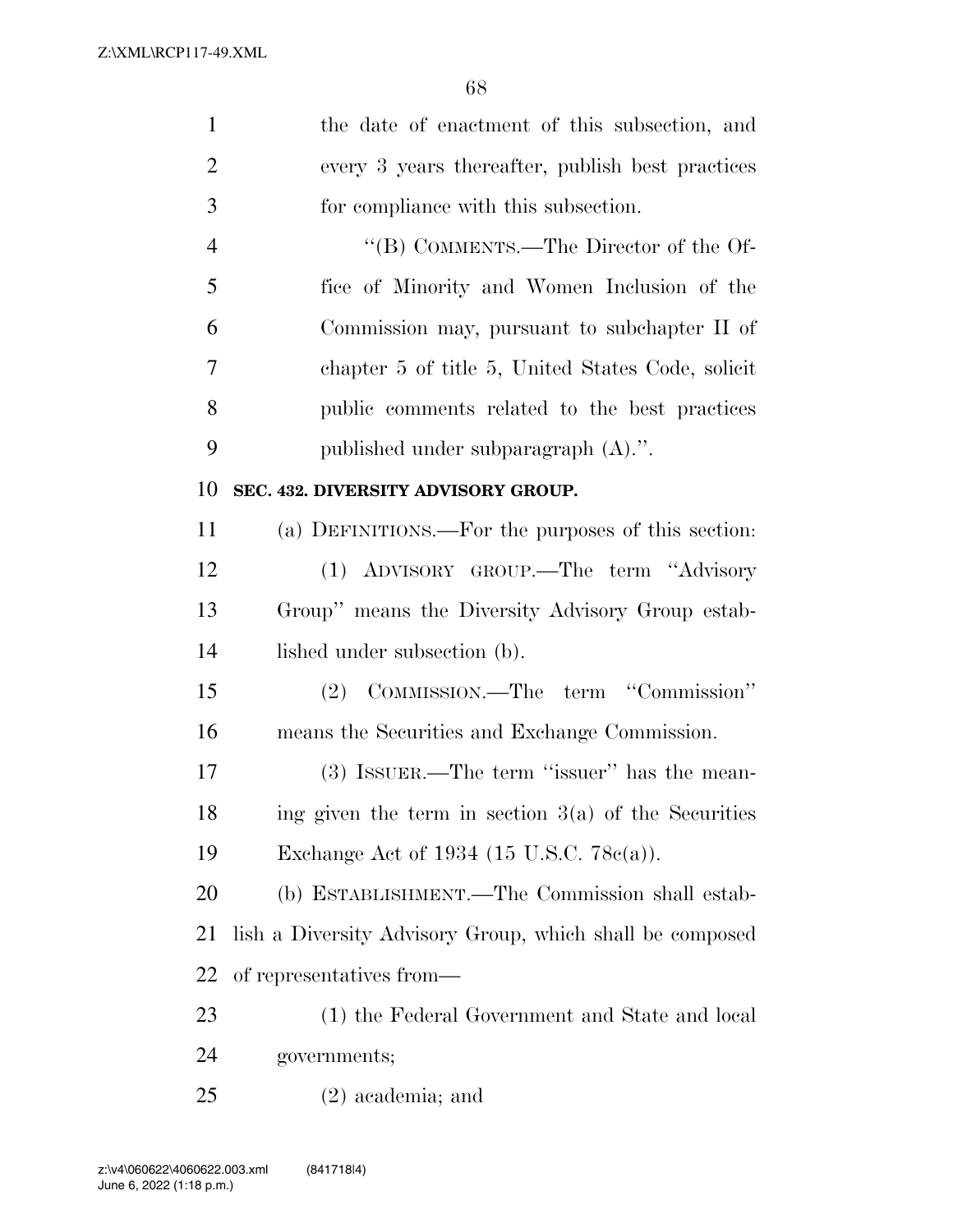the date of enactment of this subsection, and every 3 years thereafter, publish best practices for compliance with this subsection.

"(B) COMMENTS.—The Director of the Office of Minority and Women Inclusion of the Commission may, pursuant to subchapter II of chapter 5 of title 5, United States Code, solicit public comments related to the best practices published under subparagraph (A).".

**SEC. 432. DIVERSITY ADVISORY GROUP.**

(a) DEFINITIONS.—For the purposes of this section:

(1) ADVISORY GROUP.—The term "Advisory Group" means the Diversity Advisory Group established under subsection (b).

(2) COMMISSION.—The term "Commission" means the Securities and Exchange Commission.

(3) ISSUER.—The term "issuer" has the meaning given the term in section 3(a) of the Securities Exchange Act of 1934 (15 U.S.C. 78c(a)).

(b) ESTABLISHMENT.—The Commission shall establish a Diversity Advisory Group, which shall be composed of representatives from—

(1) the Federal Government and State and local governments;

(2) academia; and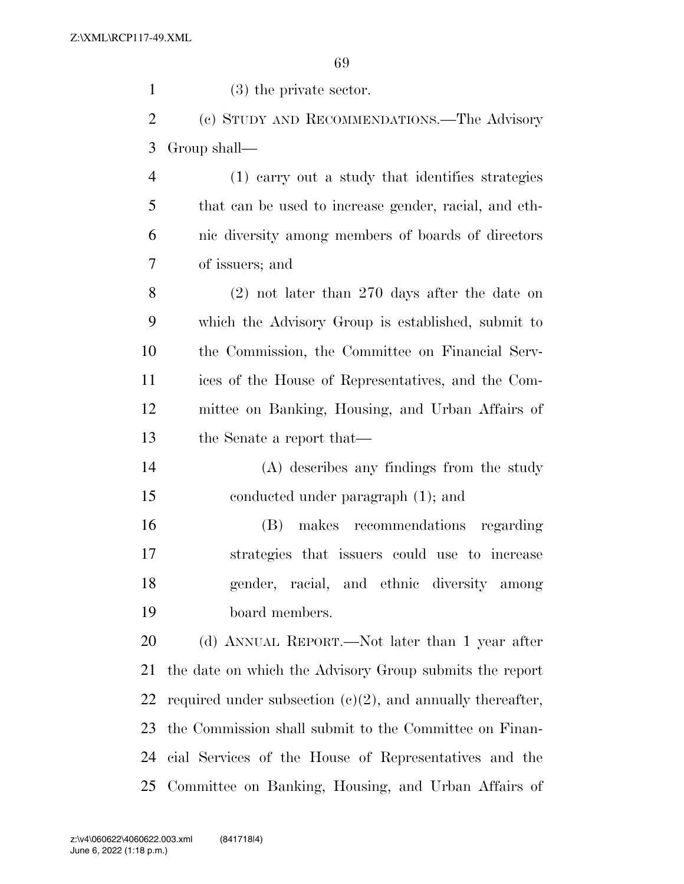(3) the private sector.

(c) STUDY AND RECOMMENDATIONS.—The Advisory Group shall—

(1) carry out a study that identifies strategies that can be used to increase gender, racial, and ethnic diversity among members of boards of directors of issuers; and

(2) not later than 270 days after the date on which the Advisory Group is established, submit to the Commission, the Committee on Financial Services of the House of Representatives, and the Committee on Banking, Housing, and Urban Affairs of the Senate a report that—

(A) describes any findings from the study conducted under paragraph (1); and

(B) makes recommendations regarding strategies that issuers could use to increase gender, racial, and ethnic diversity among board members.

(d) ANNUAL REPORT.—Not later than 1 year after the date on which the Advisory Group submits the report required under subsection (c)(2), and annually thereafter, the Commission shall submit to the Committee on Financial Services of the House of Representatives and the Committee on Banking, Housing, and Urban Affairs of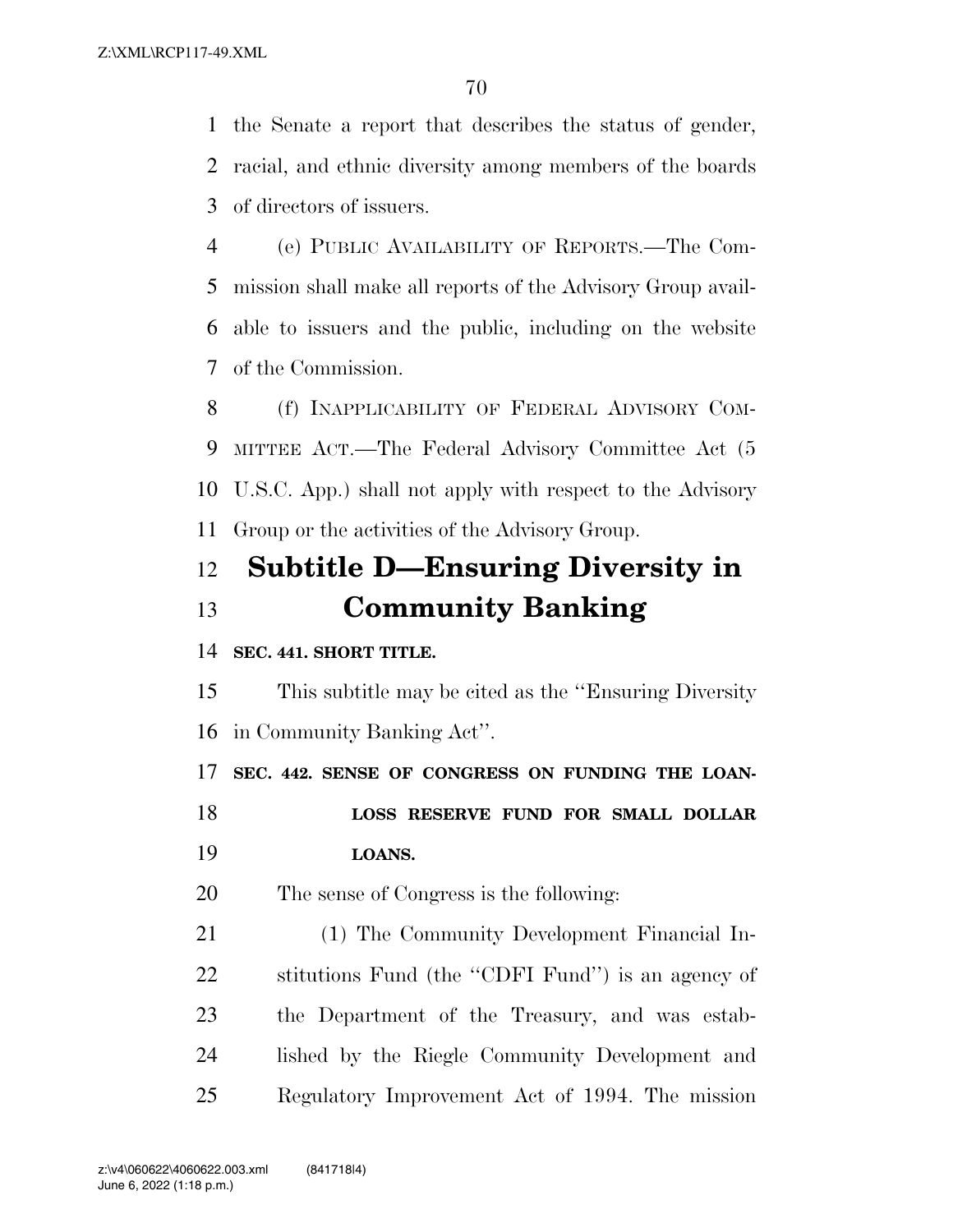the Senate a report that describes the status of gender, racial, and ethnic diversity among members of the boards of directors of issuers.

(e) PUBLIC AVAILABILITY OF REPORTS.—The Commission shall make all reports of the Advisory Group available to issuers and the public, including on the website of the Commission.

(f) INAPPLICABILITY OF FEDERAL ADVISORY COMMITTEE ACT.—The Federal Advisory Committee Act (5 U.S.C. App.) shall not apply with respect to the Advisory Group or the activities of the Advisory Group.

## Subtitle D—Ensuring Diversity in Community Banking

**SEC. 441. SHORT TITLE.**

This subtitle may be cited as the ''Ensuring Diversity in Community Banking Act''.

**SEC. 442. SENSE OF CONGRESS ON FUNDING THE LOAN-LOSS RESERVE FUND FOR SMALL DOLLAR LOANS.**

The sense of Congress is the following:

(1) The Community Development Financial Institutions Fund (the ''CDFI Fund'') is an agency of the Department of the Treasury, and was established by the Riegle Community Development and Regulatory Improvement Act of 1994. The mission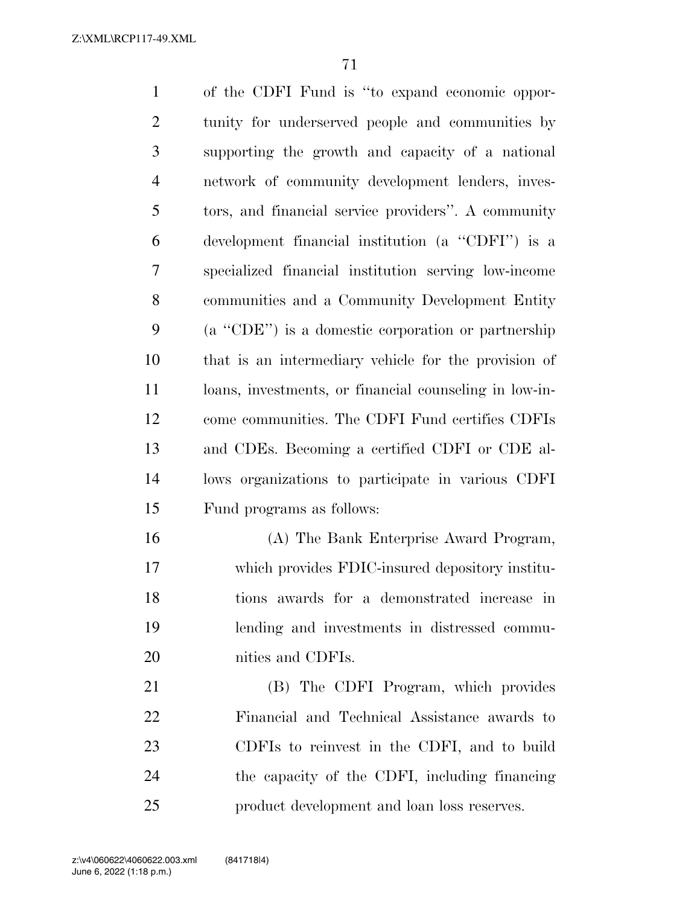of the CDFI Fund is "to expand economic opportunity for underserved people and communities by supporting the growth and capacity of a national network of community development lenders, investors, and financial service providers". A community development financial institution (a "CDFI") is a specialized financial institution serving low-income communities and a Community Development Entity (a "CDE") is a domestic corporation or partnership that is an intermediary vehicle for the provision of loans, investments, or financial counseling in low-income communities. The CDFI Fund certifies CDFIs and CDEs. Becoming a certified CDFI or CDE allows organizations to participate in various CDFI Fund programs as follows:

(A) The Bank Enterprise Award Program, which provides FDIC-insured depository institutions awards for a demonstrated increase in lending and investments in distressed communities and CDFIs.

(B) The CDFI Program, which provides Financial and Technical Assistance awards to CDFIs to reinvest in the CDFI, and to build the capacity of the CDFI, including financing product development and loan loss reserves.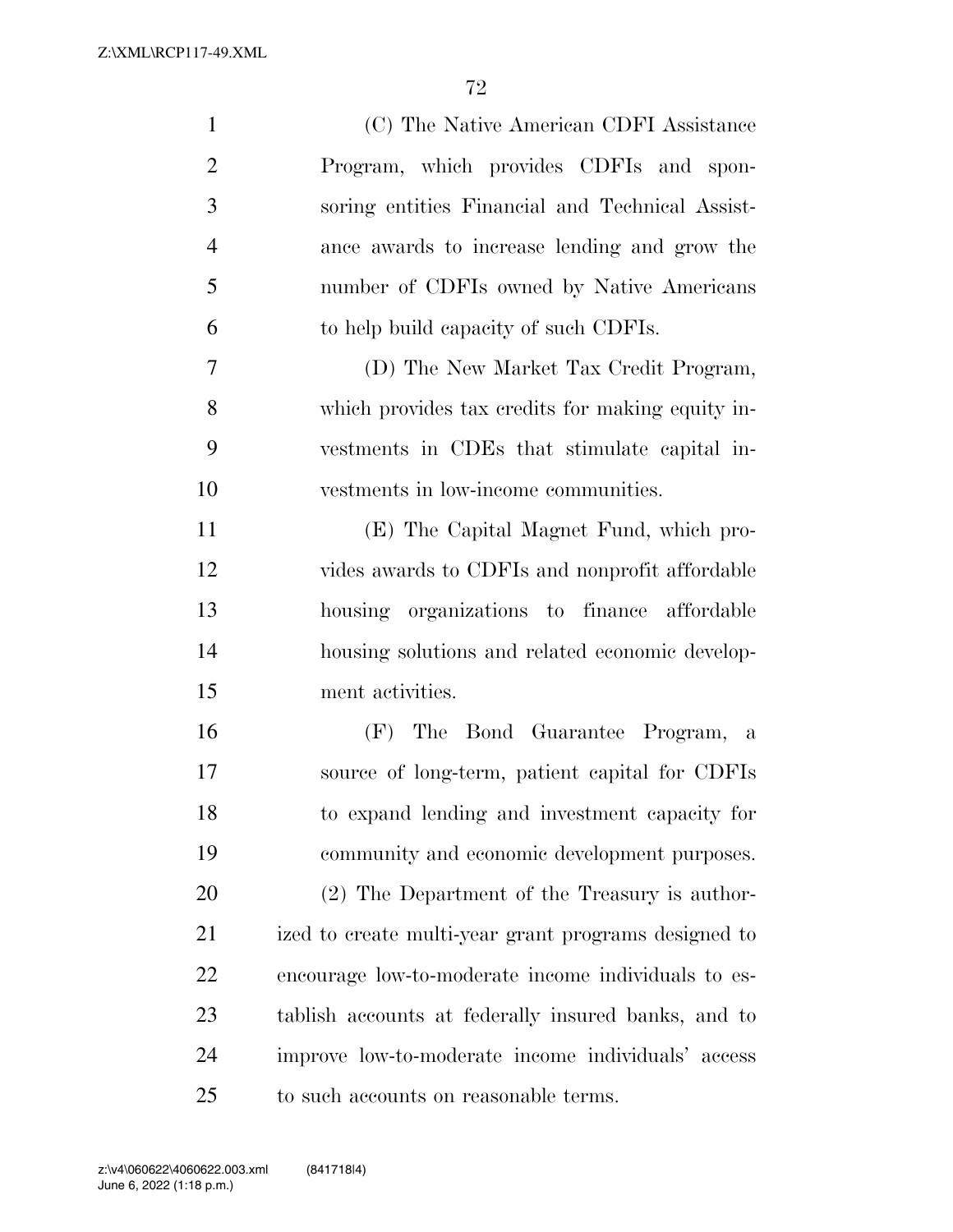(C) The Native American CDFI Assistance Program, which provides CDFIs and sponsoring entities Financial and Technical Assistance awards to increase lending and grow the number of CDFIs owned by Native Americans to help build capacity of such CDFIs.

(D) The New Market Tax Credit Program, which provides tax credits for making equity investments in CDEs that stimulate capital investments in low-income communities.

(E) The Capital Magnet Fund, which provides awards to CDFIs and nonprofit affordable housing organizations to finance affordable housing solutions and related economic development activities.

(F) The Bond Guarantee Program, a source of long-term, patient capital for CDFIs to expand lending and investment capacity for community and economic development purposes.

(2) The Department of the Treasury is authorized to create multi-year grant programs designed to encourage low-to-moderate income individuals to establish accounts at federally insured banks, and to improve low-to-moderate income individuals' access to such accounts on reasonable terms.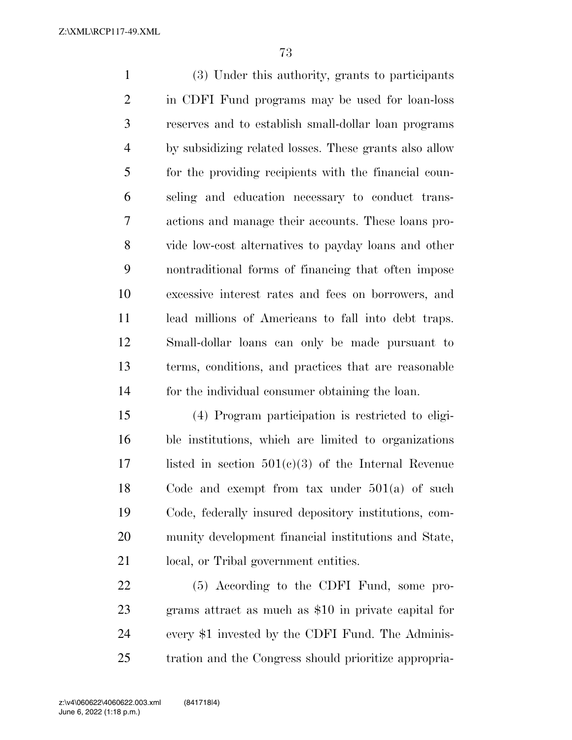(3) Under this authority, grants to participants in CDFI Fund programs may be used for loan-loss reserves and to establish small-dollar loan programs by subsidizing related losses. These grants also allow for the providing recipients with the financial counseling and education necessary to conduct transactions and manage their accounts. These loans provide low-cost alternatives to payday loans and other nontraditional forms of financing that often impose excessive interest rates and fees on borrowers, and lead millions of Americans to fall into debt traps. Small-dollar loans can only be made pursuant to terms, conditions, and practices that are reasonable for the individual consumer obtaining the loan.

(4) Program participation is restricted to eligible institutions, which are limited to organizations listed in section 501(c)(3) of the Internal Revenue Code and exempt from tax under 501(a) of such Code, federally insured depository institutions, community development financial institutions and State, local, or Tribal government entities.

(5) According to the CDFI Fund, some programs attract as much as $10 in private capital for every $1 invested by the CDFI Fund. The Administration and the Congress should prioritize appropria-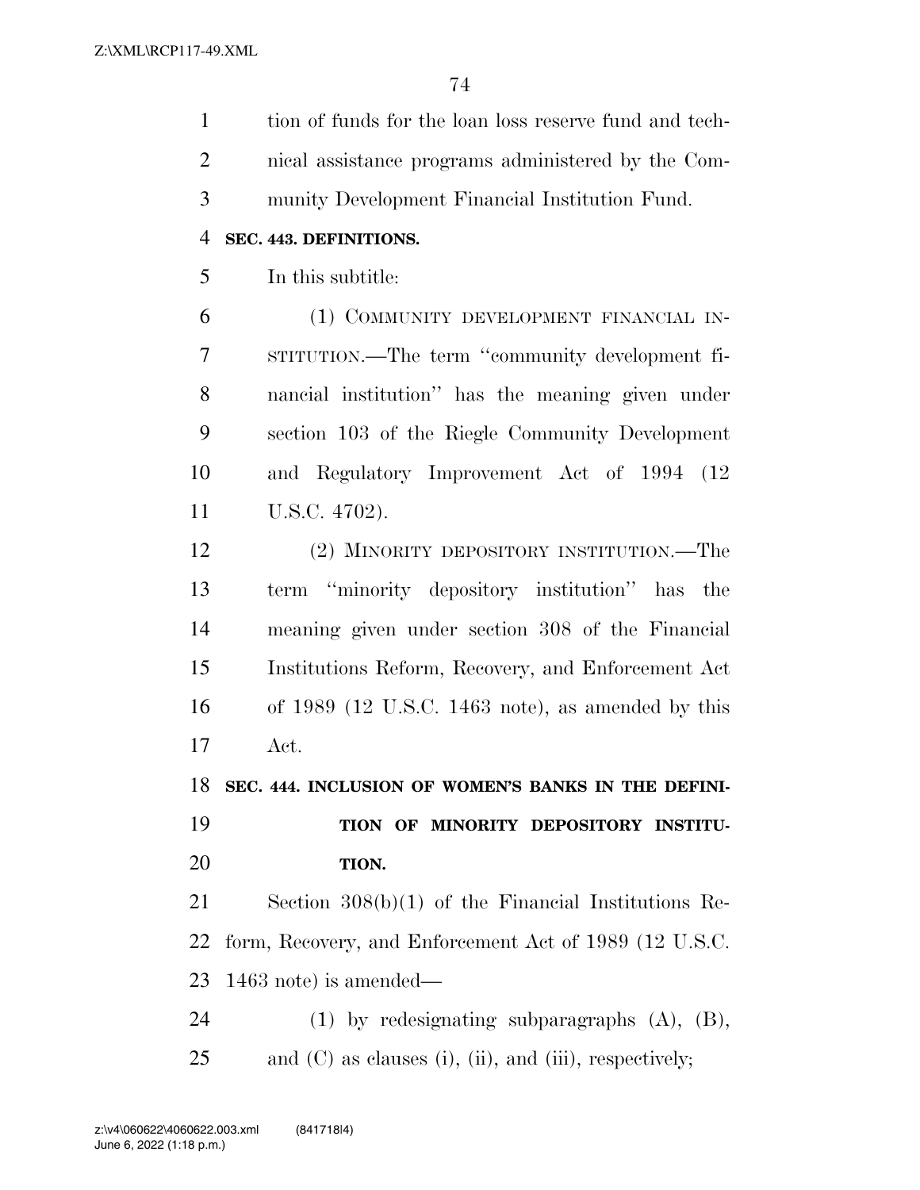tion of funds for the loan loss reserve fund and technical assistance programs administered by the Community Development Financial Institution Fund.

**SEC. 443. DEFINITIONS.**

In this subtitle:

(1) COMMUNITY DEVELOPMENT FINANCIAL INSTITUTION.—The term "community development financial institution" has the meaning given under section 103 of the Riegle Community Development and Regulatory Improvement Act of 1994 (12 U.S.C. 4702).

(2) MINORITY DEPOSITORY INSTITUTION.—The term "minority depository institution" has the meaning given under section 308 of the Financial Institutions Reform, Recovery, and Enforcement Act of 1989 (12 U.S.C. 1463 note), as amended by this Act.

**SEC. 444. INCLUSION OF WOMEN'S BANKS IN THE DEFINITION OF MINORITY DEPOSITORY INSTITUTION.**

Section 308(b)(1) of the Financial Institutions Reform, Recovery, and Enforcement Act of 1989 (12 U.S.C. 1463 note) is amended—

(1) by redesignating subparagraphs (A), (B), and (C) as clauses (i), (ii), and (iii), respectively;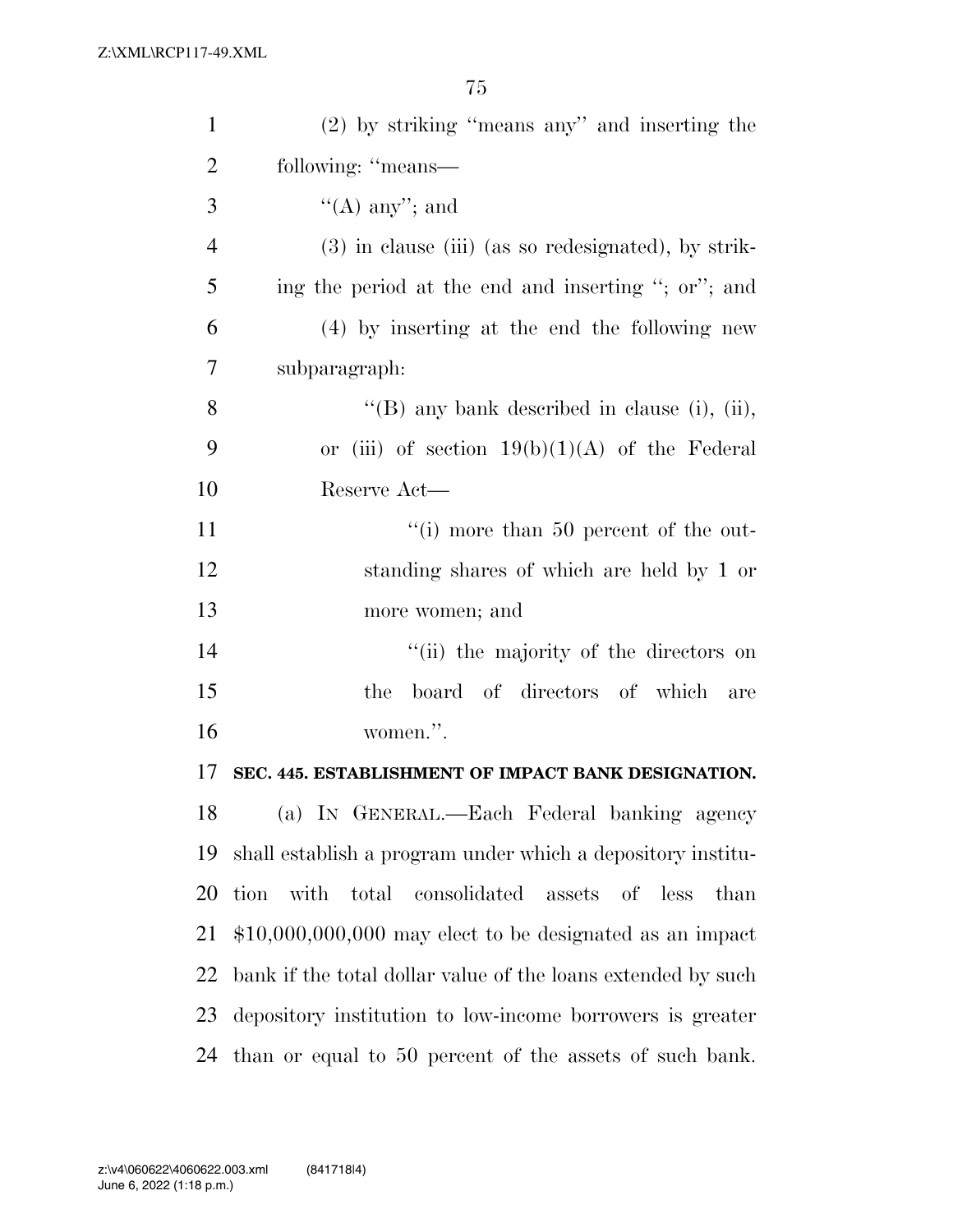(2) by striking ''means any'' and inserting the following: ''means—

''(A) any''; and

(3) in clause (iii) (as so redesignated), by striking the period at the end and inserting ''; or''; and

(4) by inserting at the end the following new subparagraph:

''(B) any bank described in clause (i), (ii), or (iii) of section 19(b)(1)(A) of the Federal Reserve Act—

''(i) more than 50 percent of the outstanding shares of which are held by 1 or more women; and

''(ii) the majority of the directors on the board of directors of which are women.''.

**SEC. 445. ESTABLISHMENT OF IMPACT BANK DESIGNATION.**

(a) IN GENERAL.—Each Federal banking agency shall establish a program under which a depository institution with total consolidated assets of less than $10,000,000,000 may elect to be designated as an impact bank if the total dollar value of the loans extended by such depository institution to low-income borrowers is greater than or equal to 50 percent of the assets of such bank.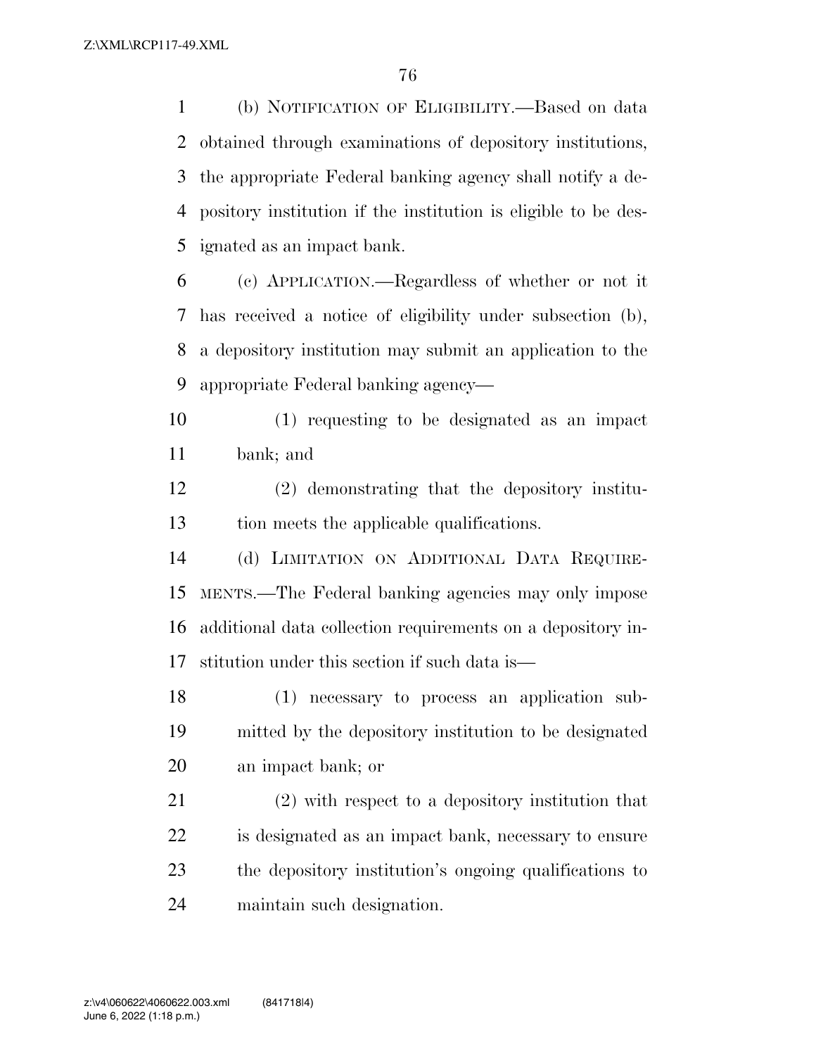(b) NOTIFICATION OF ELIGIBILITY.—Based on data obtained through examinations of depository institutions, the appropriate Federal banking agency shall notify a depository institution if the institution is eligible to be designated as an impact bank.

(c) APPLICATION.—Regardless of whether or not it has received a notice of eligibility under subsection (b), a depository institution may submit an application to the appropriate Federal banking agency—

(1) requesting to be designated as an impact bank; and

(2) demonstrating that the depository institution meets the applicable qualifications.

(d) LIMITATION ON ADDITIONAL DATA REQUIREMENTS.—The Federal banking agencies may only impose additional data collection requirements on a depository institution under this section if such data is—

(1) necessary to process an application submitted by the depository institution to be designated an impact bank; or

(2) with respect to a depository institution that is designated as an impact bank, necessary to ensure the depository institution's ongoing qualifications to maintain such designation.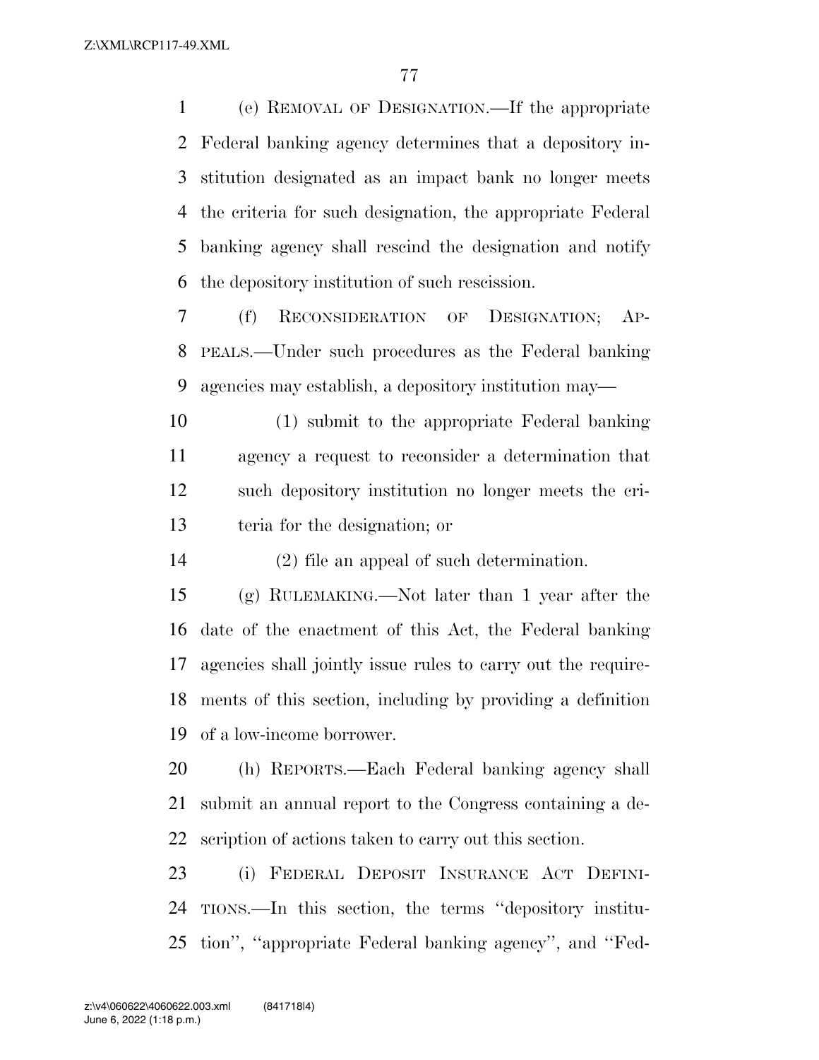(e) REMOVAL OF DESIGNATION.—If the appropriate Federal banking agency determines that a depository institution designated as an impact bank no longer meets the criteria for such designation, the appropriate Federal banking agency shall rescind the designation and notify the depository institution of such rescission.

(f) RECONSIDERATION OF DESIGNATION; APPEALS.—Under such procedures as the Federal banking agencies may establish, a depository institution may—

(1) submit to the appropriate Federal banking agency a request to reconsider a determination that such depository institution no longer meets the criteria for the designation; or

(2) file an appeal of such determination.

(g) RULEMAKING.—Not later than 1 year after the date of the enactment of this Act, the Federal banking agencies shall jointly issue rules to carry out the requirements of this section, including by providing a definition of a low-income borrower.

(h) REPORTS.—Each Federal banking agency shall submit an annual report to the Congress containing a description of actions taken to carry out this section.

(i) FEDERAL DEPOSIT INSURANCE ACT DEFINITIONS.—In this section, the terms ''depository institution'', ''appropriate Federal banking agency'', and ''Fed-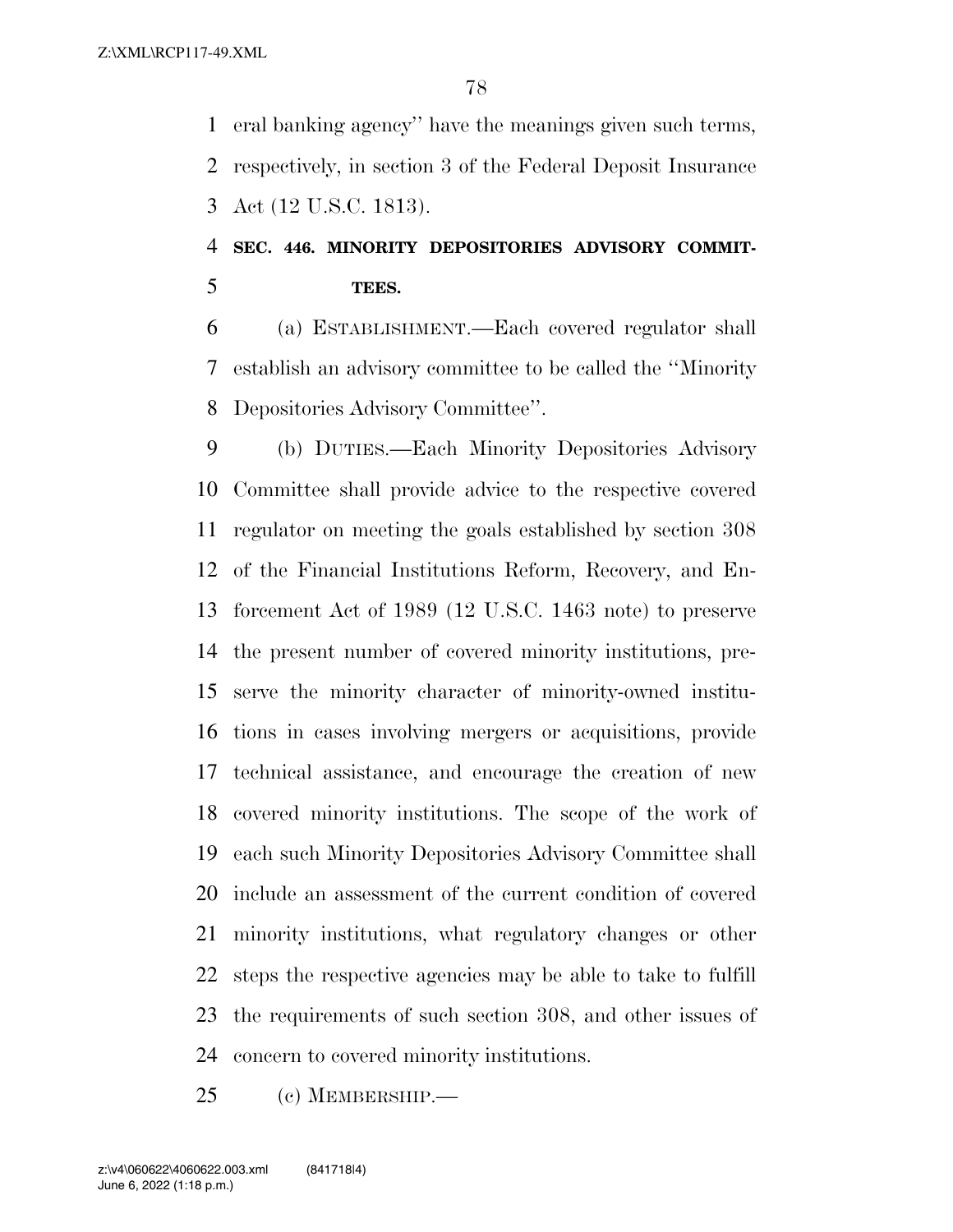eral banking agency'' have the meanings given such terms, respectively, in section 3 of the Federal Deposit Insurance Act (12 U.S.C. 1813).

**SEC. 446. MINORITY DEPOSITORIES ADVISORY COMMITTEES.**

(a) ESTABLISHMENT.—Each covered regulator shall establish an advisory committee to be called the ''Minority Depositories Advisory Committee''.

(b) DUTIES.—Each Minority Depositories Advisory Committee shall provide advice to the respective covered regulator on meeting the goals established by section 308 of the Financial Institutions Reform, Recovery, and Enforcement Act of 1989 (12 U.S.C. 1463 note) to preserve the present number of covered minority institutions, preserve the minority character of minority-owned institutions in cases involving mergers or acquisitions, provide technical assistance, and encourage the creation of new covered minority institutions. The scope of the work of each such Minority Depositories Advisory Committee shall include an assessment of the current condition of covered minority institutions, what regulatory changes or other steps the respective agencies may be able to take to fulfill the requirements of such section 308, and other issues of concern to covered minority institutions.

(c) MEMBERSHIP.—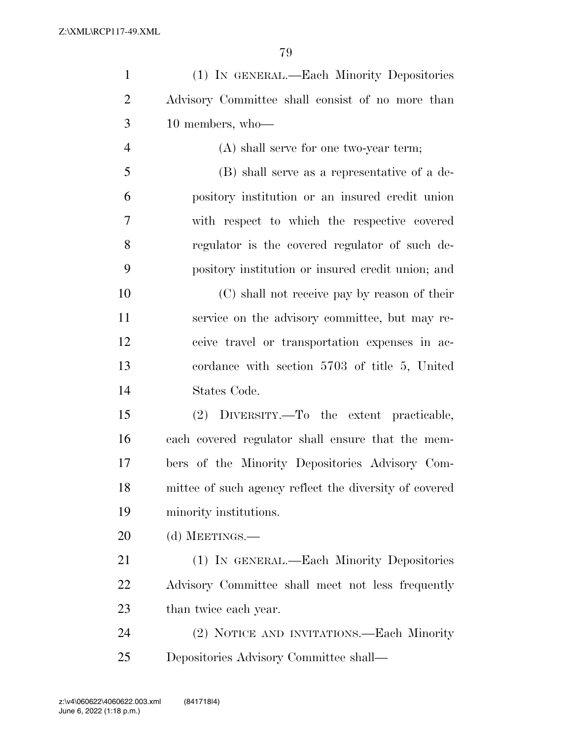(1) IN GENERAL.—Each Minority Depositories Advisory Committee shall consist of no more than 10 members, who—

(A) shall serve for one two-year term;

(B) shall serve as a representative of a depository institution or an insured credit union with respect to which the respective covered regulator is the covered regulator of such depository institution or insured credit union; and

(C) shall not receive pay by reason of their service on the advisory committee, but may receive travel or transportation expenses in accordance with section 5703 of title 5, United States Code.

(2) DIVERSITY.—To the extent practicable, each covered regulator shall ensure that the members of the Minority Depositories Advisory Committee of such agency reflect the diversity of covered minority institutions.

(d) MEETINGS.—

(1) IN GENERAL.—Each Minority Depositories Advisory Committee shall meet not less frequently than twice each year.

(2) NOTICE AND INVITATIONS.—Each Minority Depositories Advisory Committee shall—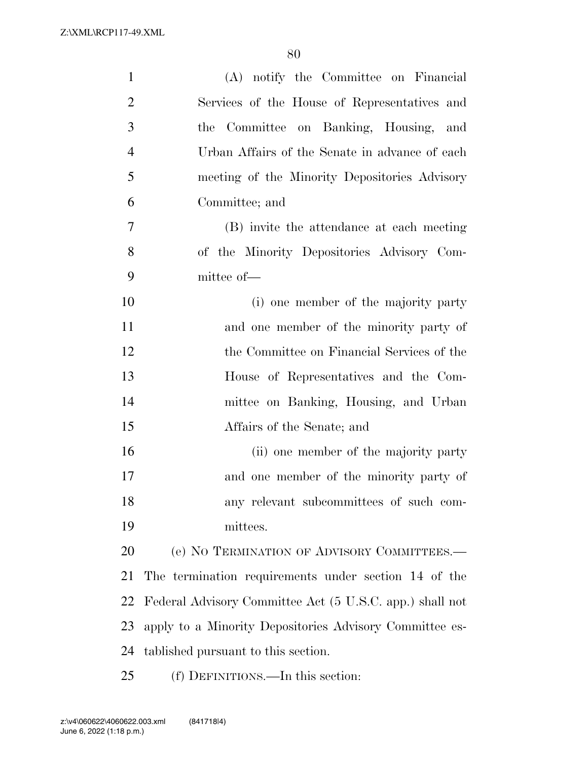(A) notify the Committee on Financial Services of the House of Representatives and the Committee on Banking, Housing, and Urban Affairs of the Senate in advance of each meeting of the Minority Depositories Advisory Committee; and

(B) invite the attendance at each meeting of the Minority Depositories Advisory Committee of—

(i) one member of the majority party and one member of the minority party of the Committee on Financial Services of the House of Representatives and the Committee on Banking, Housing, and Urban Affairs of the Senate; and

(ii) one member of the majority party and one member of the minority party of any relevant subcommittees of such committees.

(e) NO TERMINATION OF ADVISORY COMMITTEES.—The termination requirements under section 14 of the Federal Advisory Committee Act (5 U.S.C. app.) shall not apply to a Minority Depositories Advisory Committee established pursuant to this section.

(f) DEFINITIONS.—In this section: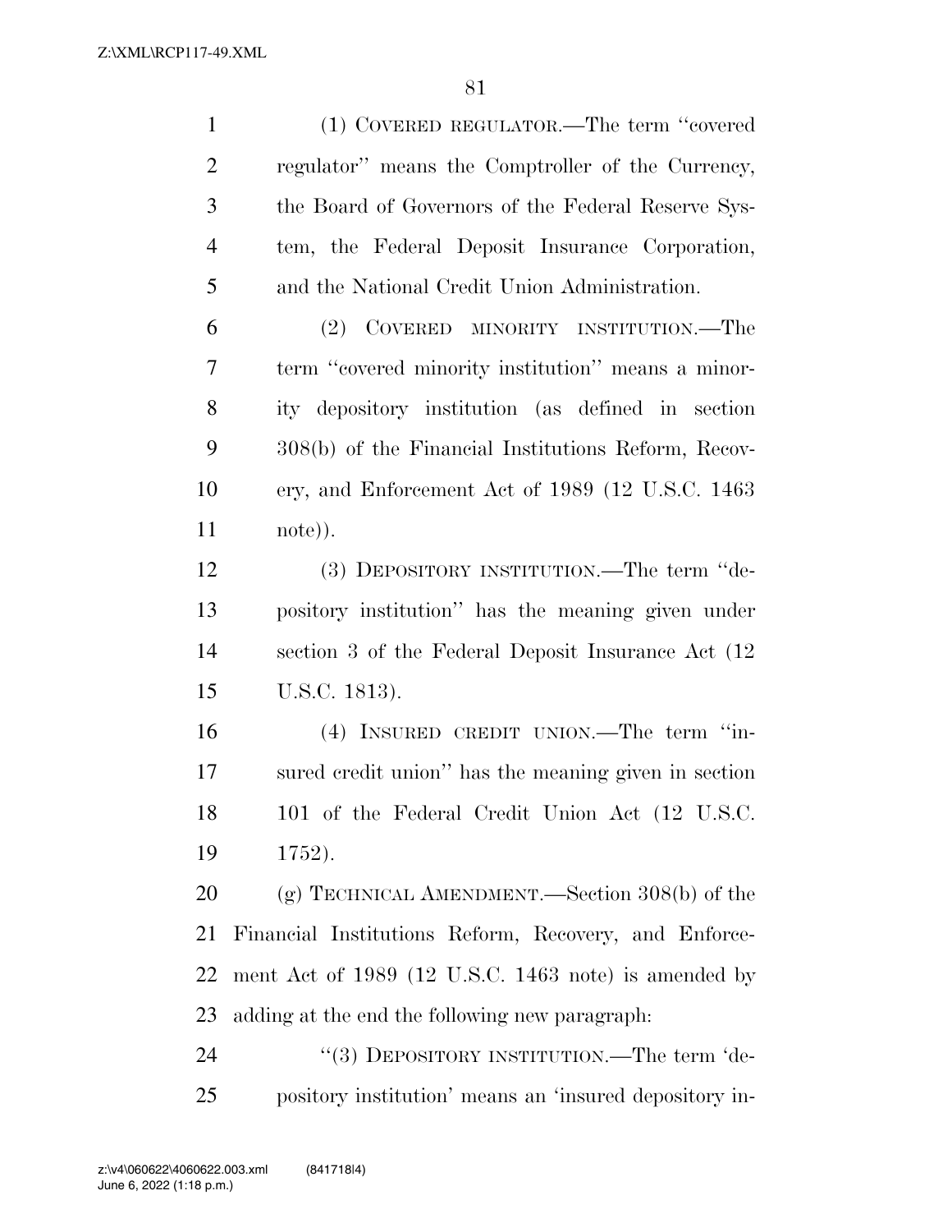(1) COVERED REGULATOR.—The term ''covered regulator'' means the Comptroller of the Currency, the Board of Governors of the Federal Reserve System, the Federal Deposit Insurance Corporation, and the National Credit Union Administration.

(2) COVERED MINORITY INSTITUTION.—The term ''covered minority institution'' means a minority depository institution (as defined in section 308(b) of the Financial Institutions Reform, Recovery, and Enforcement Act of 1989 (12 U.S.C. 1463 note)).

(3) DEPOSITORY INSTITUTION.—The term ''depository institution'' has the meaning given under section 3 of the Federal Deposit Insurance Act (12 U.S.C. 1813).

(4) INSURED CREDIT UNION.—The term ''insured credit union'' has the meaning given in section 101 of the Federal Credit Union Act (12 U.S.C. 1752).

(g) TECHNICAL AMENDMENT.—Section 308(b) of the Financial Institutions Reform, Recovery, and Enforcement Act of 1989 (12 U.S.C. 1463 note) is amended by adding at the end the following new paragraph:

''(3) DEPOSITORY INSTITUTION.—The term 'depository institution' means an 'insured depository in-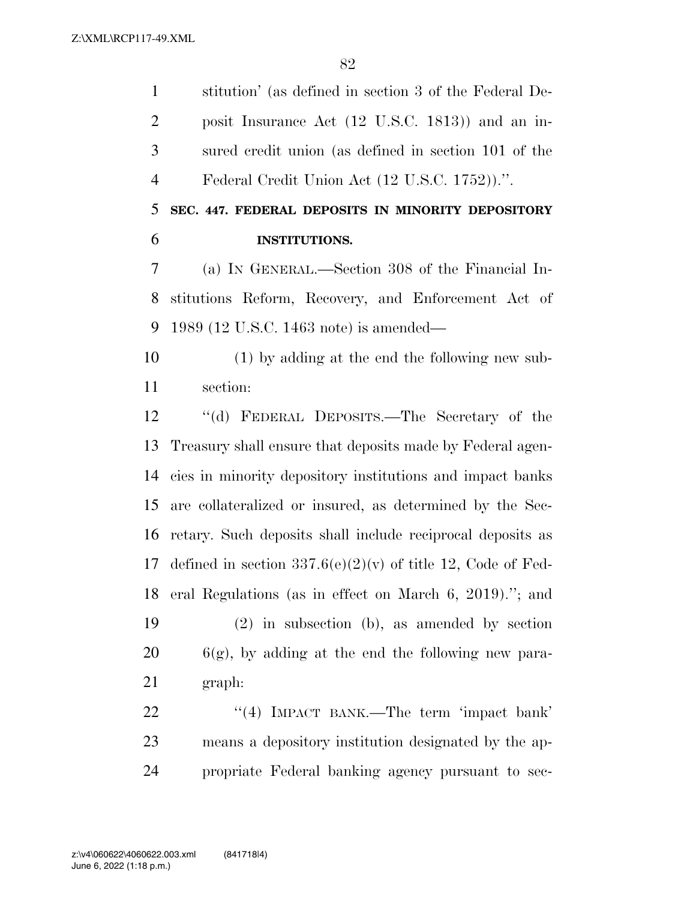stitution' (as defined in section 3 of the Federal Deposit Insurance Act (12 U.S.C. 1813)) and an insured credit union (as defined in section 101 of the Federal Credit Union Act (12 U.S.C. 1752)).''.

**SEC. 447. FEDERAL DEPOSITS IN MINORITY DEPOSITORY INSTITUTIONS.**

(a) IN GENERAL.—Section 308 of the Financial Institutions Reform, Recovery, and Enforcement Act of 1989 (12 U.S.C. 1463 note) is amended—

(1) by adding at the end the following new subsection:

''(d) FEDERAL DEPOSITS.—The Secretary of the Treasury shall ensure that deposits made by Federal agencies in minority depository institutions and impact banks are collateralized or insured, as determined by the Secretary. Such deposits shall include reciprocal deposits as defined in section 337.6(e)(2)(v) of title 12, Code of Federal Regulations (as in effect on March 6, 2019).''; and

(2) in subsection (b), as amended by section 6(g), by adding at the end the following new paragraph:

''(4) IMPACT BANK.—The term 'impact bank' means a depository institution designated by the appropriate Federal banking agency pursuant to sec-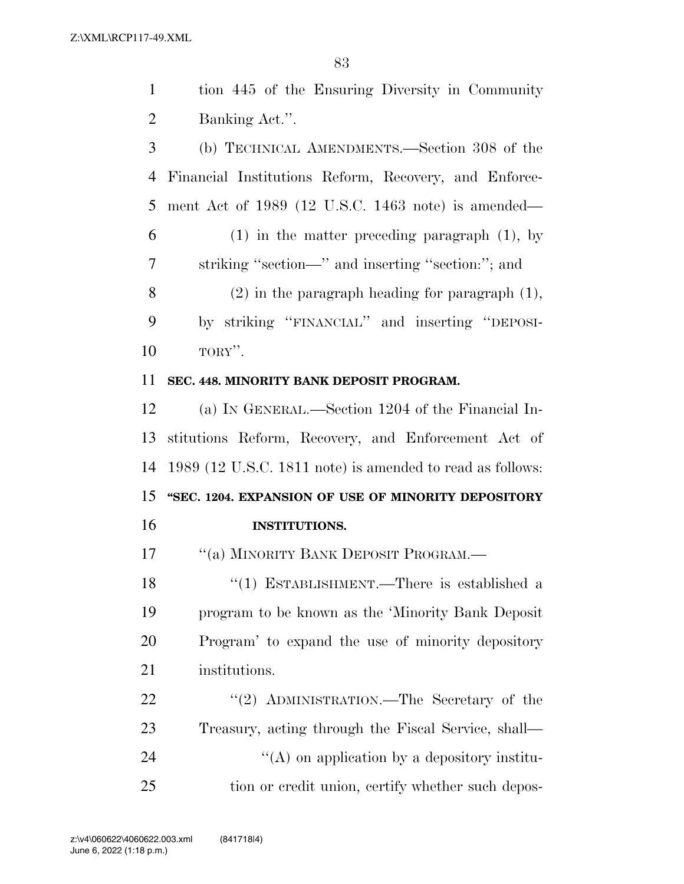tion 445 of the Ensuring Diversity in Community Banking Act.''.

(b) TECHNICAL AMENDMENTS.—Section 308 of the Financial Institutions Reform, Recovery, and Enforcement Act of 1989 (12 U.S.C. 1463 note) is amended—

(1) in the matter preceding paragraph (1), by striking ''section—'' and inserting ''section:''; and

(2) in the paragraph heading for paragraph (1), by striking ''FINANCIAL'' and inserting ''DEPOSITORY''.

**SEC. 448. MINORITY BANK DEPOSIT PROGRAM.**

(a) IN GENERAL.—Section 1204 of the Financial Institutions Reform, Recovery, and Enforcement Act of 1989 (12 U.S.C. 1811 note) is amended to read as follows:

**''SEC. 1204. EXPANSION OF USE OF MINORITY DEPOSITORY INSTITUTIONS.**

''(a) MINORITY BANK DEPOSIT PROGRAM.—

''(1) ESTABLISHMENT.—There is established a program to be known as the 'Minority Bank Deposit Program' to expand the use of minority depository institutions.

''(2) ADMINISTRATION.—The Secretary of the Treasury, acting through the Fiscal Service, shall—

''(A) on application by a depository institution or credit union, certify whether such depos-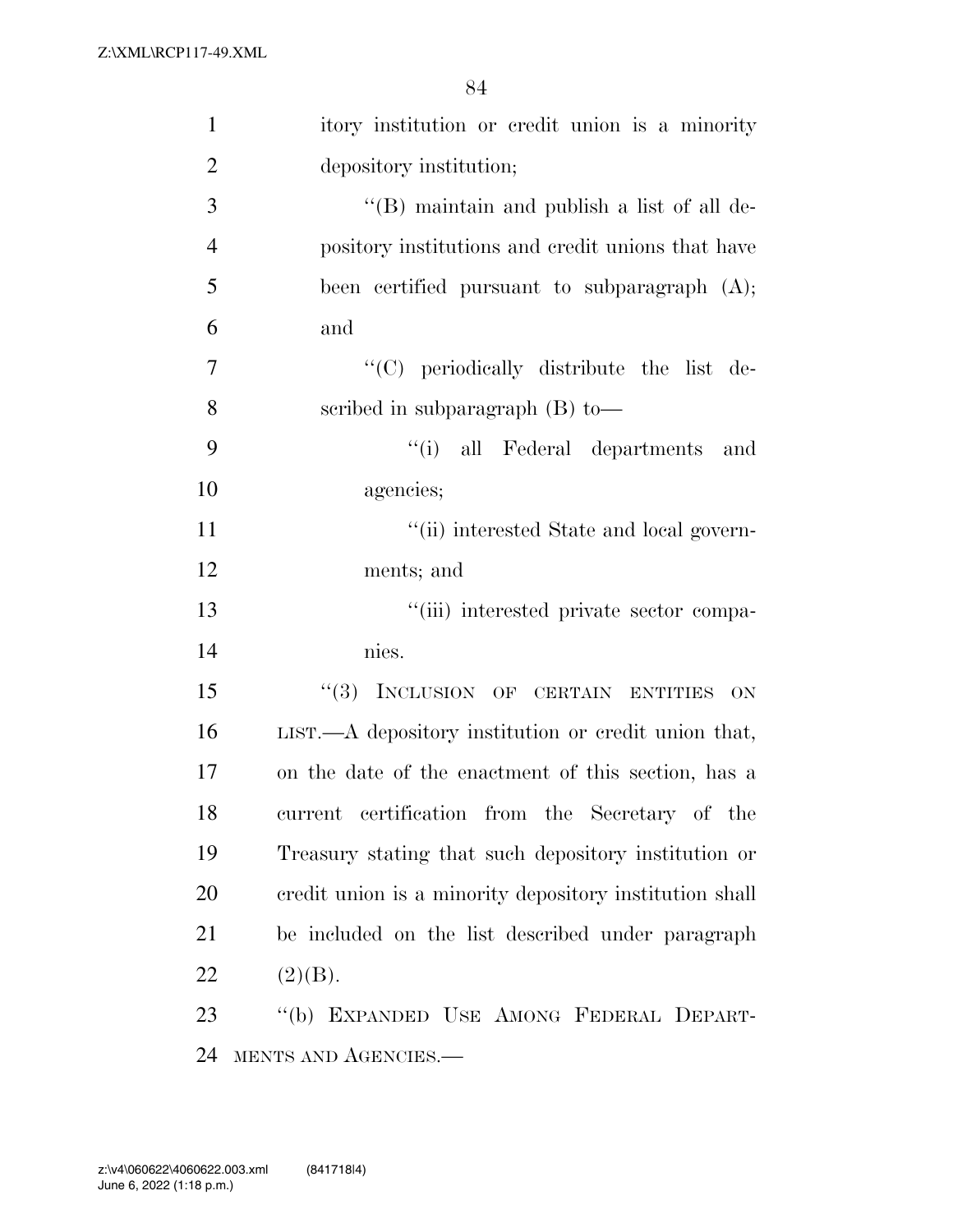itory institution or credit union is a minority depository institution;

"(B) maintain and publish a list of all depository institutions and credit unions that have been certified pursuant to subparagraph (A); and

"(C) periodically distribute the list described in subparagraph (B) to—

"(i) all Federal departments and agencies;

"(ii) interested State and local governments; and

"(iii) interested private sector companies.

"(3) INCLUSION OF CERTAIN ENTITIES ON LIST.—A depository institution or credit union that, on the date of the enactment of this section, has a current certification from the Secretary of the Treasury stating that such depository institution or credit union is a minority depository institution shall be included on the list described under paragraph (2)(B).

"(b) EXPANDED USE AMONG FEDERAL DEPARTMENTS AND AGENCIES.—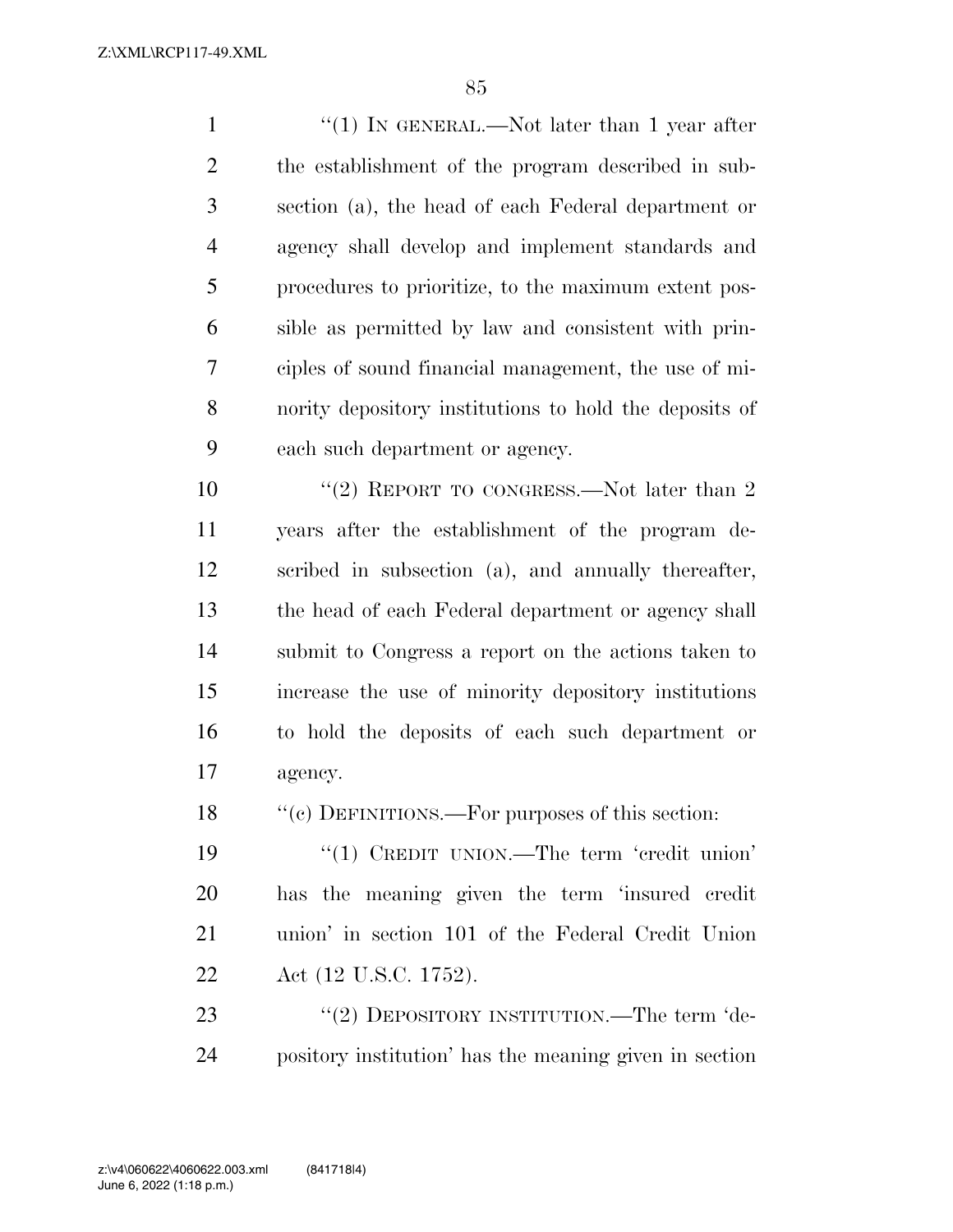"(1) IN GENERAL.—Not later than 1 year after the establishment of the program described in subsection (a), the head of each Federal department or agency shall develop and implement standards and procedures to prioritize, to the maximum extent possible as permitted by law and consistent with principles of sound financial management, the use of minority depository institutions to hold the deposits of each such department or agency.

"(2) REPORT TO CONGRESS.—Not later than 2 years after the establishment of the program described in subsection (a), and annually thereafter, the head of each Federal department or agency shall submit to Congress a report on the actions taken to increase the use of minority depository institutions to hold the deposits of each such department or agency.

"(c) DEFINITIONS.—For purposes of this section:

"(1) CREDIT UNION.—The term 'credit union' has the meaning given the term 'insured credit union' in section 101 of the Federal Credit Union Act (12 U.S.C. 1752).

"(2) DEPOSITORY INSTITUTION.—The term 'depository institution' has the meaning given in section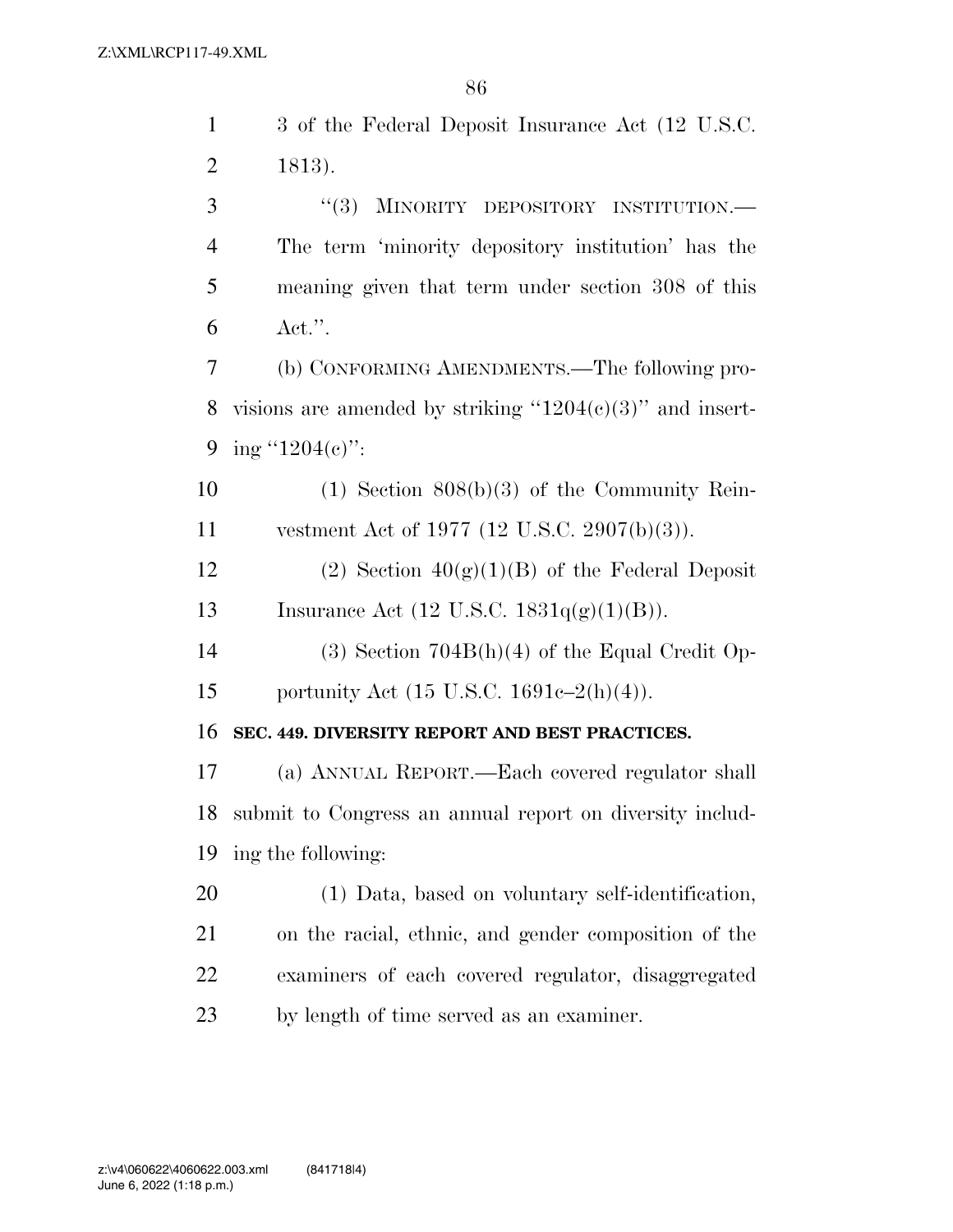3 of the Federal Deposit Insurance Act (12 U.S.C. 1813).

"(3) MINORITY DEPOSITORY INSTITUTION.—The term 'minority depository institution' has the meaning given that term under section 308 of this Act.".

(b) CONFORMING AMENDMENTS.—The following provisions are amended by striking "1204(c)(3)" and inserting "1204(c)":

(1) Section 808(b)(3) of the Community Reinvestment Act of 1977 (12 U.S.C. 2907(b)(3)).

(2) Section 40(g)(1)(B) of the Federal Deposit Insurance Act (12 U.S.C. 1831q(g)(1)(B)).

(3) Section 704B(h)(4) of the Equal Credit Opportunity Act (15 U.S.C. 1691c–2(h)(4)).

**SEC. 449. DIVERSITY REPORT AND BEST PRACTICES.**

(a) ANNUAL REPORT.—Each covered regulator shall submit to Congress an annual report on diversity including the following:

(1) Data, based on voluntary self-identification, on the racial, ethnic, and gender composition of the examiners of each covered regulator, disaggregated by length of time served as an examiner.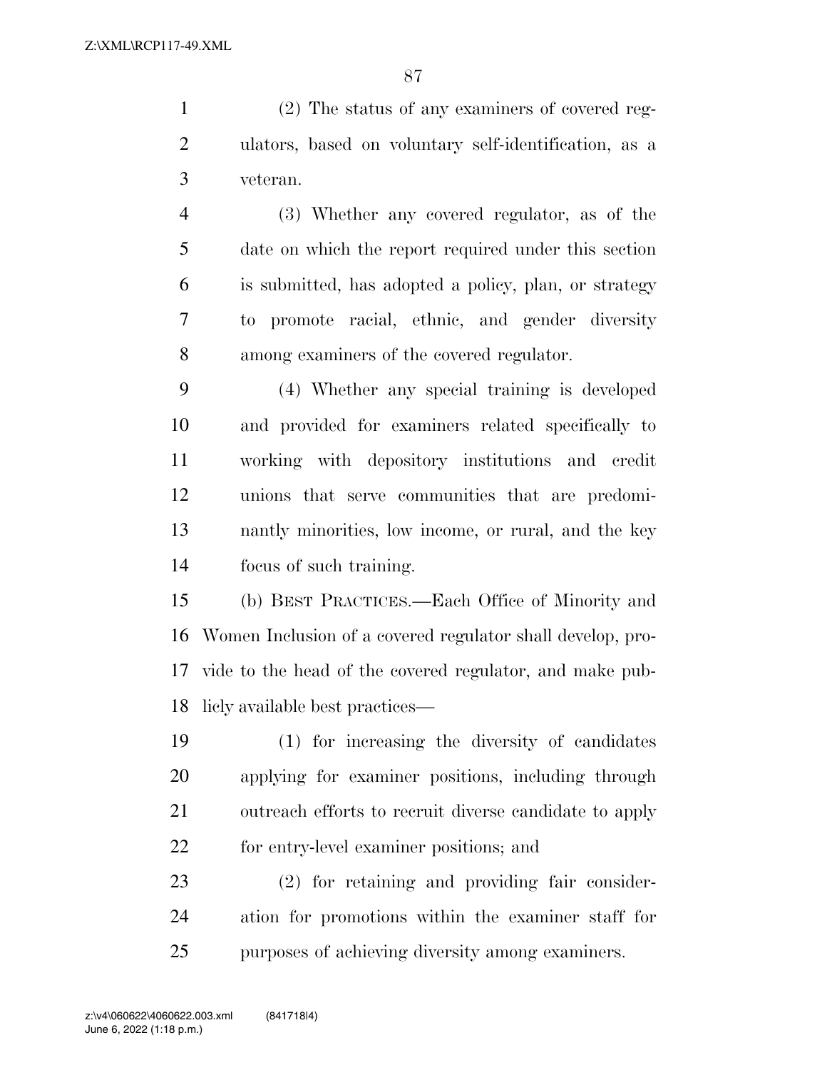(2) The status of any examiners of covered regulators, based on voluntary self-identification, as a veteran.

(3) Whether any covered regulator, as of the date on which the report required under this section is submitted, has adopted a policy, plan, or strategy to promote racial, ethnic, and gender diversity among examiners of the covered regulator.

(4) Whether any special training is developed and provided for examiners related specifically to working with depository institutions and credit unions that serve communities that are predominantly minorities, low income, or rural, and the key focus of such training.

(b) BEST PRACTICES.—Each Office of Minority and Women Inclusion of a covered regulator shall develop, provide to the head of the covered regulator, and make publicly available best practices—

(1) for increasing the diversity of candidates applying for examiner positions, including through outreach efforts to recruit diverse candidate to apply for entry-level examiner positions; and

(2) for retaining and providing fair consideration for promotions within the examiner staff for purposes of achieving diversity among examiners.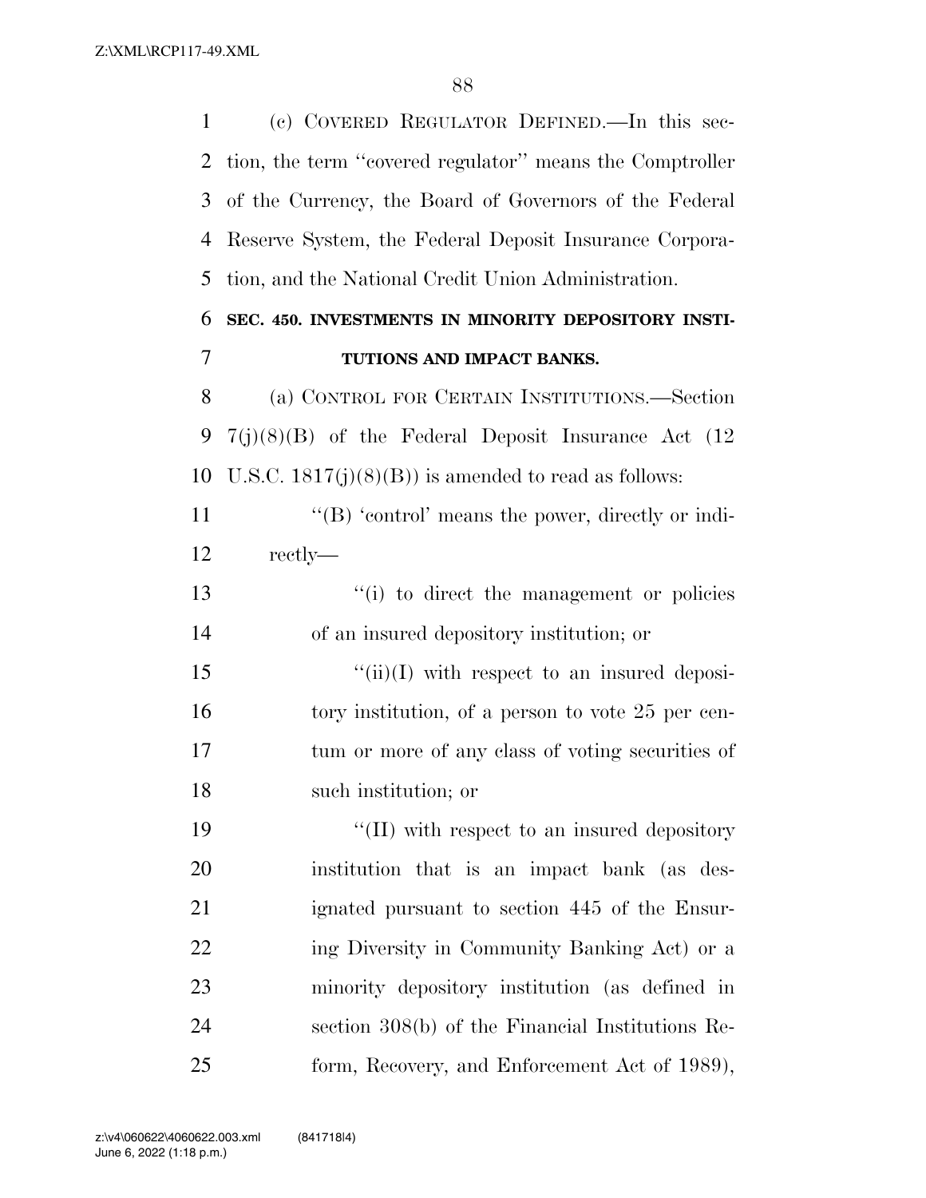(c) COVERED REGULATOR DEFINED.—In this section, the term ''covered regulator'' means the Comptroller of the Currency, the Board of Governors of the Federal Reserve System, the Federal Deposit Insurance Corporation, and the National Credit Union Administration.

**SEC. 450. INVESTMENTS IN MINORITY DEPOSITORY INSTITUTIONS AND IMPACT BANKS.**

(a) CONTROL FOR CERTAIN INSTITUTIONS.—Section 7(j)(8)(B) of the Federal Deposit Insurance Act (12 U.S.C. 1817(j)(8)(B)) is amended to read as follows:

''(B) 'control' means the power, directly or indirectly—

''(i) to direct the management or policies of an insured depository institution; or

''(ii)(I) with respect to an insured depository institution, of a person to vote 25 per centum or more of any class of voting securities of such institution; or

''(II) with respect to an insured depository institution that is an impact bank (as designated pursuant to section 445 of the Ensuring Diversity in Community Banking Act) or a minority depository institution (as defined in section 308(b) of the Financial Institutions Reform, Recovery, and Enforcement Act of 1989),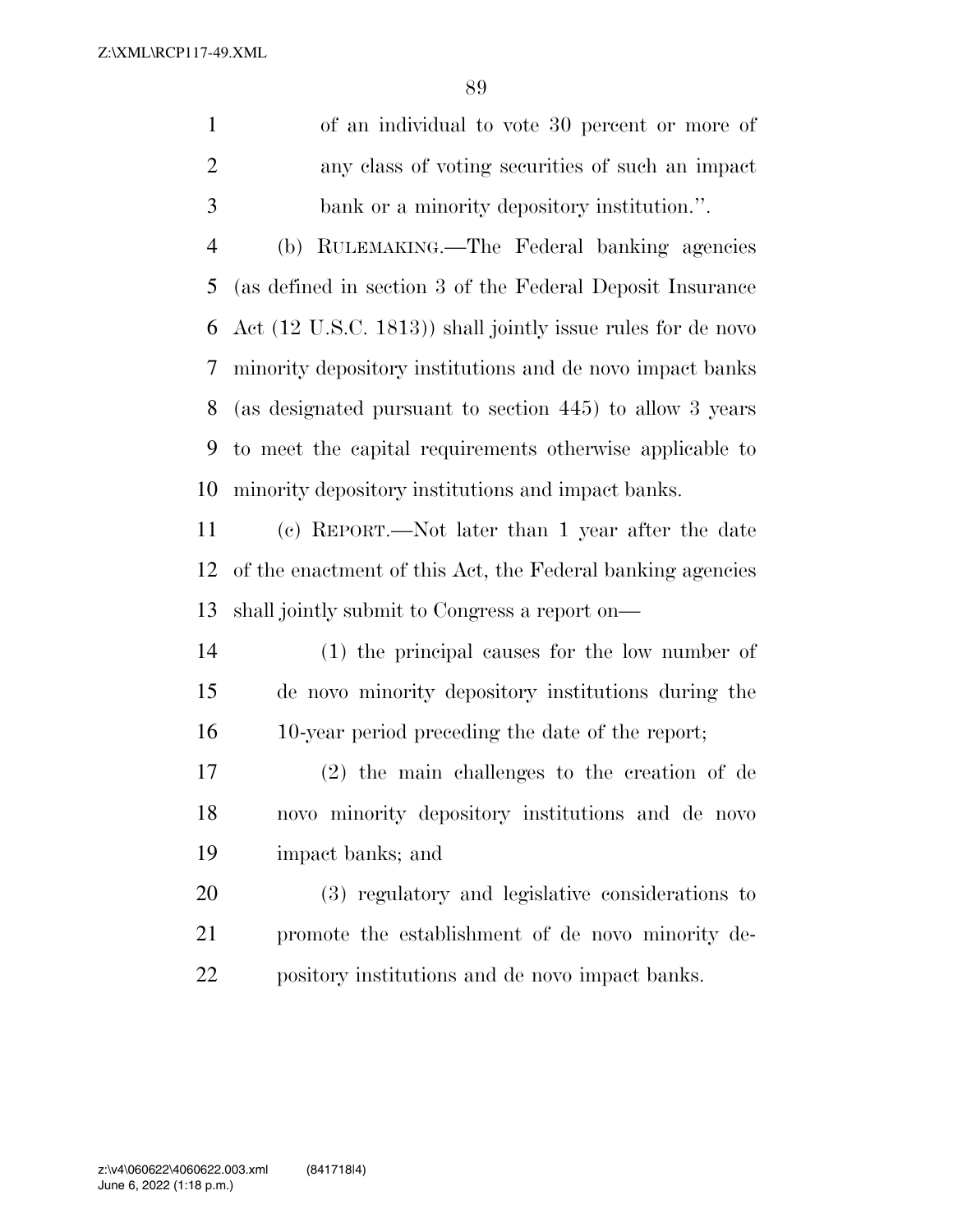of an individual to vote 30 percent or more of any class of voting securities of such an impact bank or a minority depository institution.''.

(b) RULEMAKING.—The Federal banking agencies (as defined in section 3 of the Federal Deposit Insurance Act (12 U.S.C. 1813)) shall jointly issue rules for de novo minority depository institutions and de novo impact banks (as designated pursuant to section 445) to allow 3 years to meet the capital requirements otherwise applicable to minority depository institutions and impact banks.

(c) REPORT.—Not later than 1 year after the date of the enactment of this Act, the Federal banking agencies shall jointly submit to Congress a report on—

(1) the principal causes for the low number of de novo minority depository institutions during the 10-year period preceding the date of the report;

(2) the main challenges to the creation of de novo minority depository institutions and de novo impact banks; and

(3) regulatory and legislative considerations to promote the establishment of de novo minority depository institutions and de novo impact banks.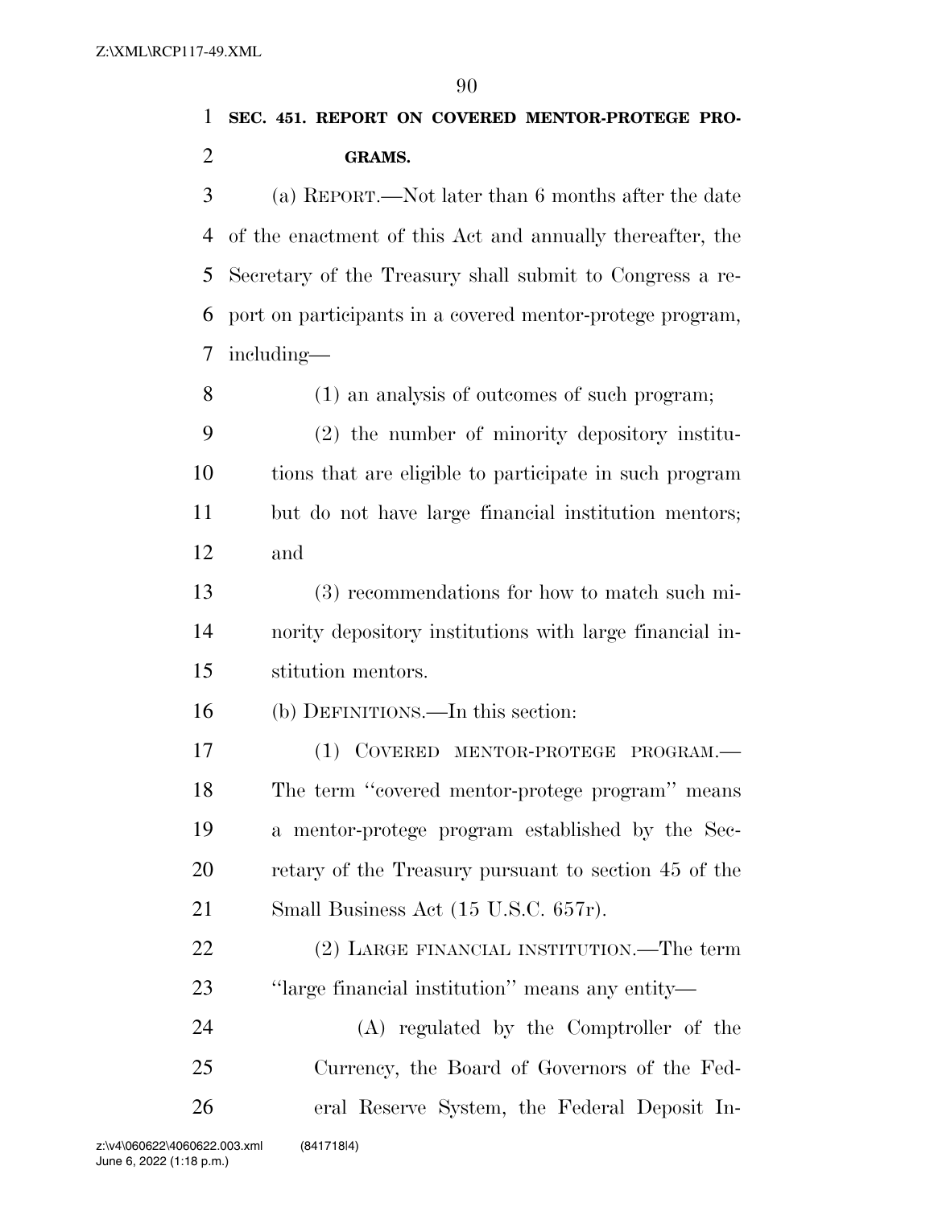**SEC. 451. REPORT ON COVERED MENTOR-PROTEGE PROGRAMS.**

(a) REPORT.—Not later than 6 months after the date of the enactment of this Act and annually thereafter, the Secretary of the Treasury shall submit to Congress a report on participants in a covered mentor-protege program, including—

(1) an analysis of outcomes of such program;

(2) the number of minority depository institutions that are eligible to participate in such program but do not have large financial institution mentors; and

(3) recommendations for how to match such minority depository institutions with large financial institution mentors.

(b) DEFINITIONS.—In this section:

(1) COVERED MENTOR-PROTEGE PROGRAM.— The term ''covered mentor-protege program'' means a mentor-protege program established by the Secretary of the Treasury pursuant to section 45 of the Small Business Act (15 U.S.C. 657r).

(2) LARGE FINANCIAL INSTITUTION.—The term ''large financial institution'' means any entity—

(A) regulated by the Comptroller of the Currency, the Board of Governors of the Federal Reserve System, the Federal Deposit In-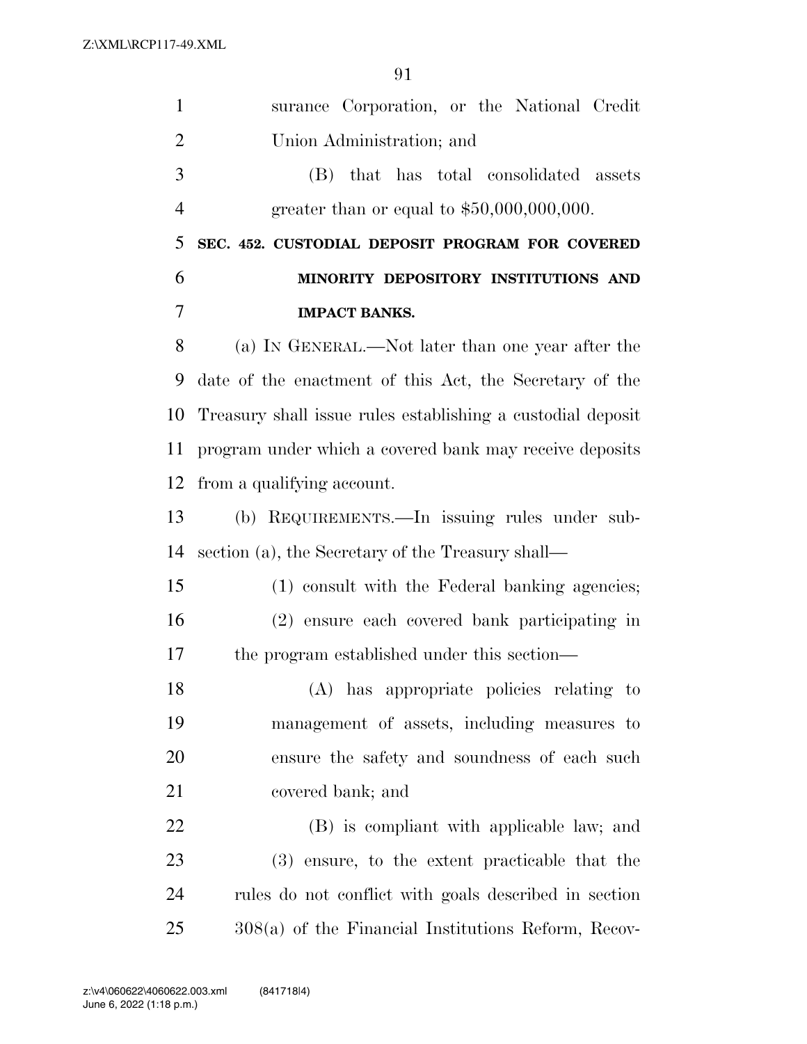surance Corporation, or the National Credit Union Administration; and

(B) that has total consolidated assets greater than or equal to $50,000,000,000.

**SEC. 452. CUSTODIAL DEPOSIT PROGRAM FOR COVERED MINORITY DEPOSITORY INSTITUTIONS AND IMPACT BANKS.**

(a) IN GENERAL.—Not later than one year after the date of the enactment of this Act, the Secretary of the Treasury shall issue rules establishing a custodial deposit program under which a covered bank may receive deposits from a qualifying account.

(b) REQUIREMENTS.—In issuing rules under subsection (a), the Secretary of the Treasury shall—

(1) consult with the Federal banking agencies;

(2) ensure each covered bank participating in the program established under this section—

(A) has appropriate policies relating to management of assets, including measures to ensure the safety and soundness of each such covered bank; and

(B) is compliant with applicable law; and

(3) ensure, to the extent practicable that the rules do not conflict with goals described in section 308(a) of the Financial Institutions Reform, Recov-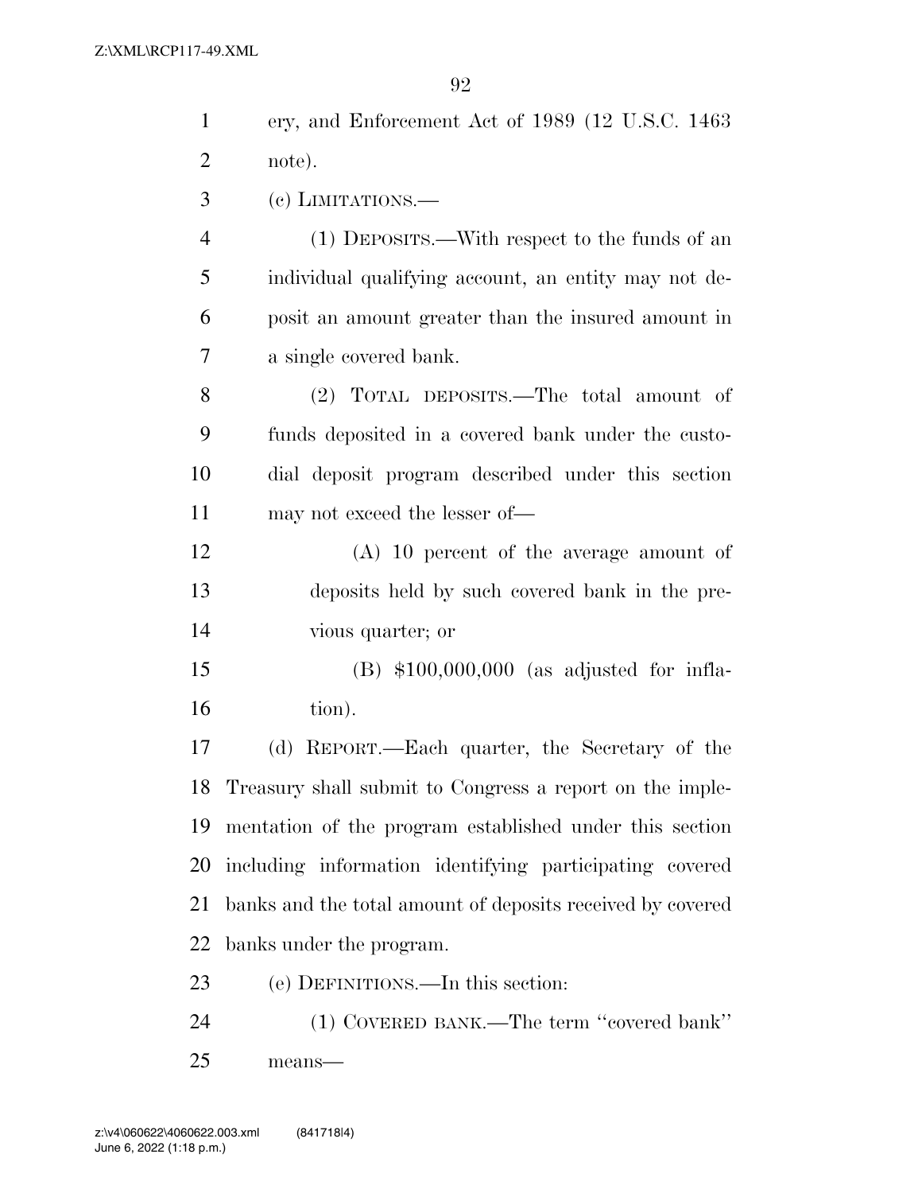ery, and Enforcement Act of 1989 (12 U.S.C. 1463 note).

(c) LIMITATIONS.—

(1) DEPOSITS.—With respect to the funds of an individual qualifying account, an entity may not deposit an amount greater than the insured amount in a single covered bank.

(2) TOTAL DEPOSITS.—The total amount of funds deposited in a covered bank under the custodial deposit program described under this section may not exceed the lesser of—

(A) 10 percent of the average amount of deposits held by such covered bank in the previous quarter; or

(B) $100,000,000 (as adjusted for inflation).

(d) REPORT.—Each quarter, the Secretary of the Treasury shall submit to Congress a report on the implementation of the program established under this section including information identifying participating covered banks and the total amount of deposits received by covered banks under the program.

(e) DEFINITIONS.—In this section:

(1) COVERED BANK.—The term ''covered bank'' means—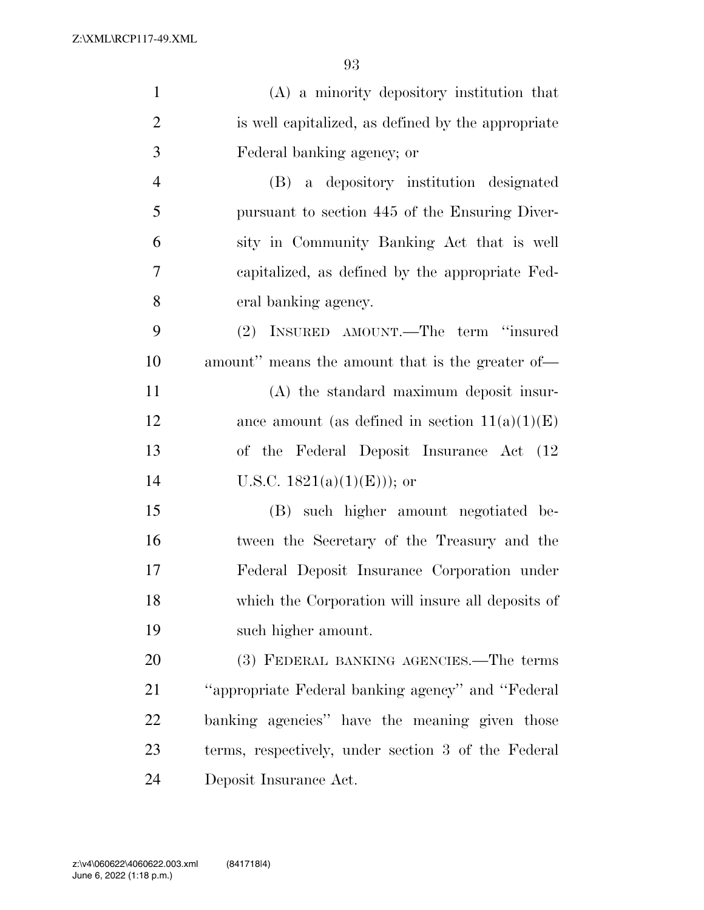(A) a minority depository institution that is well capitalized, as defined by the appropriate Federal banking agency; or

(B) a depository institution designated pursuant to section 445 of the Ensuring Diversity in Community Banking Act that is well capitalized, as defined by the appropriate Federal banking agency.

(2) INSURED AMOUNT.—The term "insured amount" means the amount that is the greater of—

(A) the standard maximum deposit insurance amount (as defined in section 11(a)(1)(E) of the Federal Deposit Insurance Act (12 U.S.C. 1821(a)(1)(E))); or

(B) such higher amount negotiated between the Secretary of the Treasury and the Federal Deposit Insurance Corporation under which the Corporation will insure all deposits of such higher amount.

(3) FEDERAL BANKING AGENCIES.—The terms "appropriate Federal banking agency" and "Federal banking agencies" have the meaning given those terms, respectively, under section 3 of the Federal Deposit Insurance Act.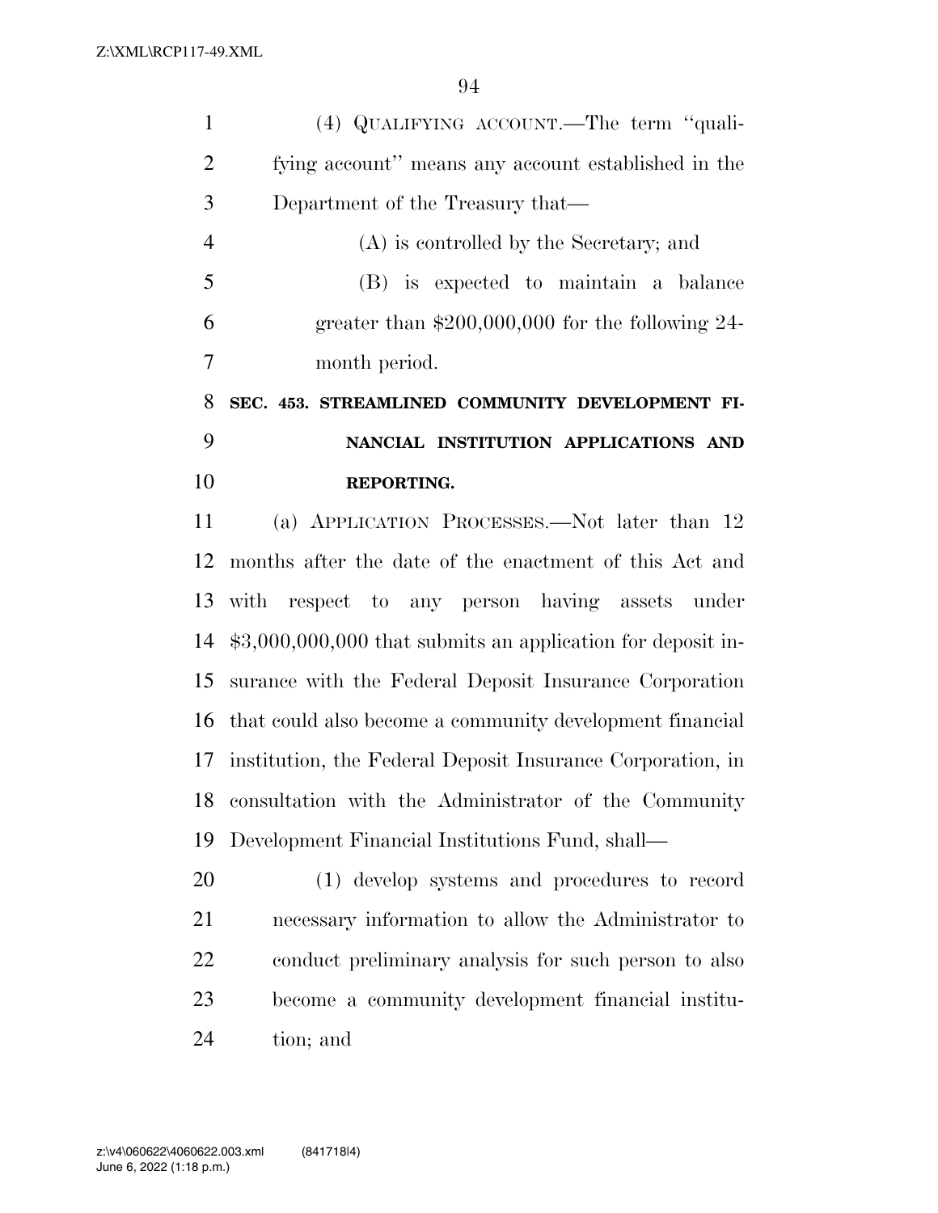(4) QUALIFYING ACCOUNT.—The term ''qualifying account'' means any account established in the Department of the Treasury that—

(A) is controlled by the Secretary; and

(B) is expected to maintain a balance greater than $200,000,000 for the following 24-month period.

**SEC. 453. STREAMLINED COMMUNITY DEVELOPMENT FINANCIAL INSTITUTION APPLICATIONS AND REPORTING.**

(a) APPLICATION PROCESSES.—Not later than 12 months after the date of the enactment of this Act and with respect to any person having assets under $3,000,000,000 that submits an application for deposit insurance with the Federal Deposit Insurance Corporation that could also become a community development financial institution, the Federal Deposit Insurance Corporation, in consultation with the Administrator of the Community Development Financial Institutions Fund, shall—

(1) develop systems and procedures to record necessary information to allow the Administrator to conduct preliminary analysis for such person to also become a community development financial institution; and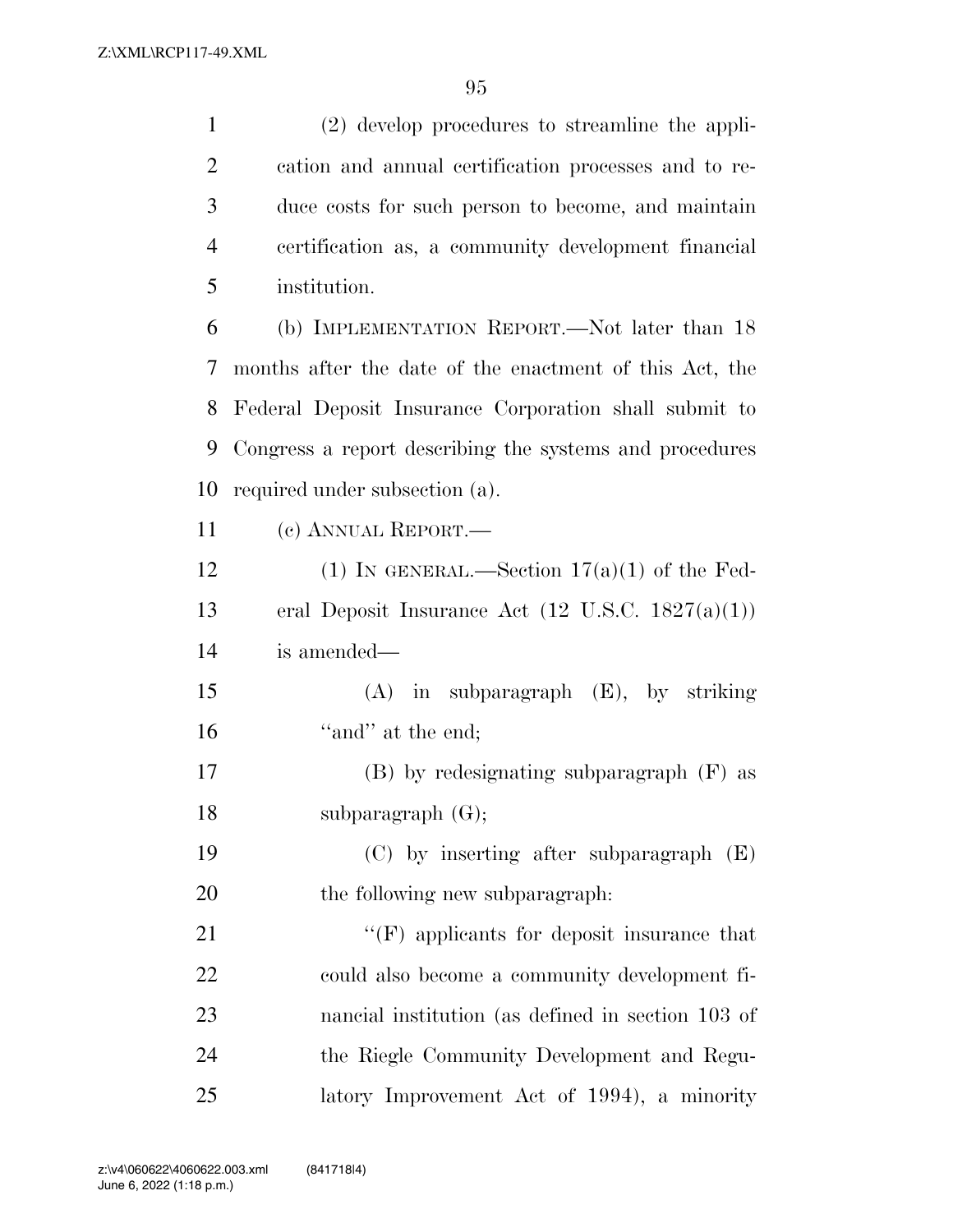(2) develop procedures to streamline the application and annual certification processes and to reduce costs for such person to become, and maintain certification as, a community development financial institution.

(b) IMPLEMENTATION REPORT.—Not later than 18 months after the date of the enactment of this Act, the Federal Deposit Insurance Corporation shall submit to Congress a report describing the systems and procedures required under subsection (a).

(c) ANNUAL REPORT.—

(1) IN GENERAL.—Section 17(a)(1) of the Federal Deposit Insurance Act (12 U.S.C. 1827(a)(1)) is amended—

(A) in subparagraph (E), by striking "and" at the end;

(B) by redesignating subparagraph (F) as subparagraph (G);

(C) by inserting after subparagraph (E) the following new subparagraph:

"(F) applicants for deposit insurance that could also become a community development financial institution (as defined in section 103 of the Riegle Community Development and Regulatory Improvement Act of 1994), a minority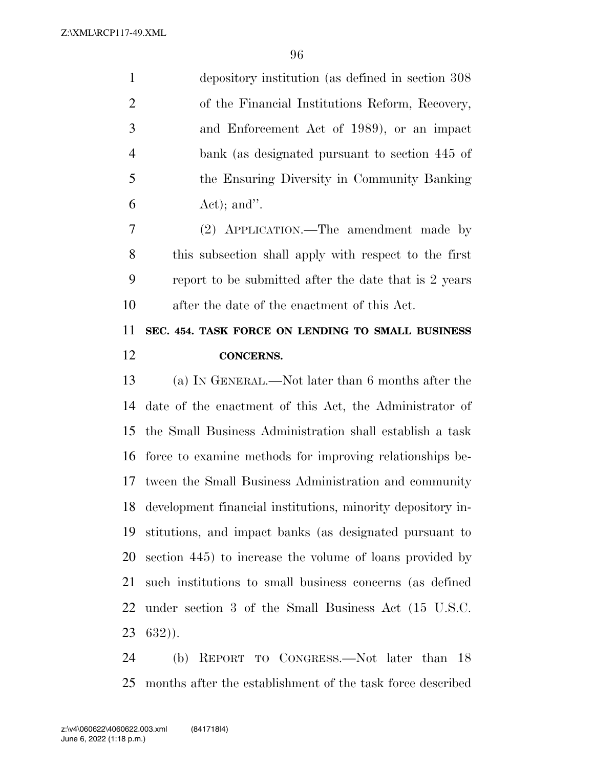depository institution (as defined in section 308 of the Financial Institutions Reform, Recovery, and Enforcement Act of 1989), or an impact bank (as designated pursuant to section 445 of the Ensuring Diversity in Community Banking Act); and''.

(2) APPLICATION.—The amendment made by this subsection shall apply with respect to the first report to be submitted after the date that is 2 years after the date of the enactment of this Act.

**SEC. 454. TASK FORCE ON LENDING TO SMALL BUSINESS CONCERNS.**

(a) IN GENERAL.—Not later than 6 months after the date of the enactment of this Act, the Administrator of the Small Business Administration shall establish a task force to examine methods for improving relationships between the Small Business Administration and community development financial institutions, minority depository institutions, and impact banks (as designated pursuant to section 445) to increase the volume of loans provided by such institutions to small business concerns (as defined under section 3 of the Small Business Act (15 U.S.C. 632)).

(b) REPORT TO CONGRESS.—Not later than 18 months after the establishment of the task force described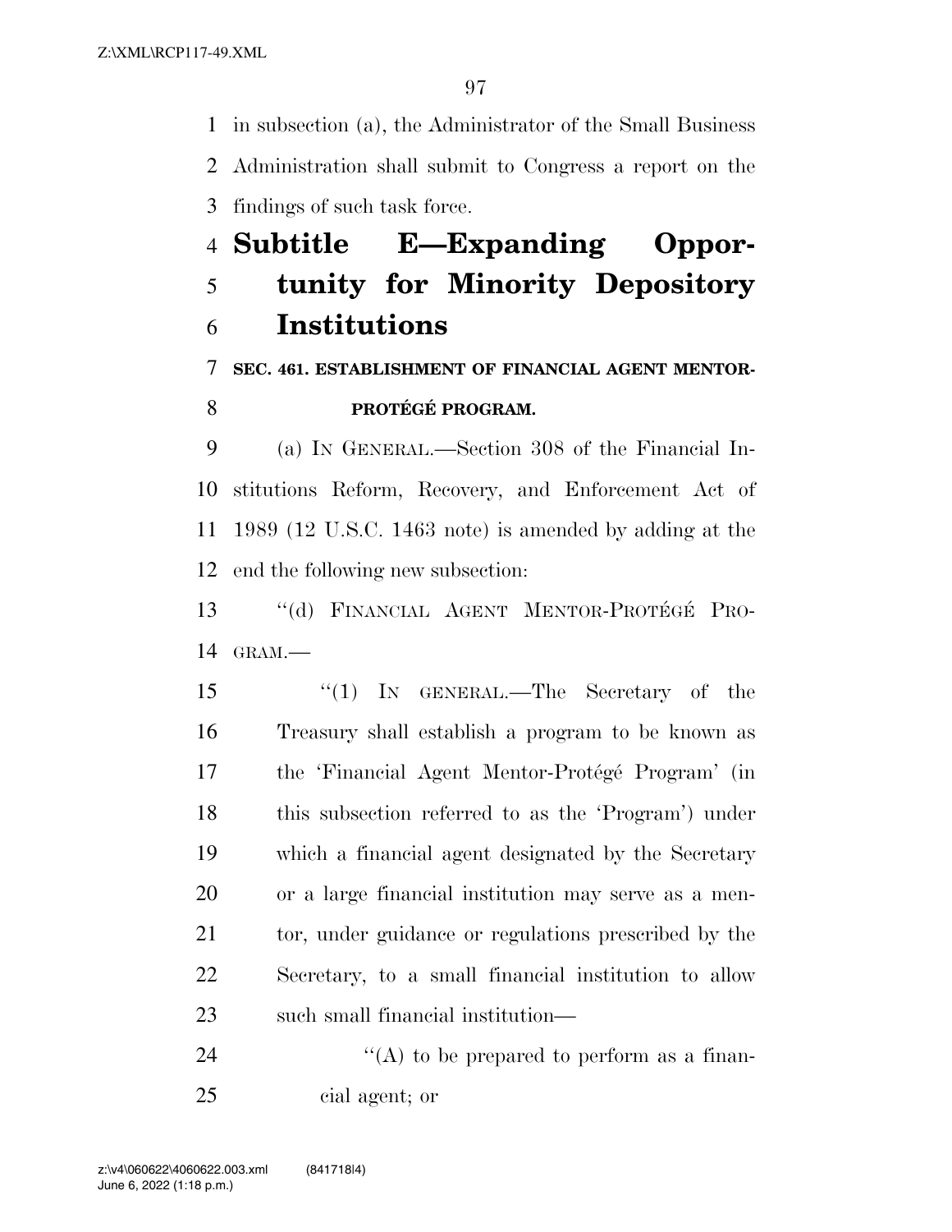in subsection (a), the Administrator of the Small Business Administration shall submit to Congress a report on the findings of such task force.

## Subtitle E—Expanding Opportunity for Minority Depository Institutions

### SEC. 461. ESTABLISHMENT OF FINANCIAL AGENT MENTOR-PROTÉGÉ PROGRAM.

(a) IN GENERAL.—Section 308 of the Financial Institutions Reform, Recovery, and Enforcement Act of 1989 (12 U.S.C. 1463 note) is amended by adding at the end the following new subsection:

"(d) FINANCIAL AGENT MENTOR-PROTÉGÉ PROGRAM.—

"(1) IN GENERAL.—The Secretary of the Treasury shall establish a program to be known as the 'Financial Agent Mentor-Protégé Program' (in this subsection referred to as the 'Program') under which a financial agent designated by the Secretary or a large financial institution may serve as a mentor, under guidance or regulations prescribed by the Secretary, to a small financial institution to allow such small financial institution—

"(A) to be prepared to perform as a financial agent; or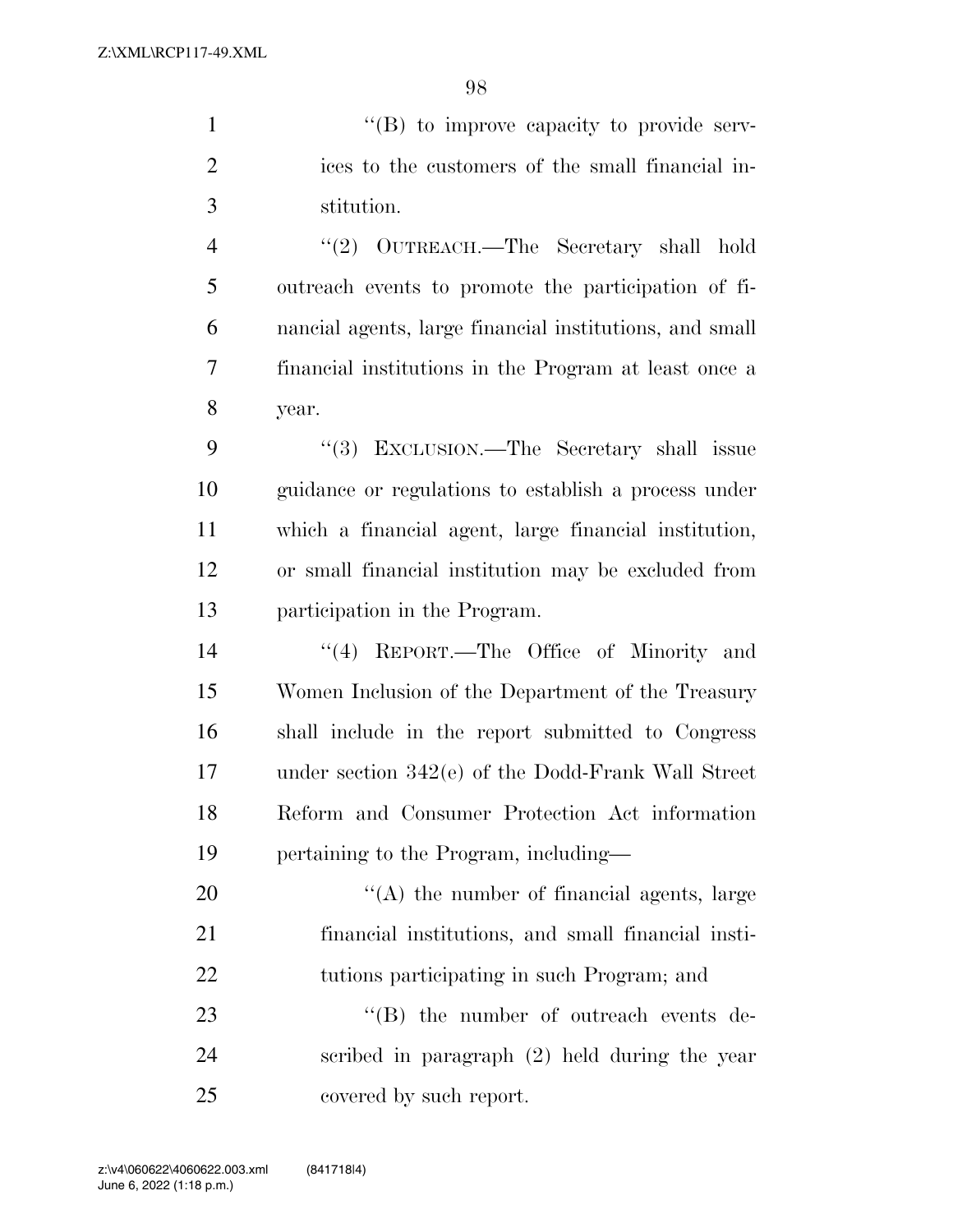''(B) to improve capacity to provide services to the customers of the small financial institution.

''(2) OUTREACH.—The Secretary shall hold outreach events to promote the participation of financial agents, large financial institutions, and small financial institutions in the Program at least once a year.

''(3) EXCLUSION.—The Secretary shall issue guidance or regulations to establish a process under which a financial agent, large financial institution, or small financial institution may be excluded from participation in the Program.

''(4) REPORT.—The Office of Minority and Women Inclusion of the Department of the Treasury shall include in the report submitted to Congress under section 342(e) of the Dodd-Frank Wall Street Reform and Consumer Protection Act information pertaining to the Program, including—

''(A) the number of financial agents, large financial institutions, and small financial institutions participating in such Program; and

''(B) the number of outreach events described in paragraph (2) held during the year covered by such report.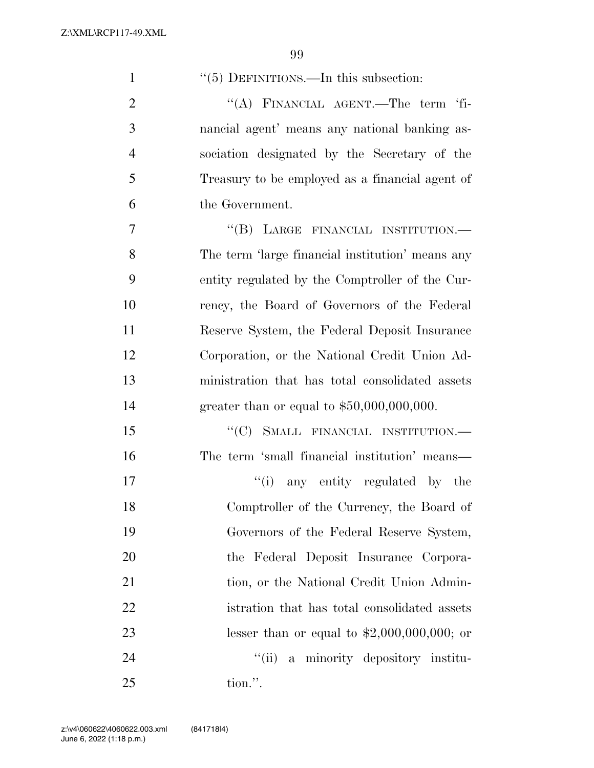''(5) DEFINITIONS.—In this subsection:

''(A) FINANCIAL AGENT.—The term 'financial agent' means any national banking association designated by the Secretary of the Treasury to be employed as a financial agent of the Government.

''(B) LARGE FINANCIAL INSTITUTION.—The term 'large financial institution' means any entity regulated by the Comptroller of the Currency, the Board of Governors of the Federal Reserve System, the Federal Deposit Insurance Corporation, or the National Credit Union Administration that has total consolidated assets greater than or equal to $50,000,000,000.

''(C) SMALL FINANCIAL INSTITUTION.—The term 'small financial institution' means—

''(i) any entity regulated by the Comptroller of the Currency, the Board of Governors of the Federal Reserve System, the Federal Deposit Insurance Corporation, or the National Credit Union Administration that has total consolidated assets lesser than or equal to $2,000,000,000; or

''(ii) a minority depository institution.''.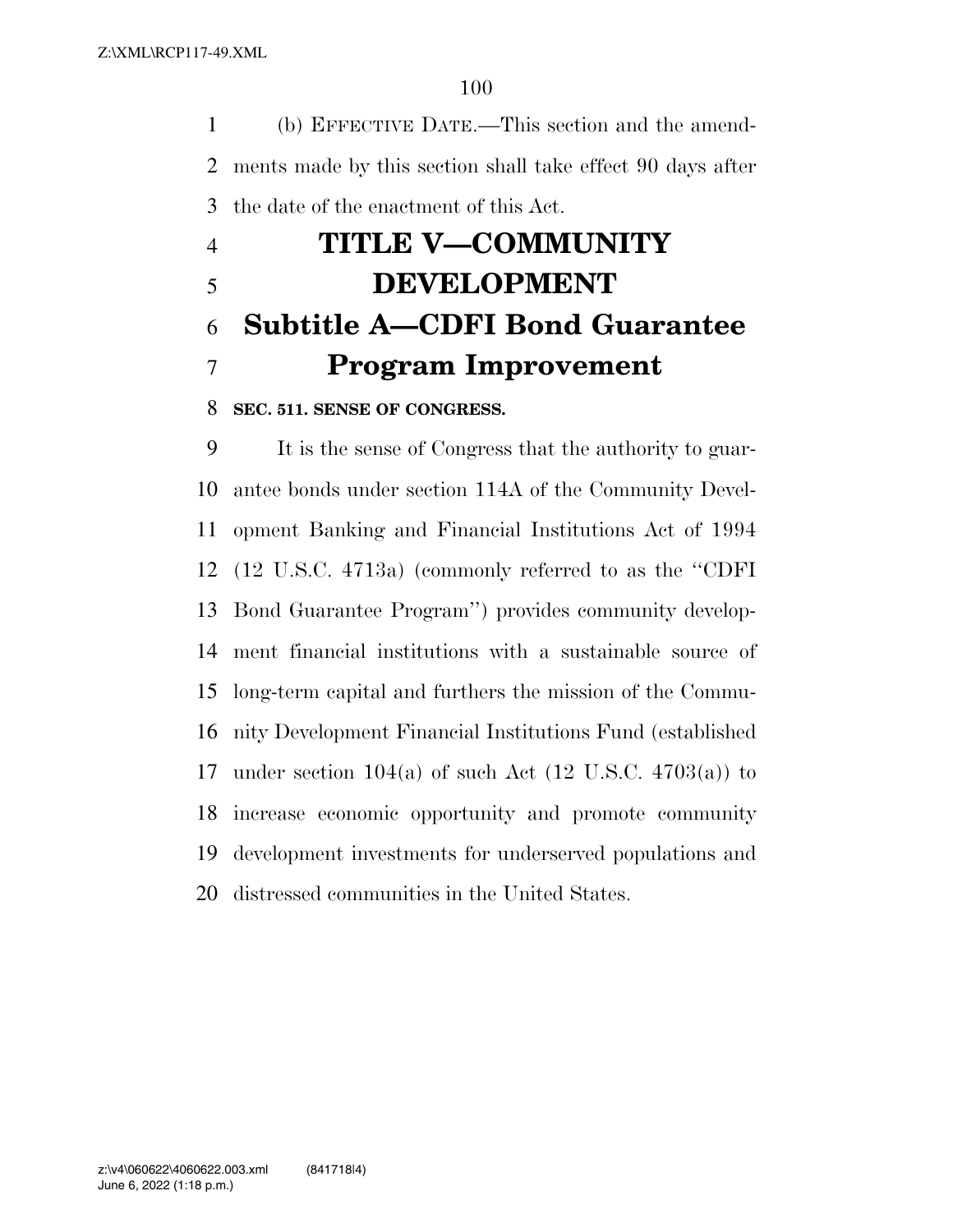(b) EFFECTIVE DATE.—This section and the amendments made by this section shall take effect 90 days after the date of the enactment of this Act.

# TITLE V—COMMUNITY DEVELOPMENT

## Subtitle A—CDFI Bond Guarantee Program Improvement

**SEC. 511. SENSE OF CONGRESS.**

It is the sense of Congress that the authority to guarantee bonds under section 114A of the Community Development Banking and Financial Institutions Act of 1994 (12 U.S.C. 4713a) (commonly referred to as the ''CDFI Bond Guarantee Program'') provides community development financial institutions with a sustainable source of long-term capital and furthers the mission of the Community Development Financial Institutions Fund (established under section 104(a) of such Act (12 U.S.C. 4703(a)) to increase economic opportunity and promote community development investments for underserved populations and distressed communities in the United States.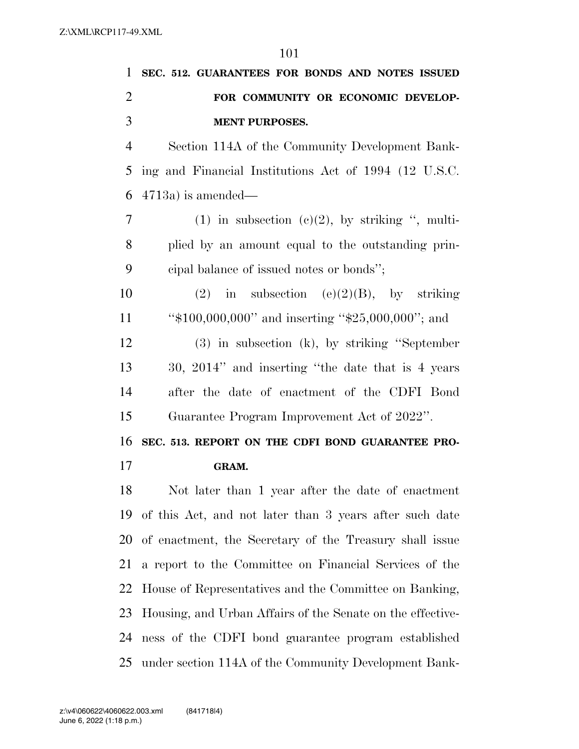**SEC. 512. GUARANTEES FOR BONDS AND NOTES ISSUED FOR COMMUNITY OR ECONOMIC DEVELOPMENT PURPOSES.**

Section 114A of the Community Development Banking and Financial Institutions Act of 1994 (12 U.S.C. 4713a) is amended—

(1) in subsection (c)(2), by striking '', multiplied by an amount equal to the outstanding principal balance of issued notes or bonds'';

(2) in subsection (e)(2)(B), by striking ''$100,000,000'' and inserting ''$25,000,000''; and

(3) in subsection (k), by striking ''September 30, 2014'' and inserting ''the date that is 4 years after the date of enactment of the CDFI Bond Guarantee Program Improvement Act of 2022''.

**SEC. 513. REPORT ON THE CDFI BOND GUARANTEE PROGRAM.**

Not later than 1 year after the date of enactment of this Act, and not later than 3 years after such date of enactment, the Secretary of the Treasury shall issue a report to the Committee on Financial Services of the House of Representatives and the Committee on Banking, Housing, and Urban Affairs of the Senate on the effectiveness of the CDFI bond guarantee program established under section 114A of the Community Development Bank-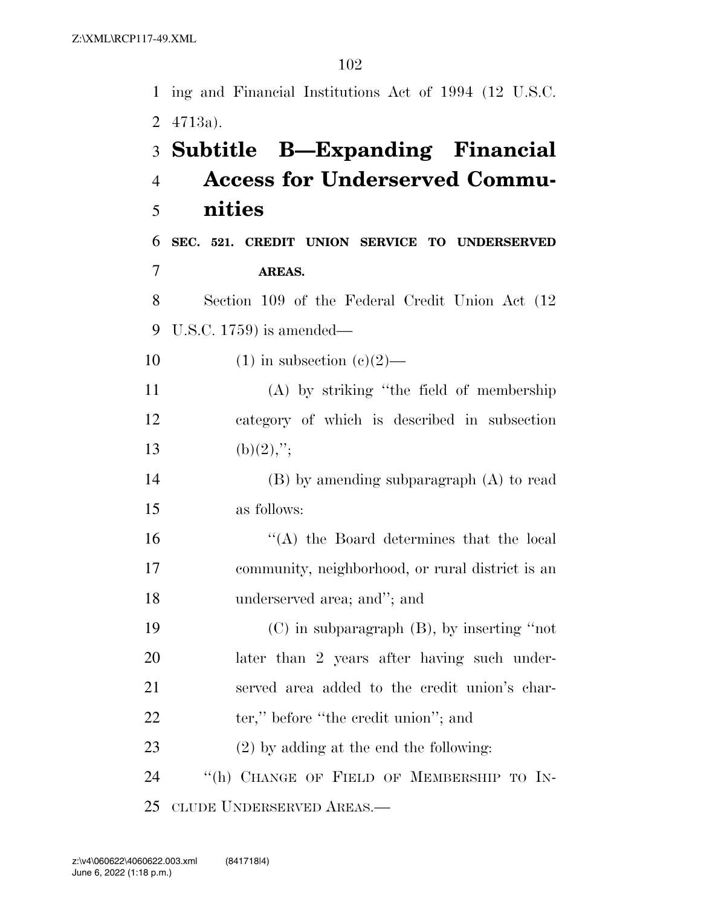ing and Financial Institutions Act of 1994 (12 U.S.C. 4713a).

## Subtitle B—Expanding Financial Access for Underserved Communities

**SEC. 521. CREDIT UNION SERVICE TO UNDERSERVED AREAS.**

Section 109 of the Federal Credit Union Act (12 U.S.C. 1759) is amended—

(1) in subsection (c)(2)—

(A) by striking "the field of membership category of which is described in subsection (b)(2),";

(B) by amending subparagraph (A) to read as follows:

"(A) the Board determines that the local community, neighborhood, or rural district is an underserved area; and"; and

(C) in subparagraph (B), by inserting "not later than 2 years after having such underserved area added to the credit union's charter," before "the credit union"; and

(2) by adding at the end the following:

"(h) CHANGE OF FIELD OF MEMBERSHIP TO INCLUDE UNDERSERVED AREAS.—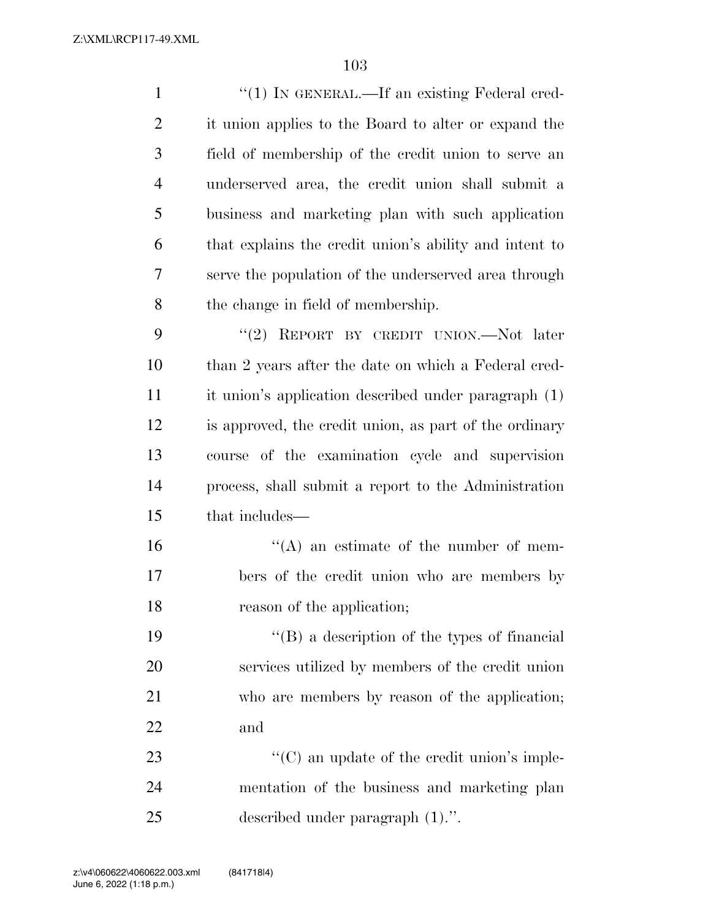"(1) IN GENERAL.—If an existing Federal credit union applies to the Board to alter or expand the field of membership of the credit union to serve an underserved area, the credit union shall submit a business and marketing plan with such application that explains the credit union's ability and intent to serve the population of the underserved area through the change in field of membership.

"(2) REPORT BY CREDIT UNION.—Not later than 2 years after the date on which a Federal credit union's application described under paragraph (1) is approved, the credit union, as part of the ordinary course of the examination cycle and supervision process, shall submit a report to the Administration that includes—

"(A) an estimate of the number of members of the credit union who are members by reason of the application;

"(B) a description of the types of financial services utilized by members of the credit union who are members by reason of the application; and

"(C) an update of the credit union's implementation of the business and marketing plan described under paragraph (1).".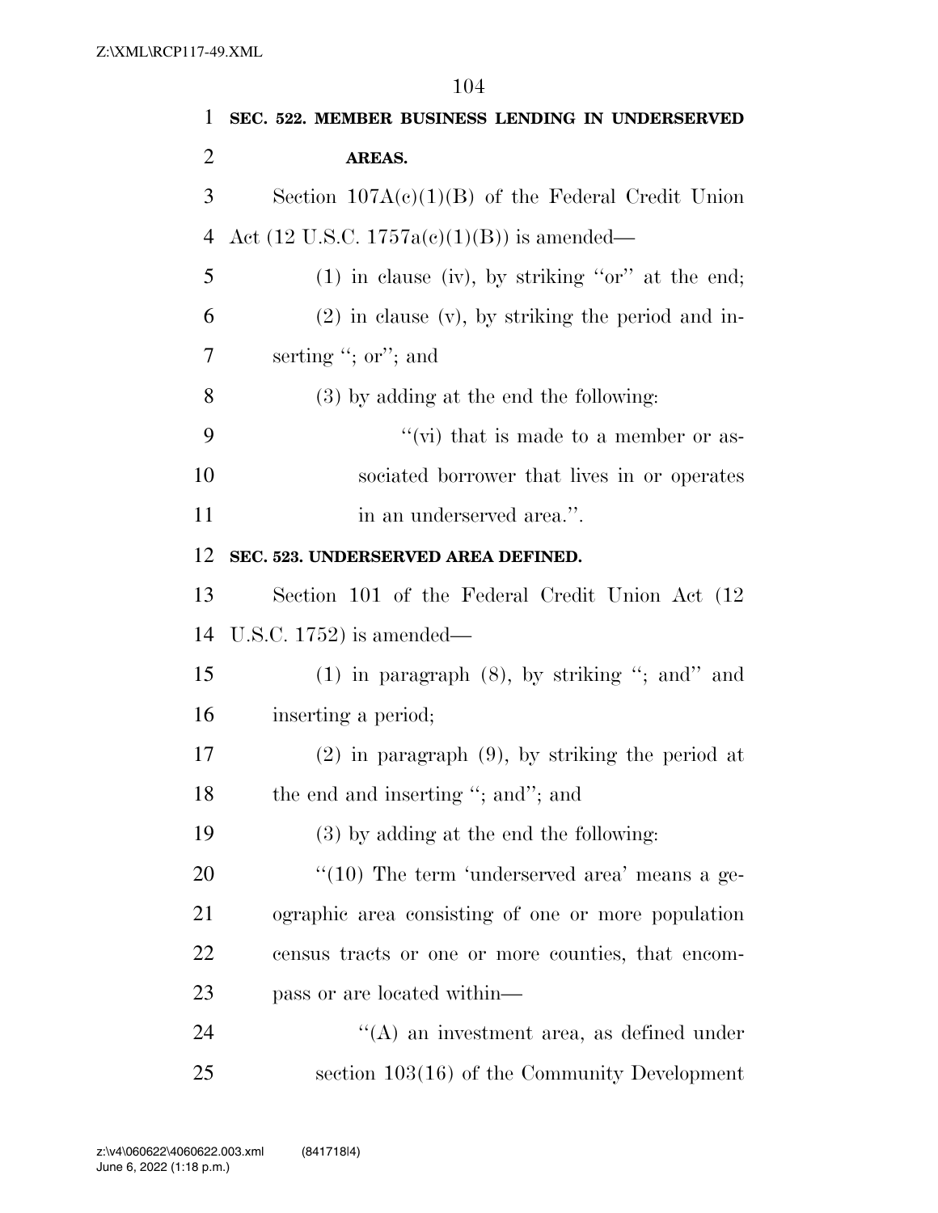**SEC. 522. MEMBER BUSINESS LENDING IN UNDERSERVED AREAS.**

Section 107A(c)(1)(B) of the Federal Credit Union Act (12 U.S.C. 1757a(c)(1)(B)) is amended—

(1) in clause (iv), by striking "or" at the end;

(2) in clause (v), by striking the period and inserting "; or"; and

(3) by adding at the end the following:

"(vi) that is made to a member or associated borrower that lives in or operates in an underserved area.".

**SEC. 523. UNDERSERVED AREA DEFINED.**

Section 101 of the Federal Credit Union Act (12 U.S.C. 1752) is amended—

(1) in paragraph (8), by striking "; and" and inserting a period;

(2) in paragraph (9), by striking the period at the end and inserting "; and"; and

(3) by adding at the end the following:

"(10) The term 'underserved area' means a geographic area consisting of one or more population census tracts or one or more counties, that encompass or are located within—

"(A) an investment area, as defined under section 103(16) of the Community Development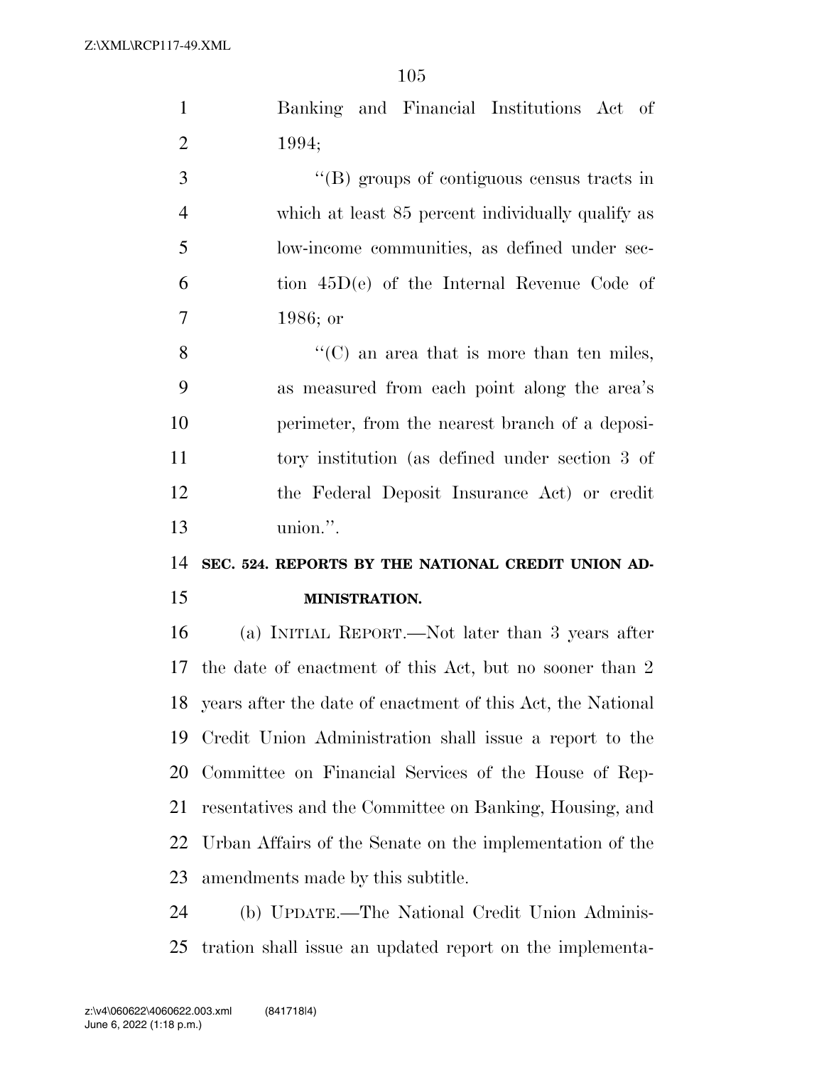Banking and Financial Institutions Act of 1994;

"(B) groups of contiguous census tracts in which at least 85 percent individually qualify as low-income communities, as defined under section 45D(e) of the Internal Revenue Code of 1986; or

"(C) an area that is more than ten miles, as measured from each point along the area's perimeter, from the nearest branch of a depository institution (as defined under section 3 of the Federal Deposit Insurance Act) or credit union.".

**SEC. 524. REPORTS BY THE NATIONAL CREDIT UNION ADMINISTRATION.**

(a) INITIAL REPORT.—Not later than 3 years after the date of enactment of this Act, but no sooner than 2 years after the date of enactment of this Act, the National Credit Union Administration shall issue a report to the Committee on Financial Services of the House of Representatives and the Committee on Banking, Housing, and Urban Affairs of the Senate on the implementation of the amendments made by this subtitle.

(b) UPDATE.—The National Credit Union Administration shall issue an updated report on the implementa-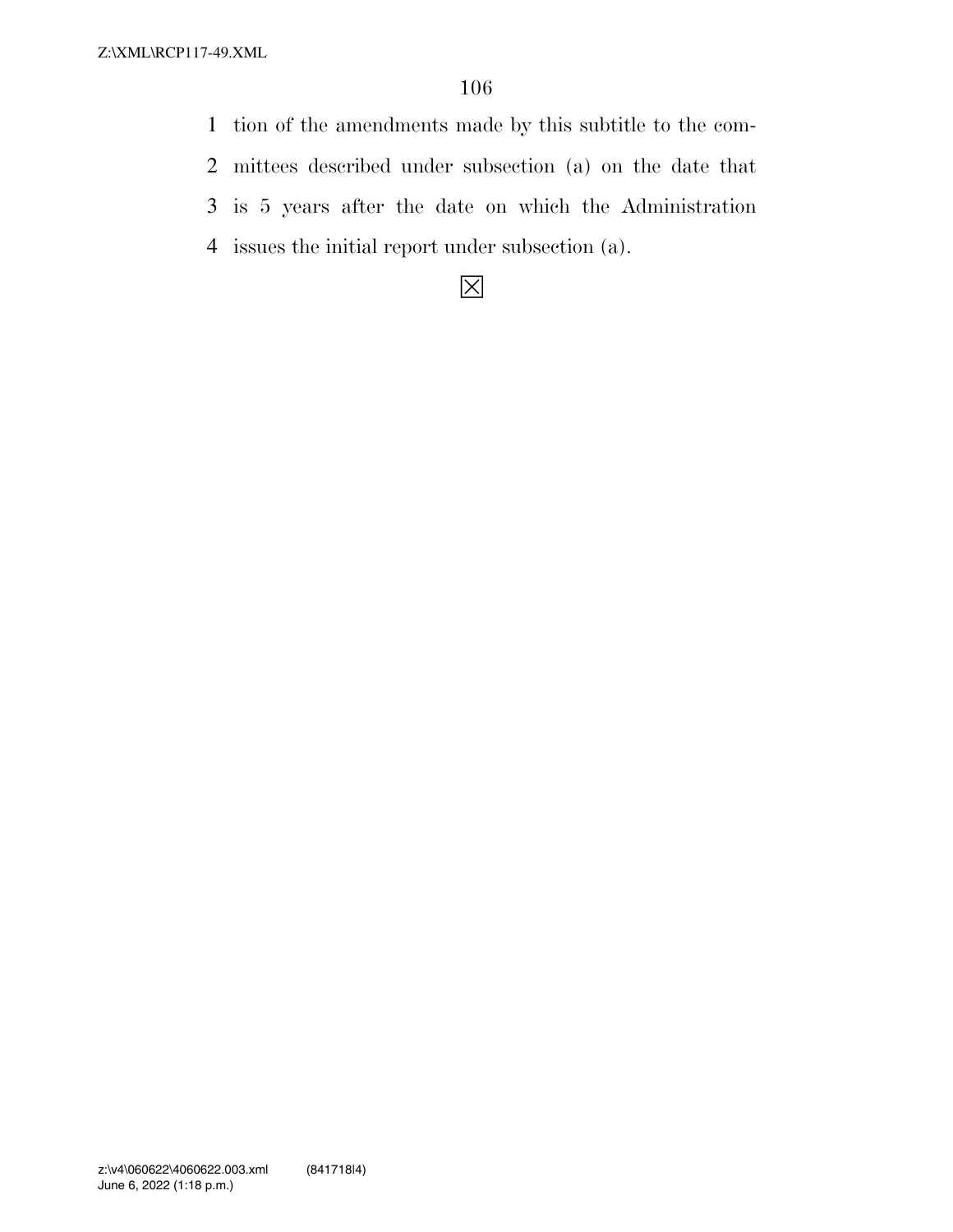tion of the amendments made by this subtitle to the committees described under subsection (a) on the date that is 5 years after the date on which the Administration issues the initial report under subsection (a).